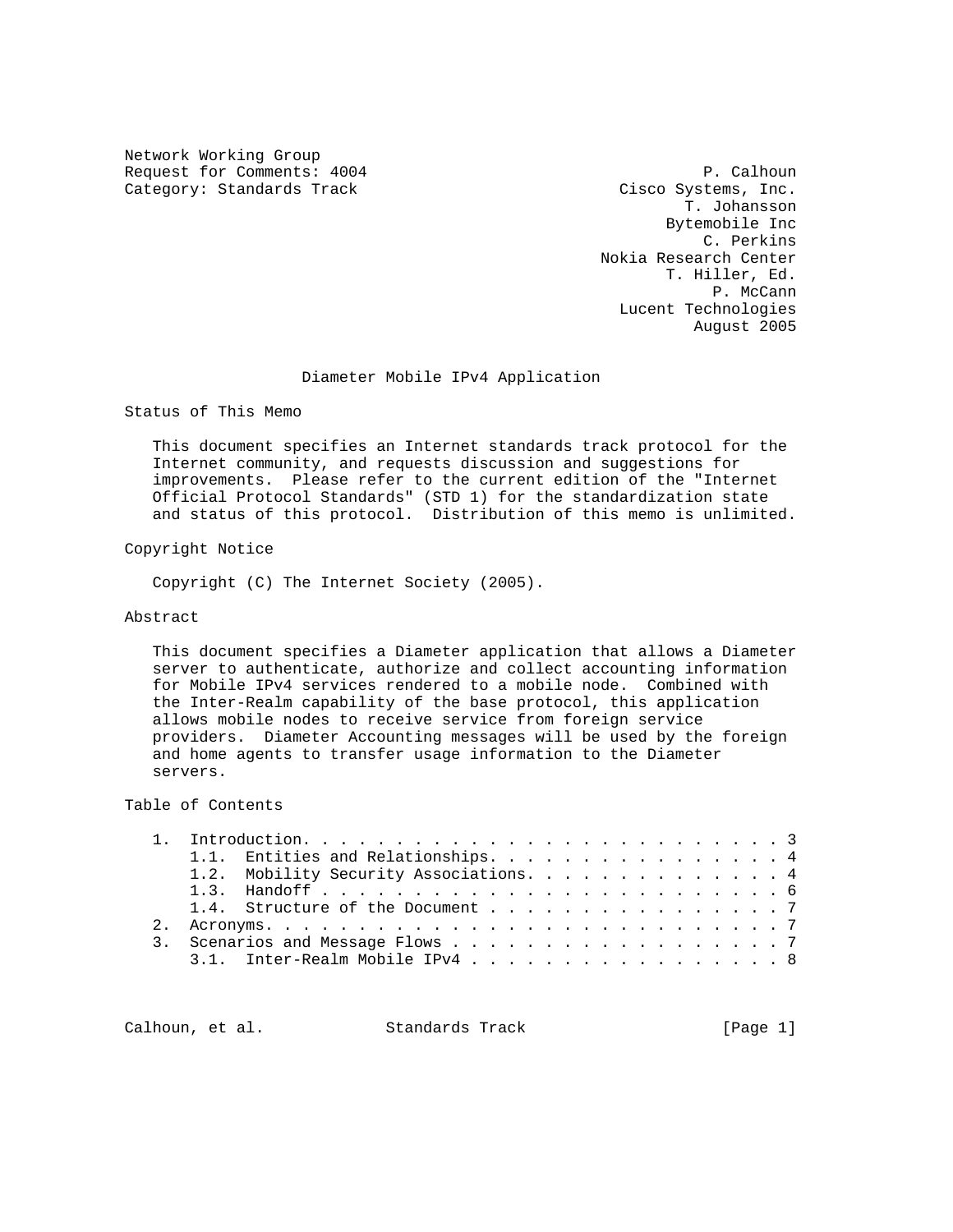Network Working Group
Request for Comments: 4004
Category: Standards Track

P. Calhoun
Cisco Systems, Inc.
T. Johansson
Bytemobile Inc
C. Perkins
Nokia Research Center
T. Hiller, Ed.
P. McCann
Lucent Technologies
August 2005

# Diameter Mobile IPv4 Application

## Status of This Memo

This document specifies an Internet standards track protocol for the Internet community, and requests discussion and suggestions for improvements. Please refer to the current edition of the "Internet Official Protocol Standards" (STD 1) for the standardization state and status of this protocol. Distribution of this memo is unlimited.

## Copyright Notice

Copyright (C) The Internet Society (2005).

## Abstract

This document specifies a Diameter application that allows a Diameter server to authenticate, authorize and collect accounting information for Mobile IPv4 services rendered to a mobile node. Combined with the Inter-Realm capability of the base protocol, this application allows mobile nodes to receive service from foreign service providers. Diameter Accounting messages will be used by the foreign and home agents to transfer usage information to the Diameter servers.

## Table of Contents

```
1.  Introduction. . . . . . . . . . . . . . . . . . . . . . . . . 3
    1.1.  Entities and Relationships. . . . . . . . . . . . . . . 4
    1.2.  Mobility Security Associations. . . . . . . . . . . . . 4
    1.3.  Handoff . . . . . . . . . . . . . . . . . . . . . . . . 6
    1.4.  Structure of the Document . . . . . . . . . . . . . . . 7
2.  Acronyms. . . . . . . . . . . . . . . . . . . . . . . . . . . 7
3.  Scenarios and Message Flows . . . . . . . . . . . . . . . . . 7
    3.1.  Inter-Realm Mobile IPv4 . . . . . . . . . . . . . . . . 8
```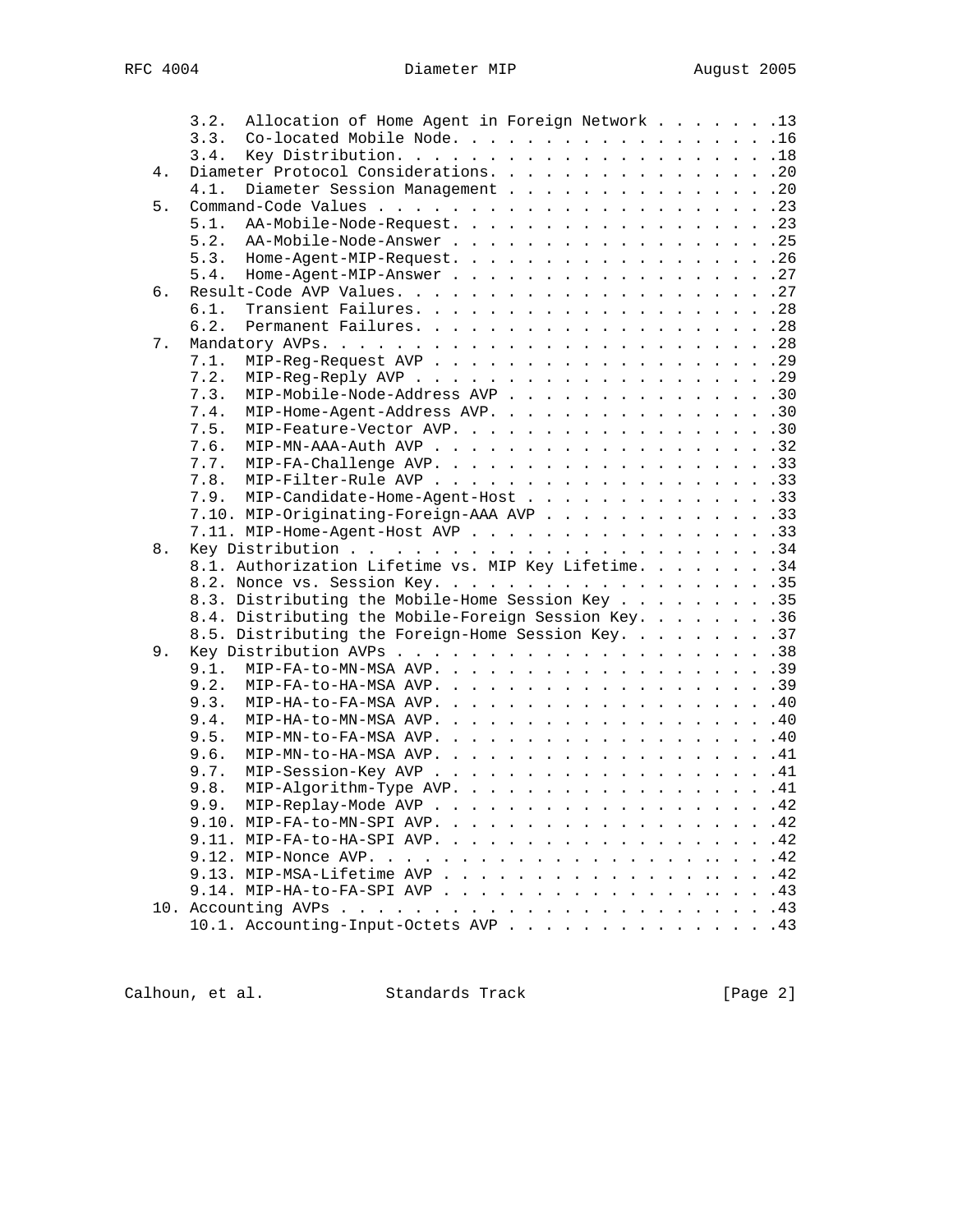```
      3.2.  Allocation of Home Agent in Foreign Network . . . . . . .13
      3.3.  Co-located Mobile Node. . . . . . . . . . . . . . . . . .16
      3.4.  Key Distribution. . . . . . . . . . . . . . . . . . . . .18
   4.  Diameter Protocol Considerations. . . . . . . . . . . . . . . .20
      4.1.  Diameter Session Management . . . . . . . . . . . . . . .20
   5.  Command-Code Values . . . . . . . . . . . . . . . . . . . . . .23
      5.1.  AA-Mobile-Node-Request. . . . . . . . . . . . . . . . . .23
      5.2.  AA-Mobile-Node-Answer . . . . . . . . . . . . . . . . . .25
      5.3.  Home-Agent-MIP-Request. . . . . . . . . . . . . . . . . .26
      5.4.  Home-Agent-MIP-Answer . . . . . . . . . . . . . . . . . .27
   6.  Result-Code AVP Values. . . . . . . . . . . . . . . . . . . . .27
      6.1.  Transient Failures. . . . . . . . . . . . . . . . . . . .28
      6.2.  Permanent Failures. . . . . . . . . . . . . . . . . . . .28
   7.  Mandatory AVPs. . . . . . . . . . . . . . . . . . . . . . . . .28
      7.1.  MIP-Reg-Request AVP . . . . . . . . . . . . . . . . . . .29
      7.2.  MIP-Reg-Reply AVP . . . . . . . . . . . . . . . . . . . .29
      7.3.  MIP-Mobile-Node-Address AVP . . . . . . . . . . . . . . .30
      7.4.  MIP-Home-Agent-Address AVP. . . . . . . . . . . . . . . .30
      7.5.  MIP-Feature-Vector AVP. . . . . . . . . . . . . . . . . .30
      7.6.  MIP-MN-AAA-Auth AVP . . . . . . . . . . . . . . . . . . .32
      7.7.  MIP-FA-Challenge AVP. . . . . . . . . . . . . . . . . . .33
      7.8.  MIP-Filter-Rule AVP . . . . . . . . . . . . . . . . . . .33
      7.9.  MIP-Candidate-Home-Agent-Host . . . . . . . . . . . . . .33
      7.10. MIP-Originating-Foreign-AAA AVP . . . . . . . . . . . . .33
      7.11. MIP-Home-Agent-Host AVP . . . . . . . . . . . . . . . . .33
   8.  Key Distribution . .  . . . . . . . . . . . . . . . . . . . . .34
      8.1. Authorization Lifetime vs. MIP Key Lifetime. . . . . . . .34
      8.2. Nonce vs. Session Key. . . . . . . . . . . . . . . . . . .35
      8.3. Distributing the Mobile-Home Session Key . . . . . . . . .35
      8.4. Distributing the Mobile-Foreign Session Key. . . . . . . .36
      8.5. Distributing the Foreign-Home Session Key. . . . . . . . .37
   9.  Key Distribution AVPs . . . . . . . . . . . . . . . . . . . . .38
      9.1.  MIP-FA-to-MN-MSA AVP. . . . . . . . . . . . . . . . . . .39
      9.2.  MIP-FA-to-HA-MSA AVP. . . . . . . . . . . . . . . . . . .39
      9.3.  MIP-HA-to-FA-MSA AVP. . . . . . . . . . . . . . . . . . .40
      9.4.  MIP-HA-to-MN-MSA AVP. . . . . . . . . . . . . . . . . . .40
      9.5.  MIP-MN-to-FA-MSA AVP. . . . . . . . . . . . . . . . . . .40
      9.6.  MIP-MN-to-HA-MSA AVP. . . . . . . . . . . . . . . . . . .41
      9.7.  MIP-Session-Key AVP . . . . . . . . . . . . . . . . . . .41
      9.8.  MIP-Algorithm-Type AVP. . . . . . . . . . . . . . . . . .41
      9.9.  MIP-Replay-Mode AVP . . . . . . . . . . . . . . . . . . .42
      9.10. MIP-FA-to-MN-SPI AVP. . . . . . . . . . . . . . . . . . .42
      9.11. MIP-FA-to-HA-SPI AVP. . . . . . . . . . . . . . . . . . .42
      9.12. MIP-Nonce AVP. . . . . . . . . . . . . . . . . . . . . . .42
      9.13. MIP-MSA-Lifetime AVP . . . . . . . . . . . . . . . . . . .42
      9.14. MIP-HA-to-FA-SPI AVP . . . . . . . . . . . . . . . . . . .43
   10. Accounting AVPs . . . . . . . . . . . . . . . . . . . . . . . .43
      10.1. Accounting-Input-Octets AVP . . . . . . . . . . . . . . .43
```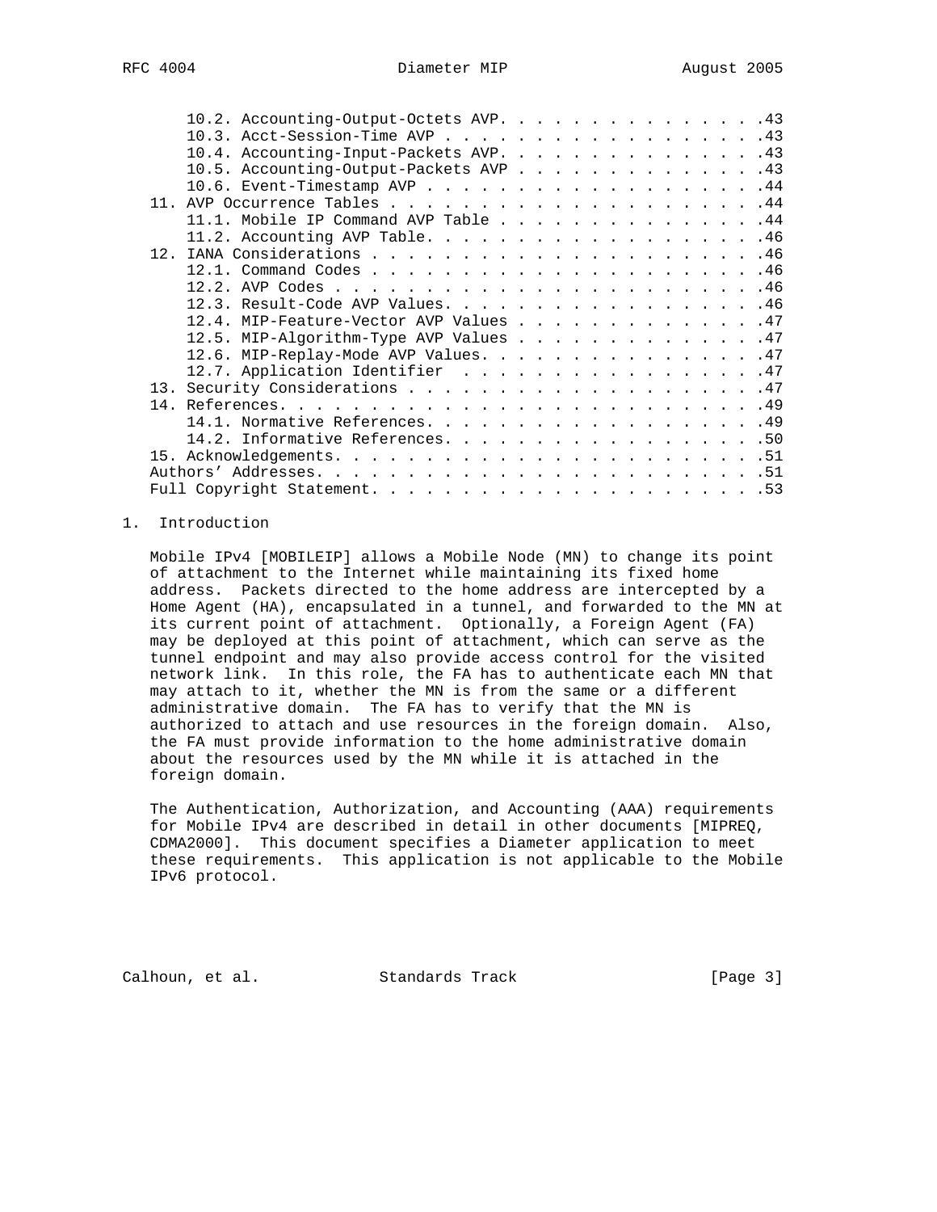10.2. Accounting-Output-Octets AVP. . . . . . . . . . . . . . . .43
10.3. Acct-Session-Time AVP . . . . . . . . . . . . . . . . . . .43
10.4. Accounting-Input-Packets AVP. . . . . . . . . . . . . . . .43
10.5. Accounting-Output-Packets AVP . . . . . . . . . . . . . . .43
10.6. Event-Timestamp AVP . . . . . . . . . . . . . . . . . . . .44
11. AVP Occurrence Tables . . . . . . . . . . . . . . . . . . . . . .44
11.1. Mobile IP Command AVP Table . . . . . . . . . . . . . . . .44
11.2. Accounting AVP Table. . . . . . . . . . . . . . . . . . . .46
12. IANA Considerations . . . . . . . . . . . . . . . . . . . . . . .46
12.1. Command Codes . . . . . . . . . . . . . . . . . . . . . . .46
12.2. AVP Codes . . . . . . . . . . . . . . . . . . . . . . . . .46
12.3. Result-Code AVP Values. . . . . . . . . . . . . . . . . . .46
12.4. MIP-Feature-Vector AVP Values . . . . . . . . . . . . . . .47
12.5. MIP-Algorithm-Type AVP Values . . . . . . . . . . . . . . .47
12.6. MIP-Replay-Mode AVP Values. . . . . . . . . . . . . . . . .47
12.7. Application Identifier . . . . . . . . . . . . . . . . . .47
13. Security Considerations . . . . . . . . . . . . . . . . . . . . .47
14. References. . . . . . . . . . . . . . . . . . . . . . . . . . . .49
14.1. Normative References. . . . . . . . . . . . . . . . . . . .49
14.2. Informative References. . . . . . . . . . . . . . . . . . .50
15. Acknowledgements. . . . . . . . . . . . . . . . . . . . . . . . .51
Authors' Addresses. . . . . . . . . . . . . . . . . . . . . . . . . .51
Full Copyright Statement. . . . . . . . . . . . . . . . . . . . . . .53

# 1. Introduction

Mobile IPv4 [MOBILEIP] allows a Mobile Node (MN) to change its point of attachment to the Internet while maintaining its fixed home address. Packets directed to the home address are intercepted by a Home Agent (HA), encapsulated in a tunnel, and forwarded to the MN at its current point of attachment. Optionally, a Foreign Agent (FA) may be deployed at this point of attachment, which can serve as the tunnel endpoint and may also provide access control for the visited network link. In this role, the FA has to authenticate each MN that may attach to it, whether the MN is from the same or a different administrative domain. The FA has to verify that the MN is authorized to attach and use resources in the foreign domain. Also, the FA must provide information to the home administrative domain about the resources used by the MN while it is attached in the foreign domain.

The Authentication, Authorization, and Accounting (AAA) requirements for Mobile IPv4 are described in detail in other documents [MIPREQ, CDMA2000]. This document specifies a Diameter application to meet these requirements. This application is not applicable to the Mobile IPv6 protocol.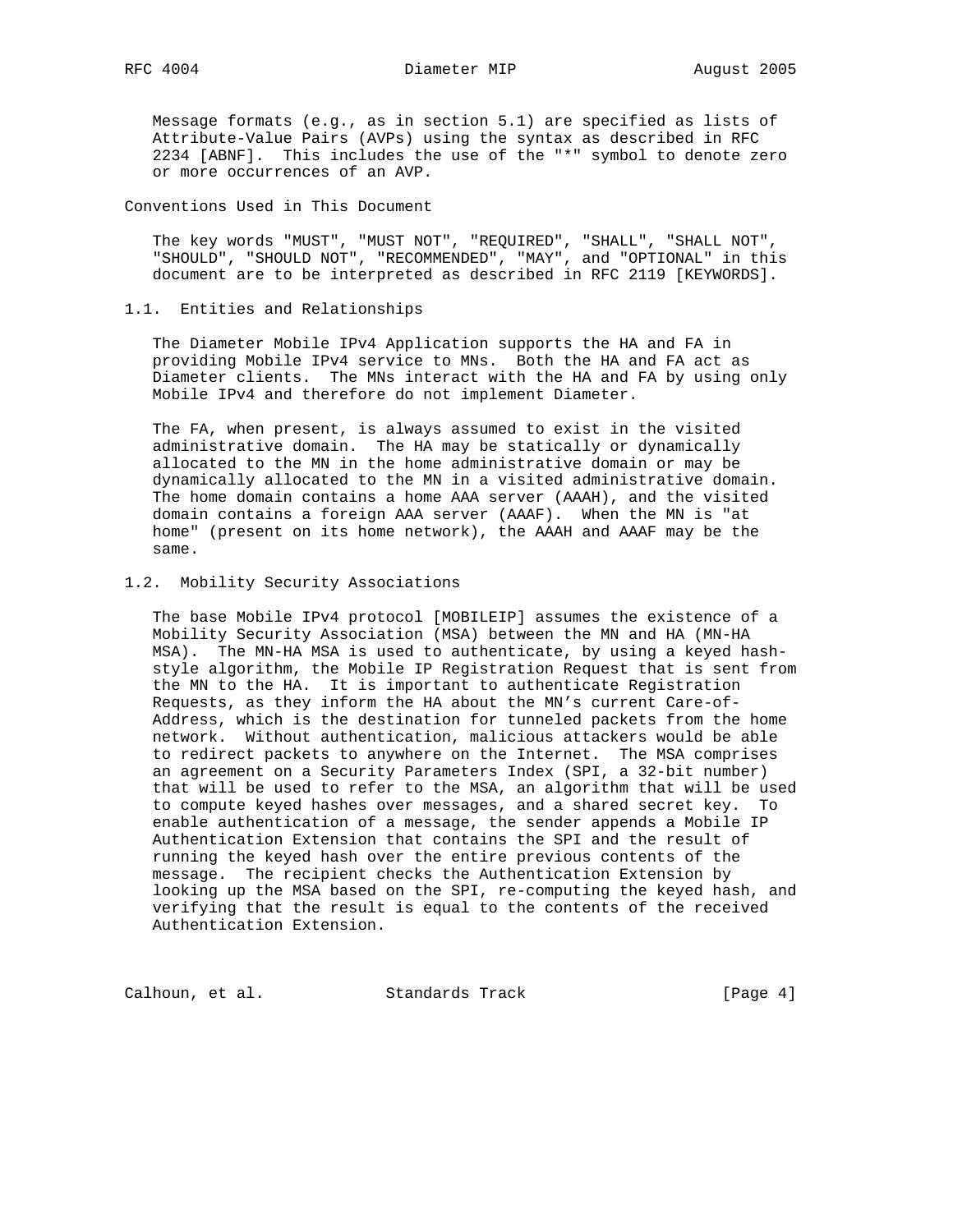Message formats (e.g., as in section 5.1) are specified as lists of Attribute-Value Pairs (AVPs) using the syntax as described in RFC 2234 [ABNF]. This includes the use of the "*" symbol to denote zero or more occurrences of an AVP.

Conventions Used in This Document

The key words "MUST", "MUST NOT", "REQUIRED", "SHALL", "SHALL NOT", "SHOULD", "SHOULD NOT", "RECOMMENDED", "MAY", and "OPTIONAL" in this document are to be interpreted as described in RFC 2119 [KEYWORDS].

## 1.1. Entities and Relationships

The Diameter Mobile IPv4 Application supports the HA and FA in providing Mobile IPv4 service to MNs. Both the HA and FA act as Diameter clients. The MNs interact with the HA and FA by using only Mobile IPv4 and therefore do not implement Diameter.

The FA, when present, is always assumed to exist in the visited administrative domain. The HA may be statically or dynamically allocated to the MN in the home administrative domain or may be dynamically allocated to the MN in a visited administrative domain. The home domain contains a home AAA server (AAAH), and the visited domain contains a foreign AAA server (AAAF). When the MN is "at home" (present on its home network), the AAAH and AAAF may be the same.

## 1.2. Mobility Security Associations

The base Mobile IPv4 protocol [MOBILEIP] assumes the existence of a Mobility Security Association (MSA) between the MN and HA (MN-HA MSA). The MN-HA MSA is used to authenticate, by using a keyed hash-style algorithm, the Mobile IP Registration Request that is sent from the MN to the HA. It is important to authenticate Registration Requests, as they inform the HA about the MN's current Care-of-Address, which is the destination for tunneled packets from the home network. Without authentication, malicious attackers would be able to redirect packets to anywhere on the Internet. The MSA comprises an agreement on a Security Parameters Index (SPI, a 32-bit number) that will be used to refer to the MSA, an algorithm that will be used to compute keyed hashes over messages, and a shared secret key. To enable authentication of a message, the sender appends a Mobile IP Authentication Extension that contains the SPI and the result of running the keyed hash over the entire previous contents of the message. The recipient checks the Authentication Extension by looking up the MSA based on the SPI, re-computing the keyed hash, and verifying that the result is equal to the contents of the received Authentication Extension.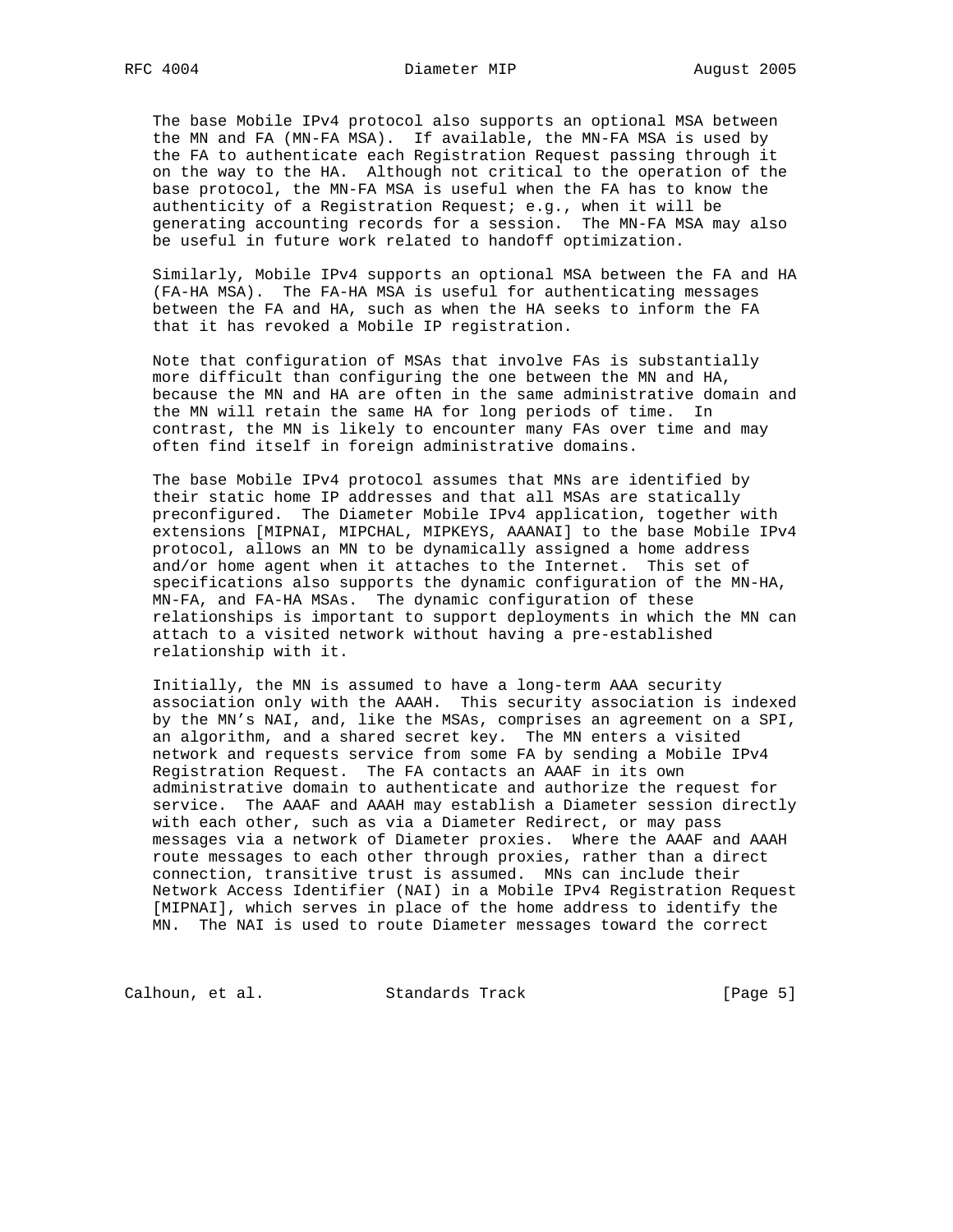The base Mobile IPv4 protocol also supports an optional MSA between the MN and FA (MN-FA MSA). If available, the MN-FA MSA is used by the FA to authenticate each Registration Request passing through it on the way to the HA. Although not critical to the operation of the base protocol, the MN-FA MSA is useful when the FA has to know the authenticity of a Registration Request; e.g., when it will be generating accounting records for a session. The MN-FA MSA may also be useful in future work related to handoff optimization.

Similarly, Mobile IPv4 supports an optional MSA between the FA and HA (FA-HA MSA). The FA-HA MSA is useful for authenticating messages between the FA and HA, such as when the HA seeks to inform the FA that it has revoked a Mobile IP registration.

Note that configuration of MSAs that involve FAs is substantially more difficult than configuring the one between the MN and HA, because the MN and HA are often in the same administrative domain and the MN will retain the same HA for long periods of time. In contrast, the MN is likely to encounter many FAs over time and may often find itself in foreign administrative domains.

The base Mobile IPv4 protocol assumes that MNs are identified by their static home IP addresses and that all MSAs are statically preconfigured. The Diameter Mobile IPv4 application, together with extensions [MIPNAI, MIPCHAL, MIPKEYS, AAANAI] to the base Mobile IPv4 protocol, allows an MN to be dynamically assigned a home address and/or home agent when it attaches to the Internet. This set of specifications also supports the dynamic configuration of the MN-HA, MN-FA, and FA-HA MSAs. The dynamic configuration of these relationships is important to support deployments in which the MN can attach to a visited network without having a pre-established relationship with it.

Initially, the MN is assumed to have a long-term AAA security association only with the AAAH. This security association is indexed by the MN's NAI, and, like the MSAs, comprises an agreement on a SPI, an algorithm, and a shared secret key. The MN enters a visited network and requests service from some FA by sending a Mobile IPv4 Registration Request. The FA contacts an AAAF in its own administrative domain to authenticate and authorize the request for service. The AAAF and AAAH may establish a Diameter session directly with each other, such as via a Diameter Redirect, or may pass messages via a network of Diameter proxies. Where the AAAF and AAAH route messages to each other through proxies, rather than a direct connection, transitive trust is assumed. MNs can include their Network Access Identifier (NAI) in a Mobile IPv4 Registration Request [MIPNAI], which serves in place of the home address to identify the MN. The NAI is used to route Diameter messages toward the correct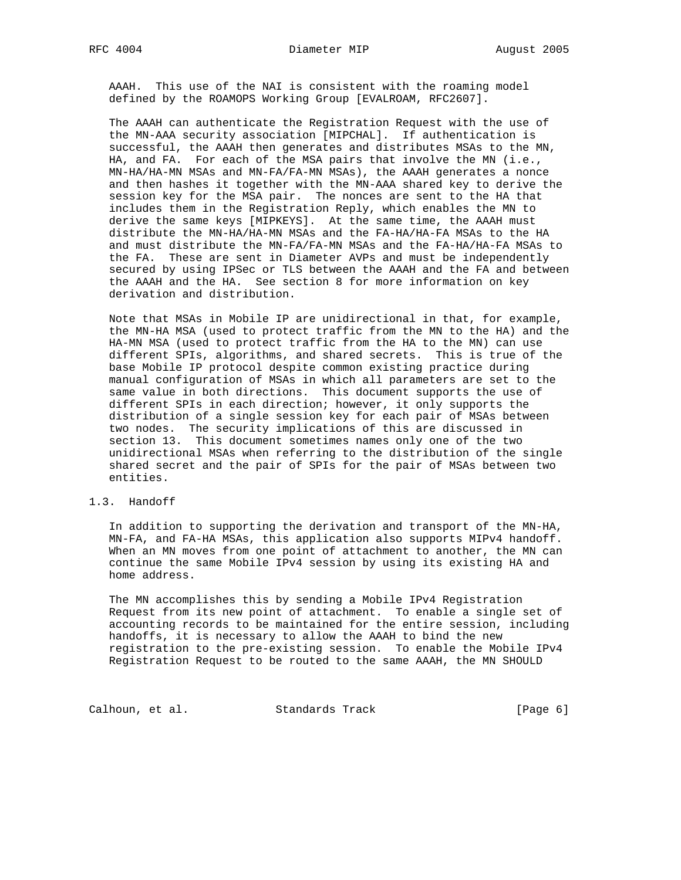AAAH. This use of the NAI is consistent with the roaming model defined by the ROAMOPS Working Group [EVALROAM, RFC2607].

The AAAH can authenticate the Registration Request with the use of the MN-AAA security association [MIPCHAL]. If authentication is successful, the AAAH then generates and distributes MSAs to the MN, HA, and FA. For each of the MSA pairs that involve the MN (i.e., MN-HA/HA-MN MSAs and MN-FA/FA-MN MSAs), the AAAH generates a nonce and then hashes it together with the MN-AAA shared key to derive the session key for the MSA pair. The nonces are sent to the HA that includes them in the Registration Reply, which enables the MN to derive the same keys [MIPKEYS]. At the same time, the AAAH must distribute the MN-HA/HA-MN MSAs and the FA-HA/HA-FA MSAs to the HA and must distribute the MN-FA/FA-MN MSAs and the FA-HA/HA-FA MSAs to the FA. These are sent in Diameter AVPs and must be independently secured by using IPSec or TLS between the AAAH and the FA and between the AAAH and the HA. See section 8 for more information on key derivation and distribution.

Note that MSAs in Mobile IP are unidirectional in that, for example, the MN-HA MSA (used to protect traffic from the MN to the HA) and the HA-MN MSA (used to protect traffic from the HA to the MN) can use different SPIs, algorithms, and shared secrets. This is true of the base Mobile IP protocol despite common existing practice during manual configuration of MSAs in which all parameters are set to the same value in both directions. This document supports the use of different SPIs in each direction; however, it only supports the distribution of a single session key for each pair of MSAs between two nodes. The security implications of this are discussed in section 13. This document sometimes names only one of the two unidirectional MSAs when referring to the distribution of the single shared secret and the pair of SPIs for the pair of MSAs between two entities.

## 1.3. Handoff

In addition to supporting the derivation and transport of the MN-HA, MN-FA, and FA-HA MSAs, this application also supports MIPv4 handoff. When an MN moves from one point of attachment to another, the MN can continue the same Mobile IPv4 session by using its existing HA and home address.

The MN accomplishes this by sending a Mobile IPv4 Registration Request from its new point of attachment. To enable a single set of accounting records to be maintained for the entire session, including handoffs, it is necessary to allow the AAAH to bind the new registration to the pre-existing session. To enable the Mobile IPv4 Registration Request to be routed to the same AAAH, the MN SHOULD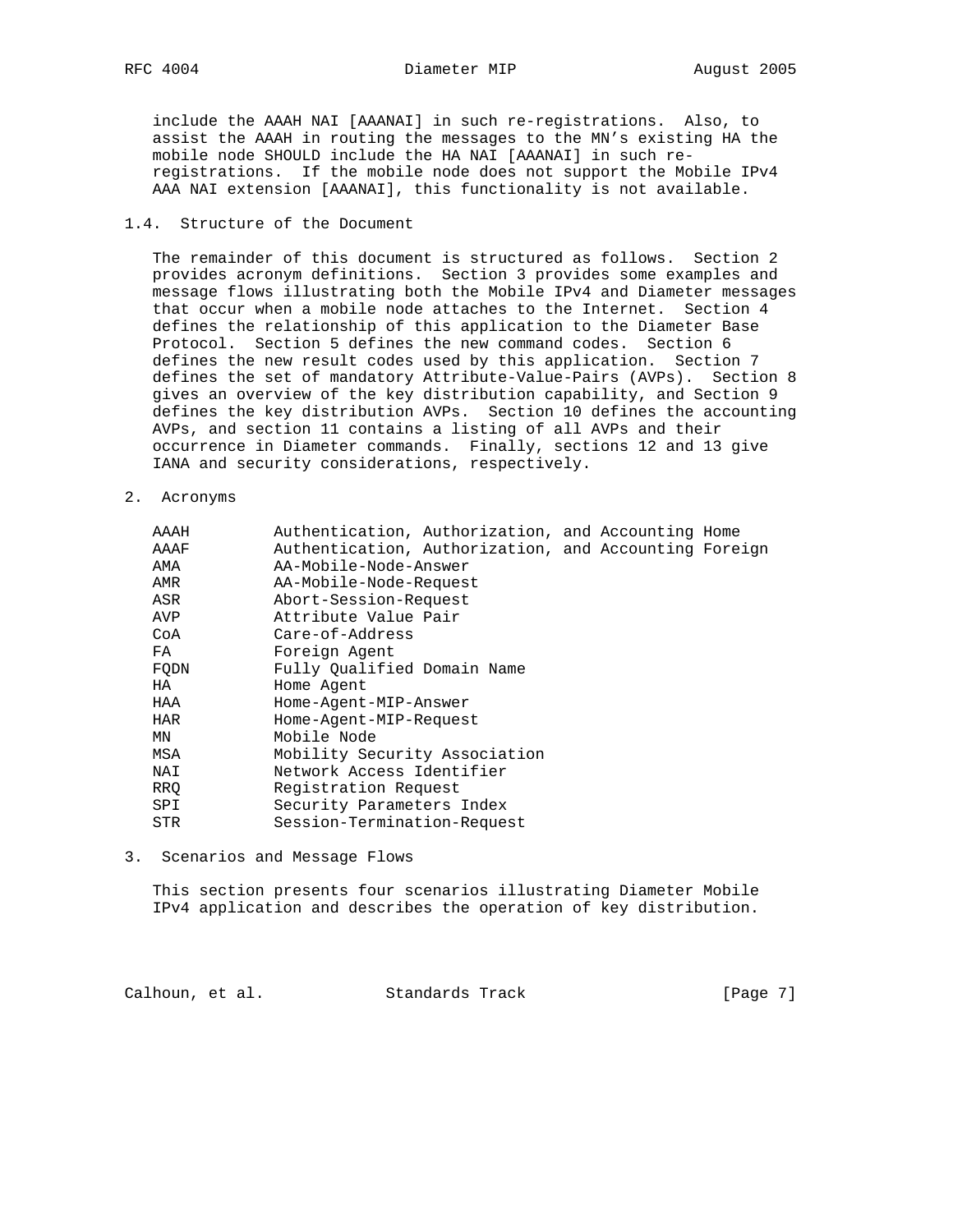include the AAAH NAI [AAANAI] in such re-registrations. Also, to assist the AAAH in routing the messages to the MN's existing HA the mobile node SHOULD include the HA NAI [AAANAI] in such re-registrations. If the mobile node does not support the Mobile IPv4 AAA NAI extension [AAANAI], this functionality is not available.

### 1.4. Structure of the Document

The remainder of this document is structured as follows. Section 2 provides acronym definitions. Section 3 provides some examples and message flows illustrating both the Mobile IPv4 and Diameter messages that occur when a mobile node attaches to the Internet. Section 4 defines the relationship of this application to the Diameter Base Protocol. Section 5 defines the new command codes. Section 6 defines the new result codes used by this application. Section 7 defines the set of mandatory Attribute-Value-Pairs (AVPs). Section 8 gives an overview of the key distribution capability, and Section 9 defines the key distribution AVPs. Section 10 defines the accounting AVPs, and section 11 contains a listing of all AVPs and their occurrence in Diameter commands. Finally, sections 12 and 13 give IANA and security considerations, respectively.

## 2. Acronyms

| Acronym | Definition |
|---|---|
| AAAH | Authentication, Authorization, and Accounting Home |
| AAAF | Authentication, Authorization, and Accounting Foreign |
| AMA | AA-Mobile-Node-Answer |
| AMR | AA-Mobile-Node-Request |
| ASR | Abort-Session-Request |
| AVP | Attribute Value Pair |
| CoA | Care-of-Address |
| FA | Foreign Agent |
| FQDN | Fully Qualified Domain Name |
| HA | Home Agent |
| HAA | Home-Agent-MIP-Answer |
| HAR | Home-Agent-MIP-Request |
| MN | Mobile Node |
| MSA | Mobility Security Association |
| NAI | Network Access Identifier |
| RRQ | Registration Request |
| SPI | Security Parameters Index |
| STR | Session-Termination-Request |

## 3. Scenarios and Message Flows

This section presents four scenarios illustrating Diameter Mobile IPv4 application and describes the operation of key distribution.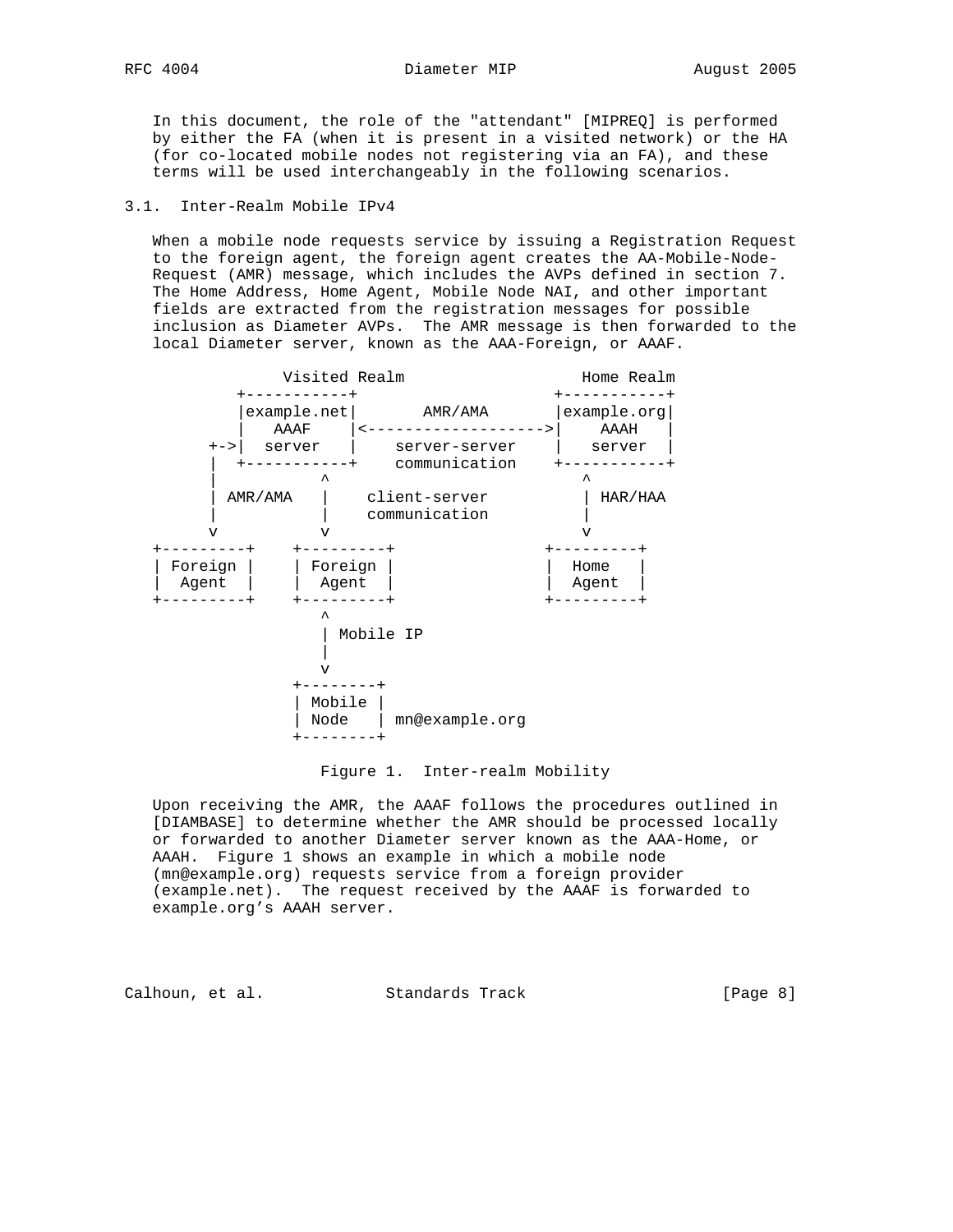In this document, the role of the "attendant" [MIPREQ] is performed by either the FA (when it is present in a visited network) or the HA (for co-located mobile nodes not registering via an FA), and these terms will be used interchangeably in the following scenarios.

## 3.1. Inter-Realm Mobile IPv4

When a mobile node requests service by issuing a Registration Request to the foreign agent, the foreign agent creates the AA-Mobile-Node-Request (AMR) message, which includes the AVPs defined in section 7. The Home Address, Home Agent, Mobile Node NAI, and other important fields are extracted from the registration messages for possible inclusion as Diameter AVPs. The AMR message is then forwarded to the local Diameter server, known as the AAA-Foreign, or AAAF.

```
                 Visited Realm                  Home Realm
              +-----------+                 +-----------+
              |example.net|     AMR/AMA     |example.org|
              |   AAAF    |<--------------->|   AAAH    |
           +->|  server   |  server-server  |  server   |
           |  +-----------+  communication  +-----------+
           |        ^                             ^
           | AMR/AMA |    client-server           | HAR/HAA
           |        |    communication            |
           v        v                             v
   +---------+    +---------+                +---------+
   | Foreign |    | Foreign |                |  Home   |
   |  Agent  |    |  Agent  |                |  Agent  |
   +---------+    +---------+                +---------+
                       ^
                       | Mobile IP
                       |
                       v
                  +--------+
                  | Mobile |
                  | Node   | mn@example.org
                  +--------+
```

Figure 1. Inter-realm Mobility

Upon receiving the AMR, the AAAF follows the procedures outlined in [DIAMBASE] to determine whether the AMR should be processed locally or forwarded to another Diameter server known as the AAA-Home, or AAAH. Figure 1 shows an example in which a mobile node (mn@example.org) requests service from a foreign provider (example.net). The request received by the AAAF is forwarded to example.org's AAAH server.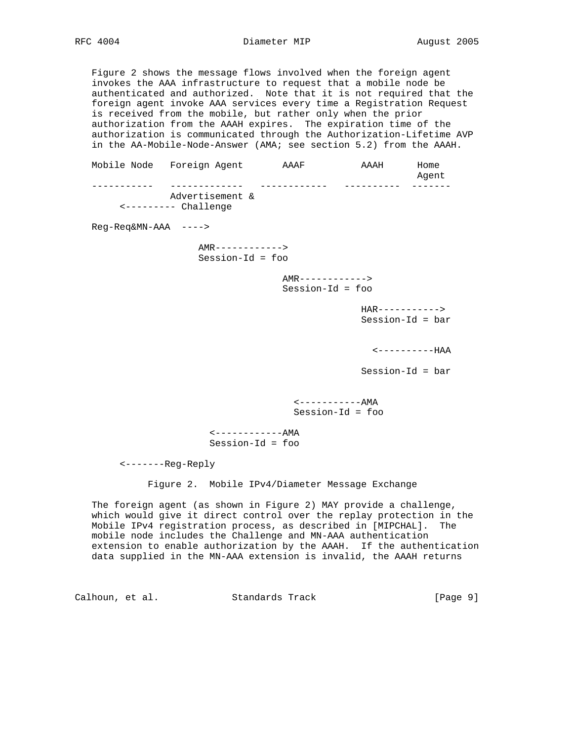Figure 2 shows the message flows involved when the foreign agent invokes the AAA infrastructure to request that a mobile node be authenticated and authorized. Note that it is not required that the foreign agent invoke AAA services every time a Registration Request is received from the mobile, but rather only when the prior authorization from the AAAH expires. The expiration time of the authorization is communicated through the Authorization-Lifetime AVP in the AA-Mobile-Node-Answer (AMA; see section 5.2) from the AAAH.

```
Mobile Node   Foreign Agent       AAAF          AAAH      Home
                                                          Agent
-----------   -------------   ------------   ----------  -------
              Advertisement &
     <--------- Challenge

Reg-Req&MN-AAA  ---->

                    AMR------------>
                    Session-Id = foo

                                  AMR------------>
                                  Session-Id = foo

                                                HAR----------->
                                                Session-Id = bar

                                                  <----------HAA

                                                Session-Id = bar

                                    <-----------AMA
                                    Session-Id = foo

                      <------------AMA
                      Session-Id = foo

     <-------Reg-Reply

          Figure 2.  Mobile IPv4/Diameter Message Exchange
```

The foreign agent (as shown in Figure 2) MAY provide a challenge, which would give it direct control over the replay protection in the Mobile IPv4 registration process, as described in [MIPCHAL]. The mobile node includes the Challenge and MN-AAA authentication extension to enable authorization by the AAAH. If the authentication data supplied in the MN-AAA extension is invalid, the AAAH returns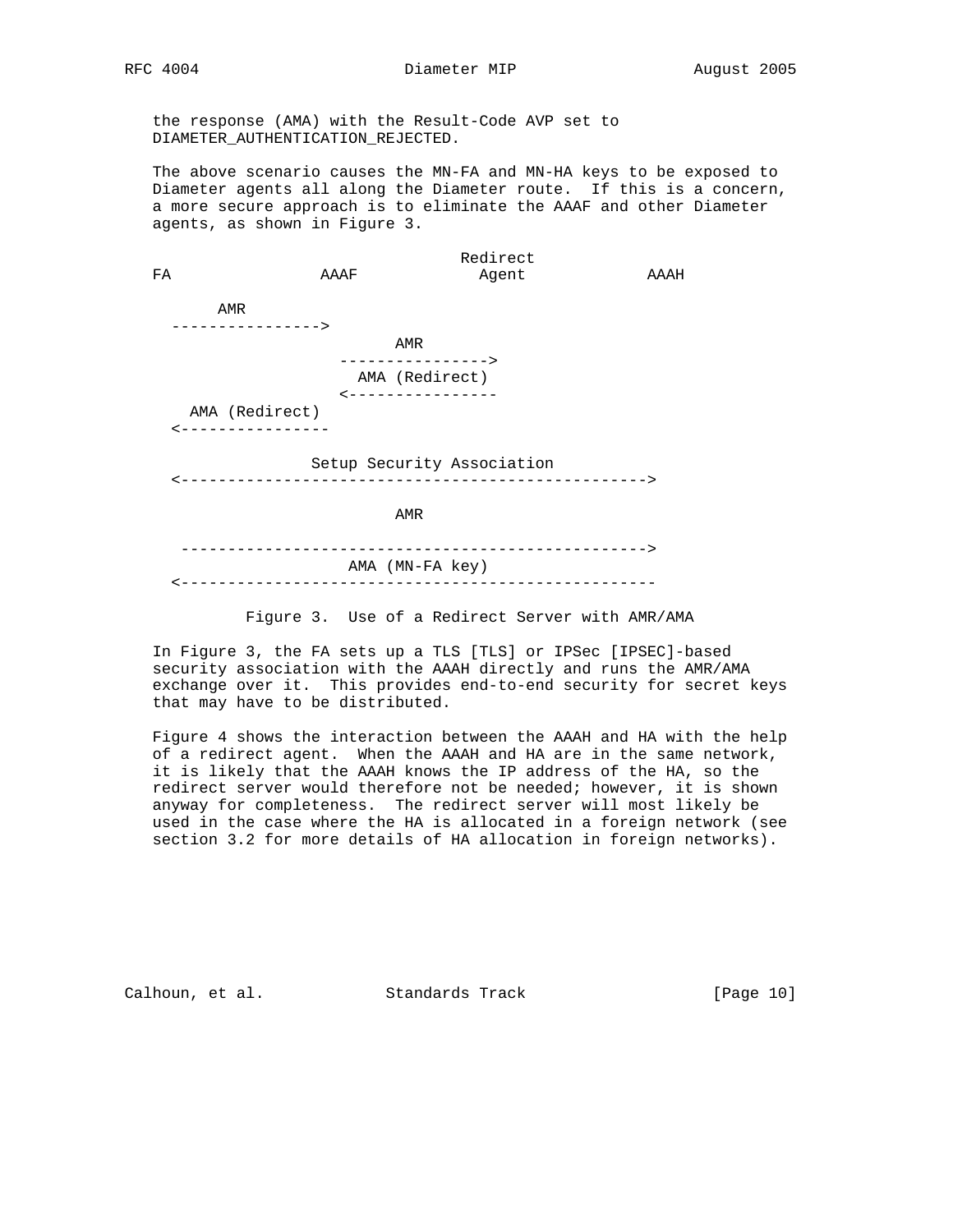the response (AMA) with the Result-Code AVP set to DIAMETER_AUTHENTICATION_REJECTED.

The above scenario causes the MN-FA and MN-HA keys to be exposed to Diameter agents all along the Diameter route. If this is a concern, a more secure approach is to eliminate the AAAF and other Diameter agents, as shown in Figure 3.

```
                                   Redirect
 FA              AAAF                Agent            AAAH

        AMR
   ---------------->
                             AMR
                     ---------------->
                       AMA (Redirect)
                     <----------------
     AMA (Redirect)
   <----------------

                Setup Security Association
   <--------------------------------------------------->

                             AMR

    --------------------------------------------------->
                      AMA (MN-FA key)
   <---------------------------------------------------
```

Figure 3. Use of a Redirect Server with AMR/AMA

In Figure 3, the FA sets up a TLS [TLS] or IPSec [IPSEC]-based security association with the AAAH directly and runs the AMR/AMA exchange over it. This provides end-to-end security for secret keys that may have to be distributed.

Figure 4 shows the interaction between the AAAH and HA with the help of a redirect agent. When the AAAH and HA are in the same network, it is likely that the AAAH knows the IP address of the HA, so the redirect server would therefore not be needed; however, it is shown anyway for completeness. The redirect server will most likely be used in the case where the HA is allocated in a foreign network (see section 3.2 for more details of HA allocation in foreign networks).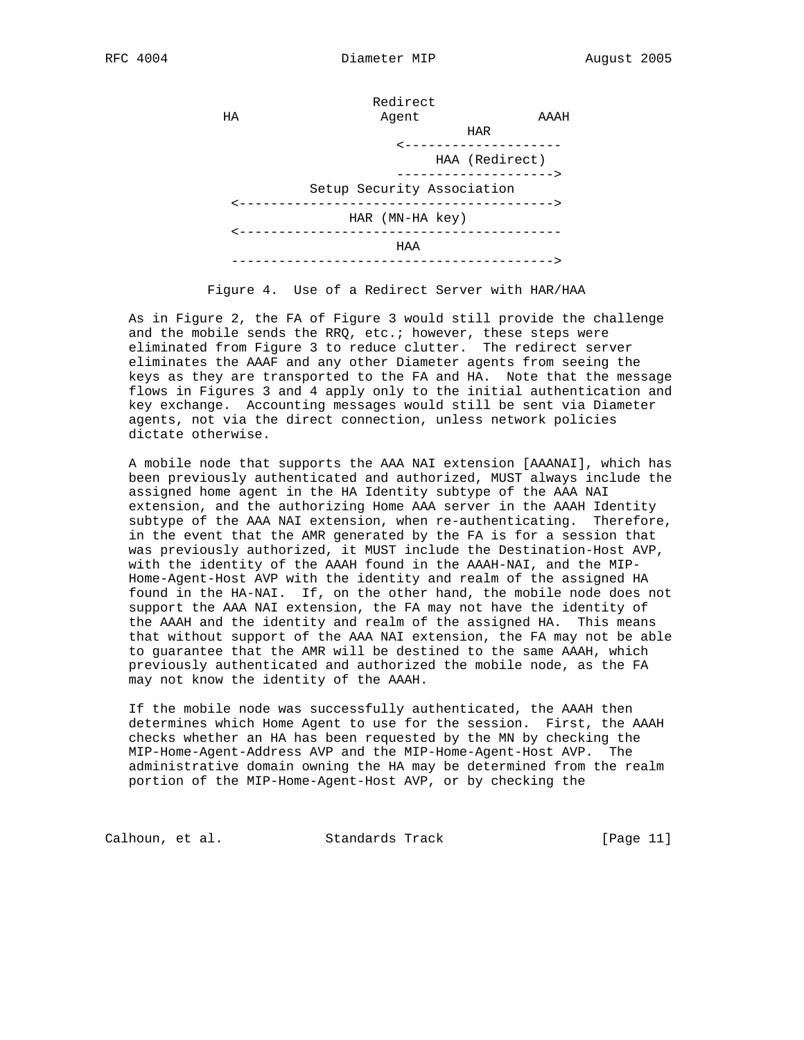```
                             Redirect
          HA                  Agent            AAAH
                                      HAR
                                <--------------------
                                     HAA (Redirect)
                                -------------------->
                     Setup Security Association
          <----------------------------------------->
                          HAR (MN-HA key)
          <------------------------------------------
                                HAA
          ------------------------------------------>
```

Figure 4. Use of a Redirect Server with HAR/HAA

As in Figure 2, the FA of Figure 3 would still provide the challenge and the mobile sends the RRQ, etc.; however, these steps were eliminated from Figure 3 to reduce clutter. The redirect server eliminates the AAAF and any other Diameter agents from seeing the keys as they are transported to the FA and HA. Note that the message flows in Figures 3 and 4 apply only to the initial authentication and key exchange. Accounting messages would still be sent via Diameter agents, not via the direct connection, unless network policies dictate otherwise.

A mobile node that supports the AAA NAI extension [AAANAI], which has been previously authenticated and authorized, MUST always include the assigned home agent in the HA Identity subtype of the AAA NAI extension, and the authorizing Home AAA server in the AAAH Identity subtype of the AAA NAI extension, when re-authenticating. Therefore, in the event that the AMR generated by the FA is for a session that was previously authorized, it MUST include the Destination-Host AVP, with the identity of the AAAH found in the AAAH-NAI, and the MIP-Home-Agent-Host AVP with the identity and realm of the assigned HA found in the HA-NAI. If, on the other hand, the mobile node does not support the AAA NAI extension, the FA may not have the identity of the AAAH and the identity and realm of the assigned HA. This means that without support of the AAA NAI extension, the FA may not be able to guarantee that the AMR will be destined to the same AAAH, which previously authenticated and authorized the mobile node, as the FA may not know the identity of the AAAH.

If the mobile node was successfully authenticated, the AAAH then determines which Home Agent to use for the session. First, the AAAH checks whether an HA has been requested by the MN by checking the MIP-Home-Agent-Address AVP and the MIP-Home-Agent-Host AVP. The administrative domain owning the HA may be determined from the realm portion of the MIP-Home-Agent-Host AVP, or by checking the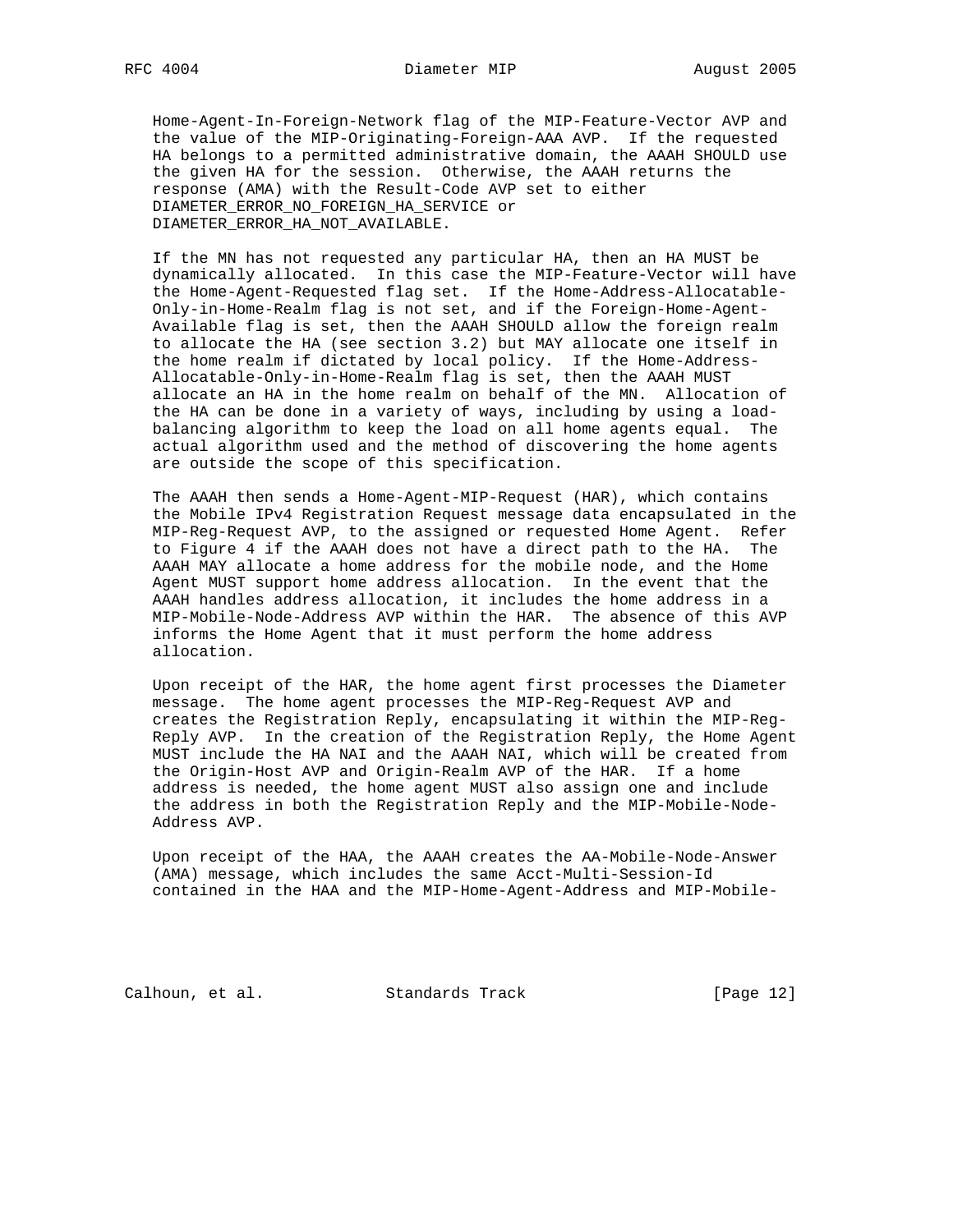Home-Agent-In-Foreign-Network flag of the MIP-Feature-Vector AVP and the value of the MIP-Originating-Foreign-AAA AVP. If the requested HA belongs to a permitted administrative domain, the AAAH SHOULD use the given HA for the session. Otherwise, the AAAH returns the response (AMA) with the Result-Code AVP set to either DIAMETER_ERROR_NO_FOREIGN_HA_SERVICE or DIAMETER_ERROR_HA_NOT_AVAILABLE.

If the MN has not requested any particular HA, then an HA MUST be dynamically allocated. In this case the MIP-Feature-Vector will have the Home-Agent-Requested flag set. If the Home-Address-Allocatable-Only-in-Home-Realm flag is not set, and if the Foreign-Home-Agent-Available flag is set, then the AAAH SHOULD allow the foreign realm to allocate the HA (see section 3.2) but MAY allocate one itself in the home realm if dictated by local policy. If the Home-Address-Allocatable-Only-in-Home-Realm flag is set, then the AAAH MUST allocate an HA in the home realm on behalf of the MN. Allocation of the HA can be done in a variety of ways, including by using a load-balancing algorithm to keep the load on all home agents equal. The actual algorithm used and the method of discovering the home agents are outside the scope of this specification.

The AAAH then sends a Home-Agent-MIP-Request (HAR), which contains the Mobile IPv4 Registration Request message data encapsulated in the MIP-Reg-Request AVP, to the assigned or requested Home Agent. Refer to Figure 4 if the AAAH does not have a direct path to the HA. The AAAH MAY allocate a home address for the mobile node, and the Home Agent MUST support home address allocation. In the event that the AAAH handles address allocation, it includes the home address in a MIP-Mobile-Node-Address AVP within the HAR. The absence of this AVP informs the Home Agent that it must perform the home address allocation.

Upon receipt of the HAR, the home agent first processes the Diameter message. The home agent processes the MIP-Reg-Request AVP and creates the Registration Reply, encapsulating it within the MIP-Reg-Reply AVP. In the creation of the Registration Reply, the Home Agent MUST include the HA NAI and the AAAH NAI, which will be created from the Origin-Host AVP and Origin-Realm AVP of the HAR. If a home address is needed, the home agent MUST also assign one and include the address in both the Registration Reply and the MIP-Mobile-Node-Address AVP.

Upon receipt of the HAA, the AAAH creates the AA-Mobile-Node-Answer (AMA) message, which includes the same Acct-Multi-Session-Id contained in the HAA and the MIP-Home-Agent-Address and MIP-Mobile-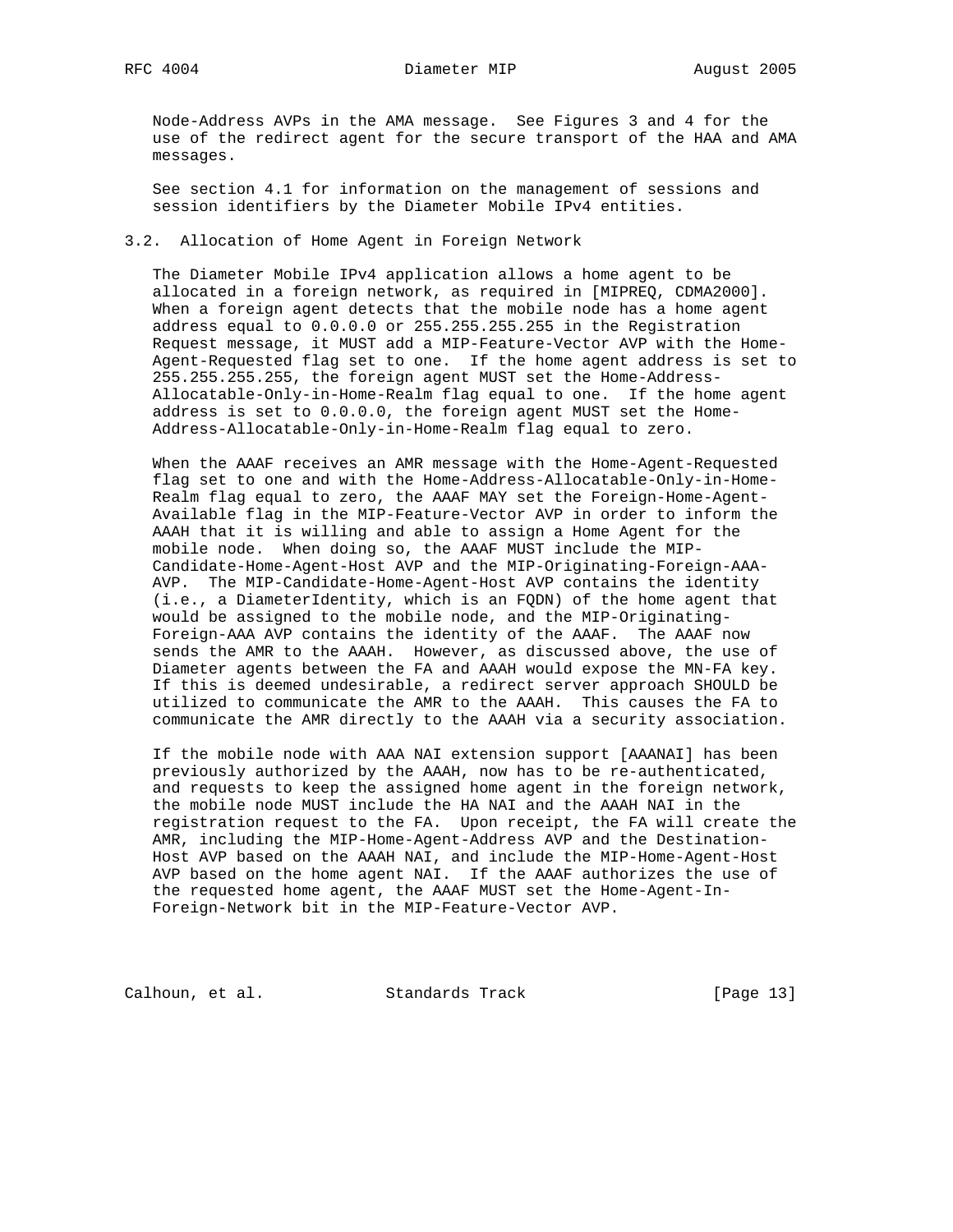Node-Address AVPs in the AMA message. See Figures 3 and 4 for the use of the redirect agent for the secure transport of the HAA and AMA messages.

See section 4.1 for information on the management of sessions and session identifiers by the Diameter Mobile IPv4 entities.

### 3.2. Allocation of Home Agent in Foreign Network

The Diameter Mobile IPv4 application allows a home agent to be allocated in a foreign network, as required in [MIPREQ, CDMA2000]. When a foreign agent detects that the mobile node has a home agent address equal to 0.0.0.0 or 255.255.255.255 in the Registration Request message, it MUST add a MIP-Feature-Vector AVP with the Home-Agent-Requested flag set to one. If the home agent address is set to 255.255.255.255, the foreign agent MUST set the Home-Address-Allocatable-Only-in-Home-Realm flag equal to one. If the home agent address is set to 0.0.0.0, the foreign agent MUST set the Home-Address-Allocatable-Only-in-Home-Realm flag equal to zero.

When the AAAF receives an AMR message with the Home-Agent-Requested flag set to one and with the Home-Address-Allocatable-Only-in-Home-Realm flag equal to zero, the AAAF MAY set the Foreign-Home-Agent-Available flag in the MIP-Feature-Vector AVP in order to inform the AAAH that it is willing and able to assign a Home Agent for the mobile node. When doing so, the AAAF MUST include the MIP-Candidate-Home-Agent-Host AVP and the MIP-Originating-Foreign-AAA-AVP. The MIP-Candidate-Home-Agent-Host AVP contains the identity (i.e., a DiameterIdentity, which is an FQDN) of the home agent that would be assigned to the mobile node, and the MIP-Originating-Foreign-AAA AVP contains the identity of the AAAF. The AAAF now sends the AMR to the AAAH. However, as discussed above, the use of Diameter agents between the FA and AAAH would expose the MN-FA key. If this is deemed undesirable, a redirect server approach SHOULD be utilized to communicate the AMR to the AAAH. This causes the FA to communicate the AMR directly to the AAAH via a security association.

If the mobile node with AAA NAI extension support [AAANAI] has been previously authorized by the AAAH, now has to be re-authenticated, and requests to keep the assigned home agent in the foreign network, the mobile node MUST include the HA NAI and the AAAH NAI in the registration request to the FA. Upon receipt, the FA will create the AMR, including the MIP-Home-Agent-Address AVP and the Destination-Host AVP based on the AAAH NAI, and include the MIP-Home-Agent-Host AVP based on the home agent NAI. If the AAAF authorizes the use of the requested home agent, the AAAF MUST set the Home-Agent-In-Foreign-Network bit in the MIP-Feature-Vector AVP.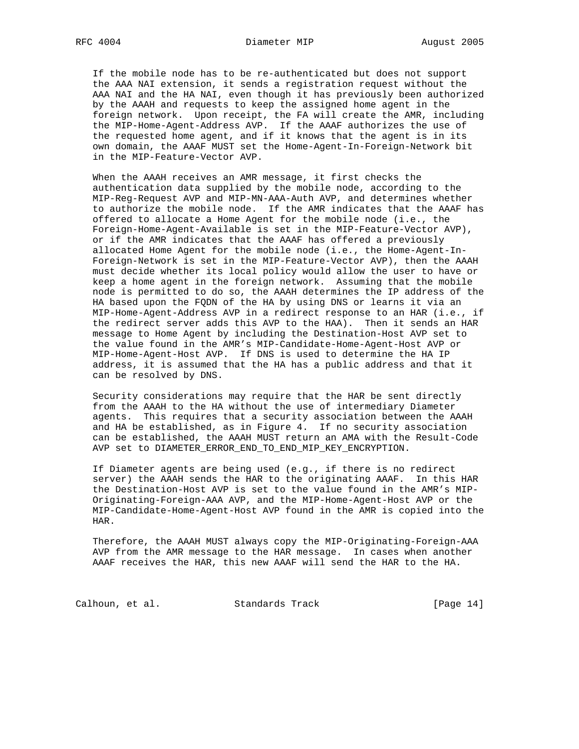If the mobile node has to be re-authenticated but does not support the AAA NAI extension, it sends a registration request without the AAA NAI and the HA NAI, even though it has previously been authorized by the AAAH and requests to keep the assigned home agent in the foreign network. Upon receipt, the FA will create the AMR, including the MIP-Home-Agent-Address AVP. If the AAAF authorizes the use of the requested home agent, and if it knows that the agent is in its own domain, the AAAF MUST set the Home-Agent-In-Foreign-Network bit in the MIP-Feature-Vector AVP.

When the AAAH receives an AMR message, it first checks the authentication data supplied by the mobile node, according to the MIP-Reg-Request AVP and MIP-MN-AAA-Auth AVP, and determines whether to authorize the mobile node. If the AMR indicates that the AAAF has offered to allocate a Home Agent for the mobile node (i.e., the Foreign-Home-Agent-Available is set in the MIP-Feature-Vector AVP), or if the AMR indicates that the AAAF has offered a previously allocated Home Agent for the mobile node (i.e., the Home-Agent-In-Foreign-Network is set in the MIP-Feature-Vector AVP), then the AAAH must decide whether its local policy would allow the user to have or keep a home agent in the foreign network. Assuming that the mobile node is permitted to do so, the AAAH determines the IP address of the HA based upon the FQDN of the HA by using DNS or learns it via an MIP-Home-Agent-Address AVP in a redirect response to an HAR (i.e., if the redirect server adds this AVP to the HAA). Then it sends an HAR message to Home Agent by including the Destination-Host AVP set to the value found in the AMR's MIP-Candidate-Home-Agent-Host AVP or MIP-Home-Agent-Host AVP. If DNS is used to determine the HA IP address, it is assumed that the HA has a public address and that it can be resolved by DNS.

Security considerations may require that the HAR be sent directly from the AAAH to the HA without the use of intermediary Diameter agents. This requires that a security association between the AAAH and HA be established, as in Figure 4. If no security association can be established, the AAAH MUST return an AMA with the Result-Code AVP set to DIAMETER_ERROR_END_TO_END_MIP_KEY_ENCRYPTION.

If Diameter agents are being used (e.g., if there is no redirect server) the AAAH sends the HAR to the originating AAAF. In this HAR the Destination-Host AVP is set to the value found in the AMR's MIP-Originating-Foreign-AAA AVP, and the MIP-Home-Agent-Host AVP or the MIP-Candidate-Home-Agent-Host AVP found in the AMR is copied into the HAR.

Therefore, the AAAH MUST always copy the MIP-Originating-Foreign-AAA AVP from the AMR message to the HAR message. In cases when another AAAF receives the HAR, this new AAAF will send the HAR to the HA.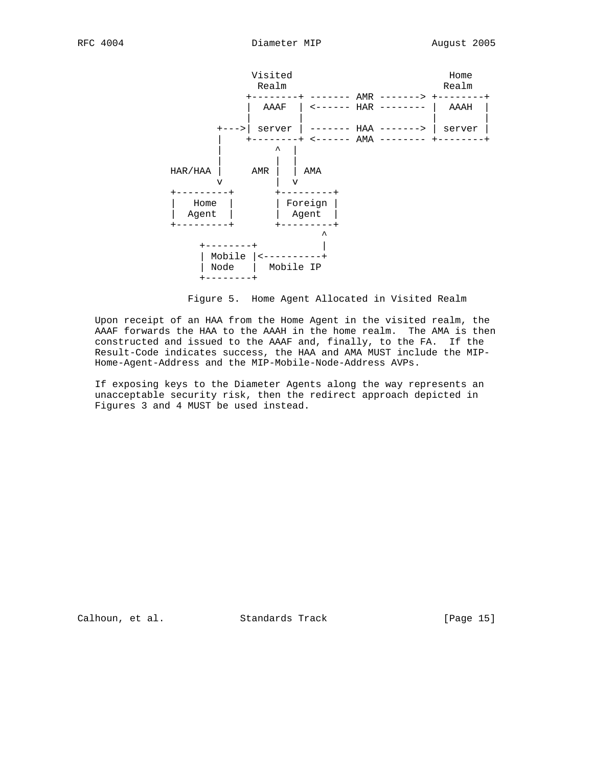```
                     Visited                          Home
                      Realm                           Realm
                    +--------+ ------- AMR -------> +--------+
                    |  AAAF  | <------ HAR -------- |  AAAH  |
                    |        |                      |        |
               +--->| server | ------- HAA -------> | server |
               |    +--------+ <------ AMA -------- +--------+
               |         ^  |
               |         |  |
       HAR/HAA |     AMR |  | AMA
               v         |  v
       +---------+       +---------+
       |   Home  |       | Foreign |
       |  Agent  |       |  Agent  |
       +---------+       +---------+
                                 ^
            +--------+           |
            | Mobile |<----------+
            | Node   |  Mobile IP
            +--------+
```

Figure 5. Home Agent Allocated in Visited Realm

Upon receipt of an HAA from the Home Agent in the visited realm, the AAAF forwards the HAA to the AAAH in the home realm. The AMA is then constructed and issued to the AAAF and, finally, to the FA. If the Result-Code indicates success, the HAA and AMA MUST include the MIP-Home-Agent-Address and the MIP-Mobile-Node-Address AVPs.

If exposing keys to the Diameter Agents along the way represents an unacceptable security risk, then the redirect approach depicted in Figures 3 and 4 MUST be used instead.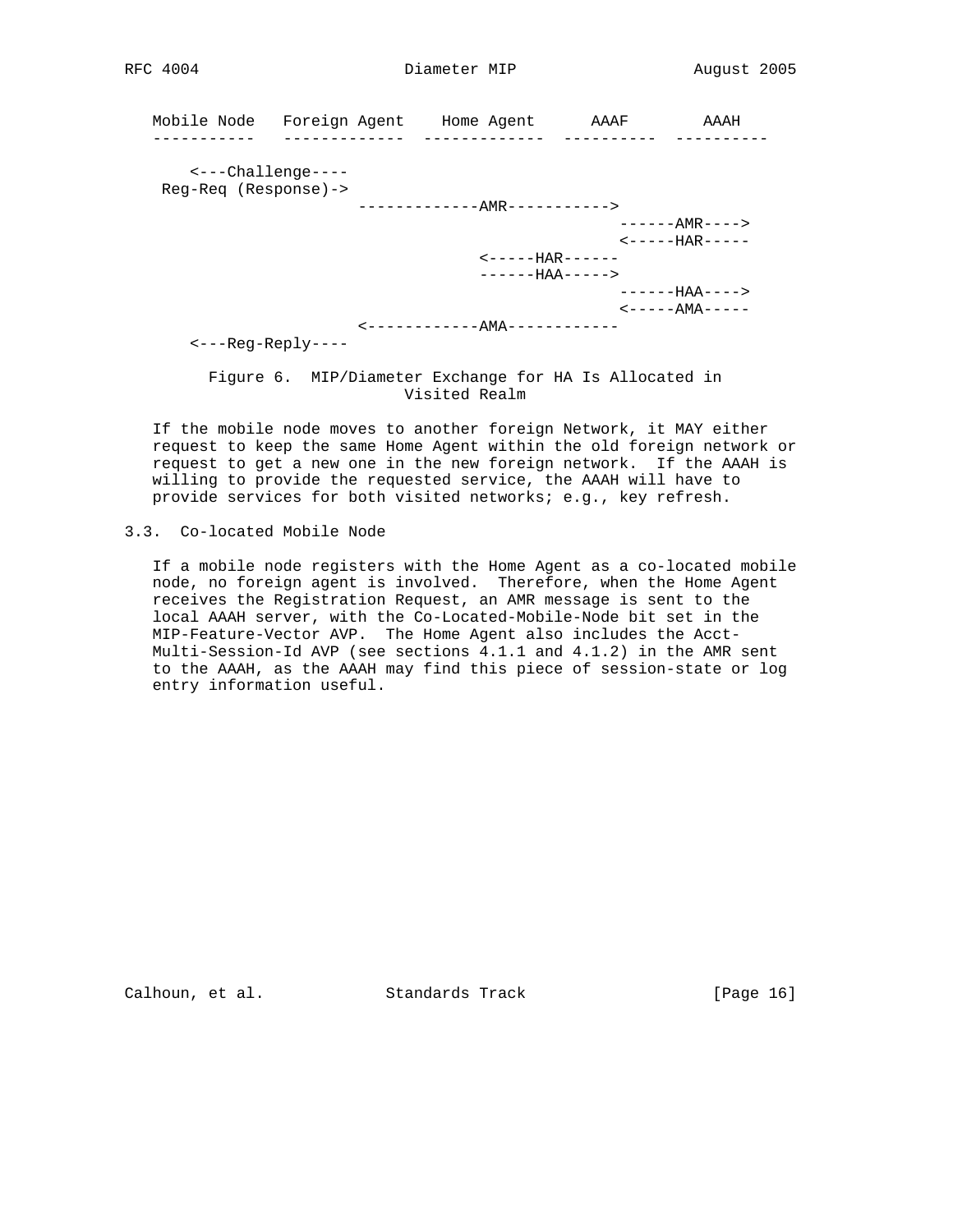```
   Mobile Node   Foreign Agent    Home Agent      AAAF        AAAH
   -----------   -------------  -------------  ----------  ----------

      <---Challenge----
    Reg-Req (Response)->
                        -------------AMR----------->
                                                    ------AMR---->
                                                    <-----HAR-----
                                      <-----HAR------
                                      ------HAA----->
                                                    ------HAA---->
                                                    <-----AMA-----
                        <------------AMA------------
      <---Reg-Reply----
```

Figure 6. MIP/Diameter Exchange for HA Is Allocated in Visited Realm

If the mobile node moves to another foreign Network, it MAY either request to keep the same Home Agent within the old foreign network or request to get a new one in the new foreign network. If the AAAH is willing to provide the requested service, the AAAH will have to provide services for both visited networks; e.g., key refresh.

## 3.3. Co-located Mobile Node

If a mobile node registers with the Home Agent as a co-located mobile node, no foreign agent is involved. Therefore, when the Home Agent receives the Registration Request, an AMR message is sent to the local AAAH server, with the Co-Located-Mobile-Node bit set in the MIP-Feature-Vector AVP. The Home Agent also includes the Acct-Multi-Session-Id AVP (see sections 4.1.1 and 4.1.2) in the AMR sent to the AAAH, as the AAAH may find this piece of session-state or log entry information useful.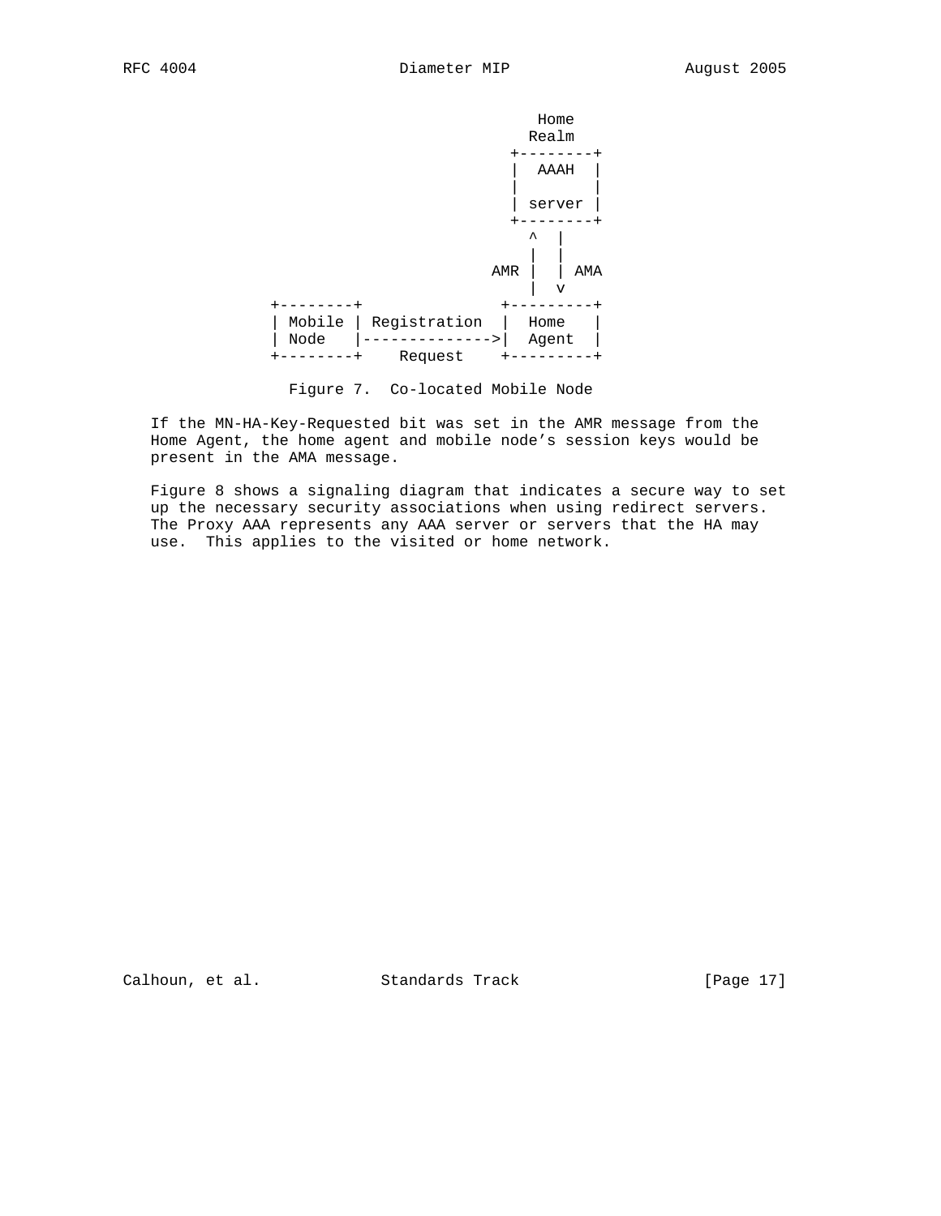```
                                                Home
                                               Realm
                                             +--------+
                                             |  AAAH  |
                                             |        |
                                             | server |
                                             +--------+
                                               ^  |
                                               |  |
                                           AMR |  | AMA
                                               |  v
               +--------+                   +---------+
               | Mobile | Registration  |   Home  |
               | Node   |-------------->|   Agent  |
               +--------+    Request       +---------+
```

Figure 7.  Co-located Mobile Node

If the MN-HA-Key-Requested bit was set in the AMR message from the Home Agent, the home agent and mobile node's session keys would be present in the AMA message.

Figure 8 shows a signaling diagram that indicates a secure way to set up the necessary security associations when using redirect servers. The Proxy AAA represents any AAA server or servers that the HA may use.  This applies to the visited or home network.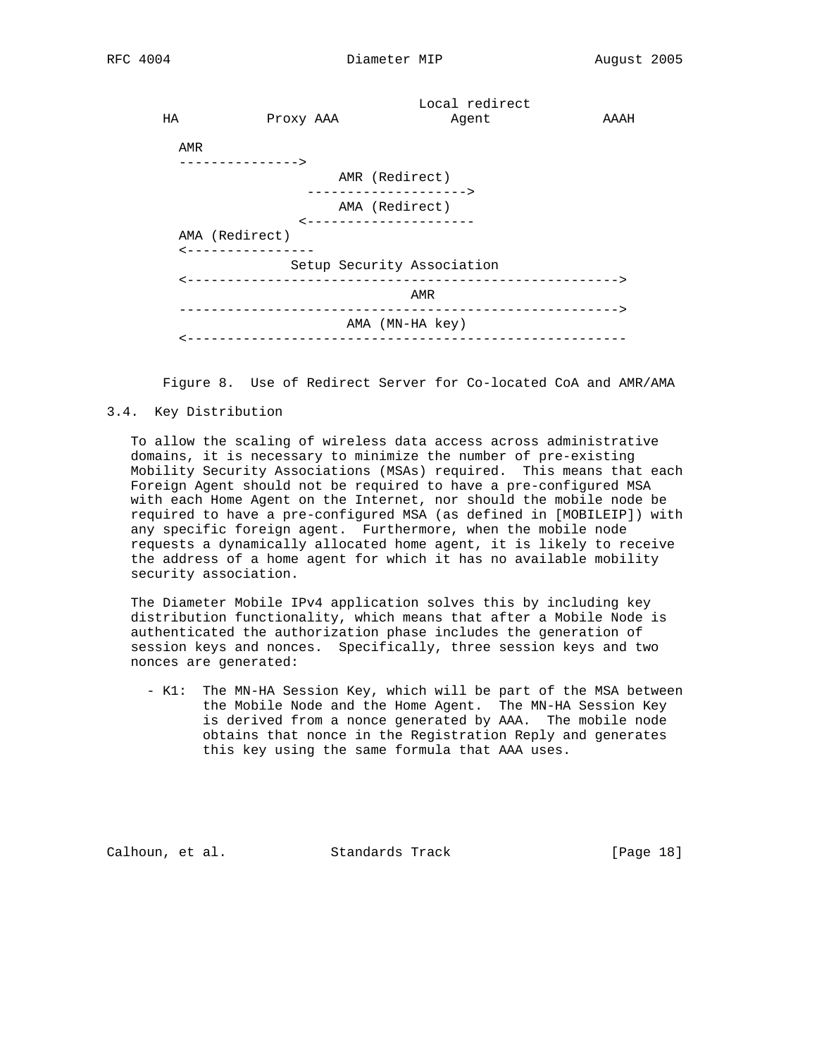```
                                      Local redirect
      HA           Proxy AAA              Agent             AAAH

        AMR
        --------------->
                          AMR (Redirect)
                       -------------------->
                          AMA (Redirect)
                      <---------------------
        AMA (Redirect)
        <----------------
                    Setup Security Association
        <------------------------------------------------------->
                                   AMR
        -------------------------------------------------------->
                            AMA (MN-HA key)
        <--------------------------------------------------------
```

Figure 8. Use of Redirect Server for Co-located CoA and AMR/AMA

## 3.4. Key Distribution

To allow the scaling of wireless data access across administrative domains, it is necessary to minimize the number of pre-existing Mobility Security Associations (MSAs) required. This means that each Foreign Agent should not be required to have a pre-configured MSA with each Home Agent on the Internet, nor should the mobile node be required to have a pre-configured MSA (as defined in [MOBILEIP]) with any specific foreign agent. Furthermore, when the mobile node requests a dynamically allocated home agent, it is likely to receive the address of a home agent for which it has no available mobility security association.

The Diameter Mobile IPv4 application solves this by including key distribution functionality, which means that after a Mobile Node is authenticated the authorization phase includes the generation of session keys and nonces. Specifically, three session keys and two nonces are generated:

- K1: The MN-HA Session Key, which will be part of the MSA between the Mobile Node and the Home Agent. The MN-HA Session Key is derived from a nonce generated by AAA. The mobile node obtains that nonce in the Registration Reply and generates this key using the same formula that AAA uses.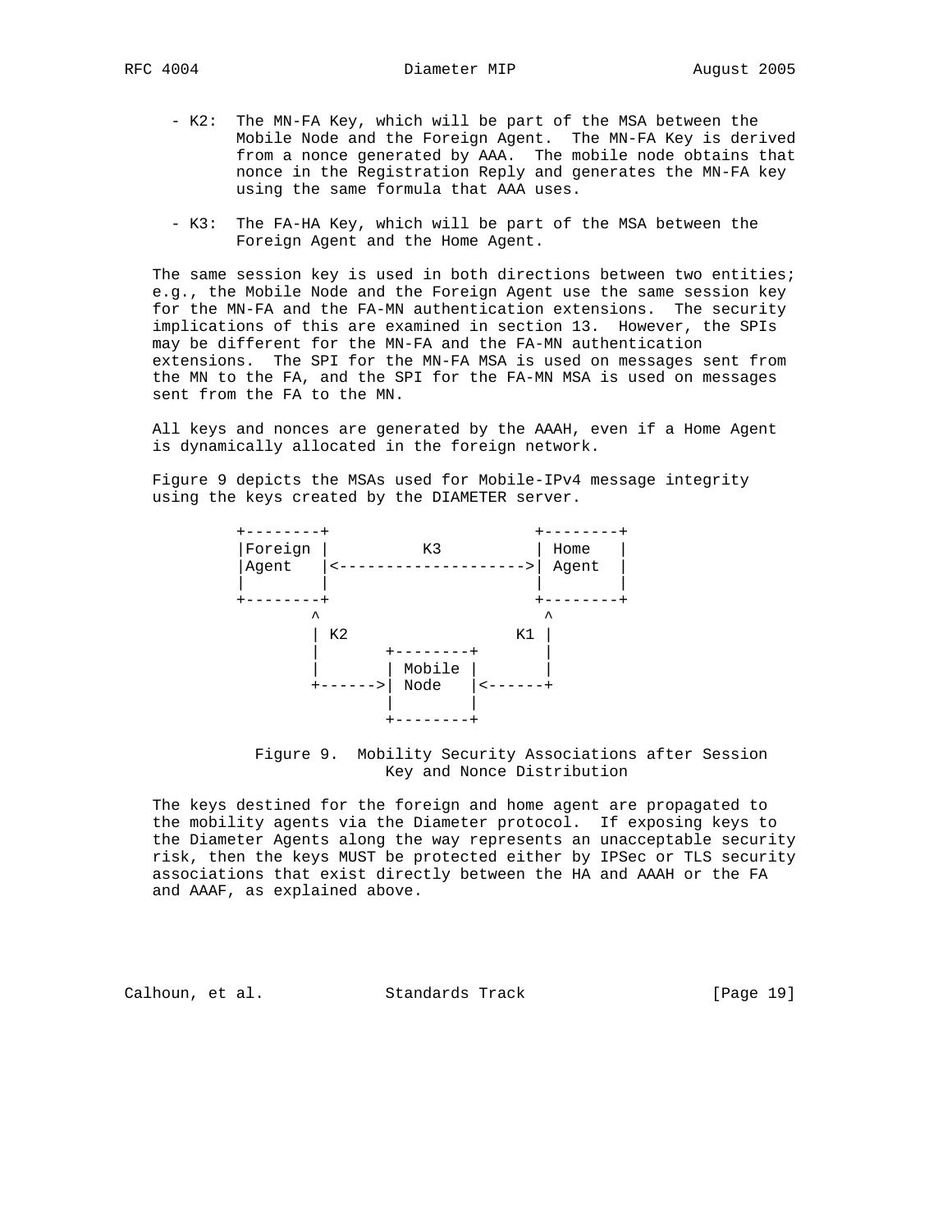- K2: The MN-FA Key, which will be part of the MSA between the Mobile Node and the Foreign Agent. The MN-FA Key is derived from a nonce generated by AAA. The mobile node obtains that nonce in the Registration Reply and generates the MN-FA key using the same formula that AAA uses.

- K3: The FA-HA Key, which will be part of the MSA between the Foreign Agent and the Home Agent.

The same session key is used in both directions between two entities; e.g., the Mobile Node and the Foreign Agent use the same session key for the MN-FA and the FA-MN authentication extensions. The security implications of this are examined in section 13. However, the SPIs may be different for the MN-FA and the FA-MN authentication extensions. The SPI for the MN-FA MSA is used on messages sent from the MN to the FA, and the SPI for the FA-MN MSA is used on messages sent from the FA to the MN.

All keys and nonces are generated by the AAAH, even if a Home Agent is dynamically allocated in the foreign network.

Figure 9 depicts the MSAs used for Mobile-IPv4 message integrity using the keys created by the DIAMETER server.

```
 +--------+                     +--------+
 |Foreign |         K3          | Home   |
 |Agent   |<------------------->| Agent  |
 |        |                     |        |
 +--------+                     +--------+
        ^                           ^
        | K2                     K1 |
        |       +--------+          |
        |       | Mobile |          |
        +------>| Node   |<---------+
                |        |
                +--------+
```

Figure 9. Mobility Security Associations after Session Key and Nonce Distribution

The keys destined for the foreign and home agent are propagated to the mobility agents via the Diameter protocol. If exposing keys to the Diameter Agents along the way represents an unacceptable security risk, then the keys MUST be protected either by IPSec or TLS security associations that exist directly between the HA and AAAH or the FA and AAAF, as explained above.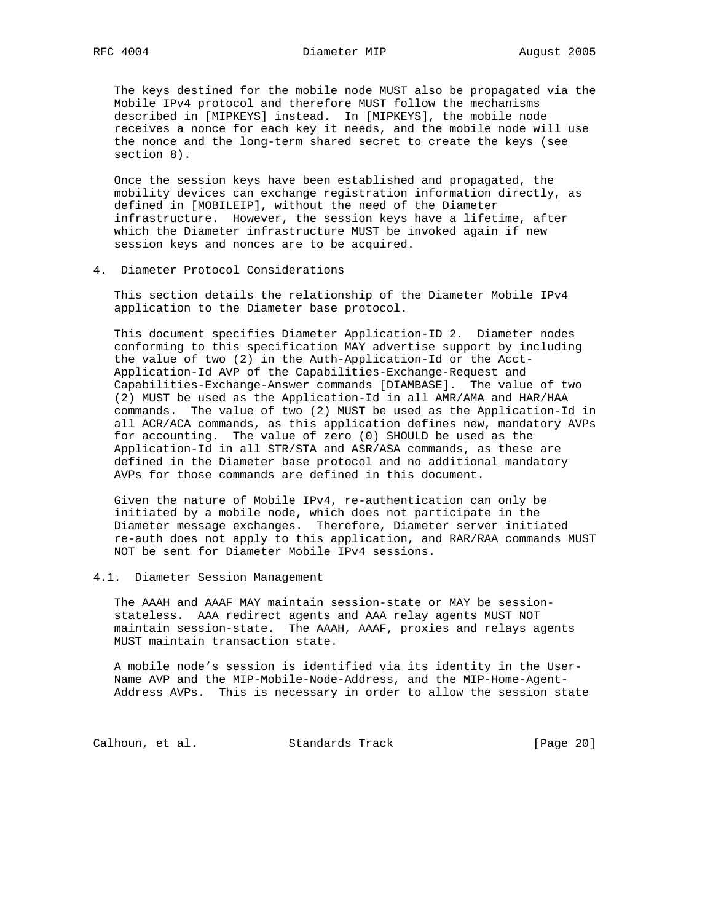The keys destined for the mobile node MUST also be propagated via the Mobile IPv4 protocol and therefore MUST follow the mechanisms described in [MIPKEYS] instead. In [MIPKEYS], the mobile node receives a nonce for each key it needs, and the mobile node will use the nonce and the long-term shared secret to create the keys (see section 8).

Once the session keys have been established and propagated, the mobility devices can exchange registration information directly, as defined in [MOBILEIP], without the need of the Diameter infrastructure. However, the session keys have a lifetime, after which the Diameter infrastructure MUST be invoked again if new session keys and nonces are to be acquired.

## 4. Diameter Protocol Considerations

This section details the relationship of the Diameter Mobile IPv4 application to the Diameter base protocol.

This document specifies Diameter Application-ID 2. Diameter nodes conforming to this specification MAY advertise support by including the value of two (2) in the Auth-Application-Id or the Acct-Application-Id AVP of the Capabilities-Exchange-Request and Capabilities-Exchange-Answer commands [DIAMBASE]. The value of two (2) MUST be used as the Application-Id in all AMR/AMA and HAR/HAA commands. The value of two (2) MUST be used as the Application-Id in all ACR/ACA commands, as this application defines new, mandatory AVPs for accounting. The value of zero (0) SHOULD be used as the Application-Id in all STR/STA and ASR/ASA commands, as these are defined in the Diameter base protocol and no additional mandatory AVPs for those commands are defined in this document.

Given the nature of Mobile IPv4, re-authentication can only be initiated by a mobile node, which does not participate in the Diameter message exchanges. Therefore, Diameter server initiated re-auth does not apply to this application, and RAR/RAA commands MUST NOT be sent for Diameter Mobile IPv4 sessions.

### 4.1. Diameter Session Management

The AAAH and AAAF MAY maintain session-state or MAY be session-stateless. AAA redirect agents and AAA relay agents MUST NOT maintain session-state. The AAAH, AAAF, proxies and relays agents MUST maintain transaction state.

A mobile node's session is identified via its identity in the User-Name AVP and the MIP-Mobile-Node-Address, and the MIP-Home-Agent-Address AVPs. This is necessary in order to allow the session state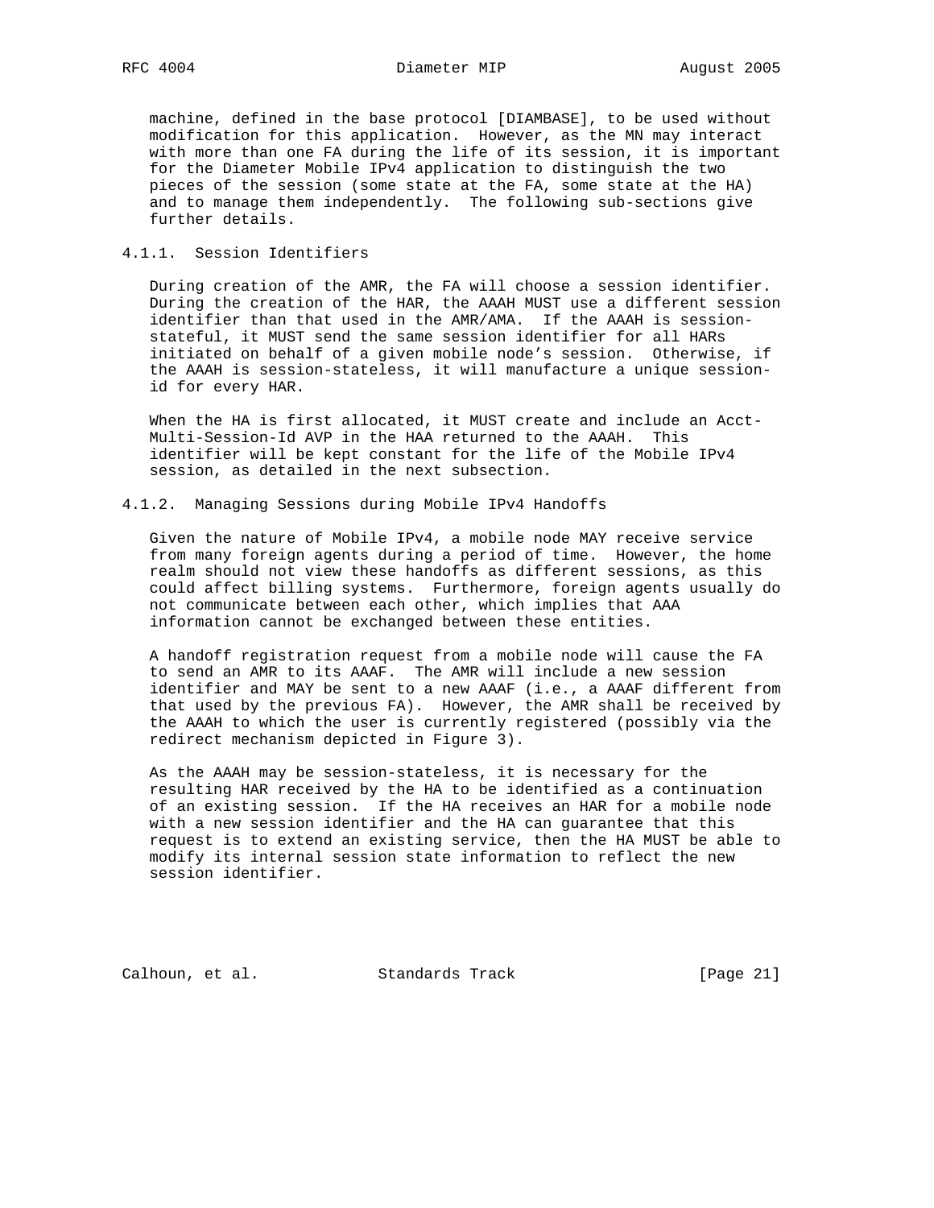machine, defined in the base protocol [DIAMBASE], to be used without modification for this application. However, as the MN may interact with more than one FA during the life of its session, it is important for the Diameter Mobile IPv4 application to distinguish the two pieces of the session (some state at the FA, some state at the HA) and to manage them independently. The following sub-sections give further details.

### 4.1.1. Session Identifiers

During creation of the AMR, the FA will choose a session identifier. During the creation of the HAR, the AAAH MUST use a different session identifier than that used in the AMR/AMA. If the AAAH is session-stateful, it MUST send the same session identifier for all HARs initiated on behalf of a given mobile node's session. Otherwise, if the AAAH is session-stateless, it will manufacture a unique session-id for every HAR.

When the HA is first allocated, it MUST create and include an Acct-Multi-Session-Id AVP in the HAA returned to the AAAH. This identifier will be kept constant for the life of the Mobile IPv4 session, as detailed in the next subsection.

### 4.1.2. Managing Sessions during Mobile IPv4 Handoffs

Given the nature of Mobile IPv4, a mobile node MAY receive service from many foreign agents during a period of time. However, the home realm should not view these handoffs as different sessions, as this could affect billing systems. Furthermore, foreign agents usually do not communicate between each other, which implies that AAA information cannot be exchanged between these entities.

A handoff registration request from a mobile node will cause the FA to send an AMR to its AAAF. The AMR will include a new session identifier and MAY be sent to a new AAAF (i.e., a AAAF different from that used by the previous FA). However, the AMR shall be received by the AAAH to which the user is currently registered (possibly via the redirect mechanism depicted in Figure 3).

As the AAAH may be session-stateless, it is necessary for the resulting HAR received by the HA to be identified as a continuation of an existing session. If the HA receives an HAR for a mobile node with a new session identifier and the HA can guarantee that this request is to extend an existing service, then the HA MUST be able to modify its internal session state information to reflect the new session identifier.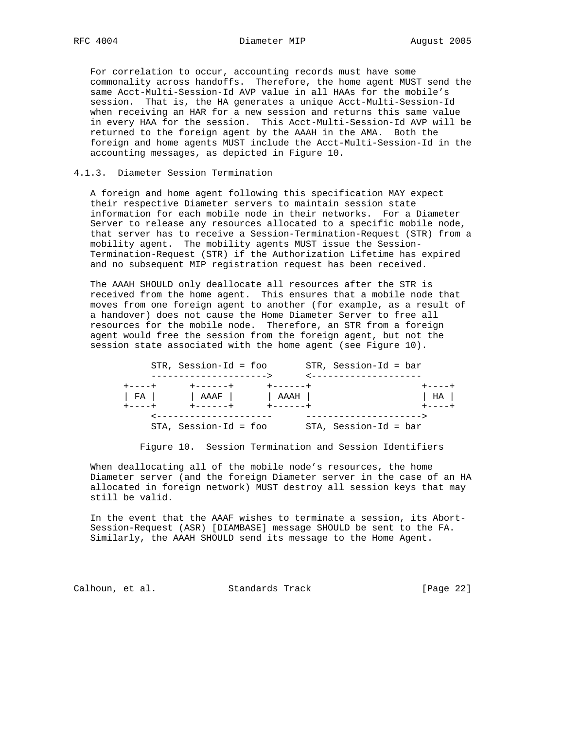For correlation to occur, accounting records must have some commonality across handoffs. Therefore, the home agent MUST send the same Acct-Multi-Session-Id AVP value in all HAAs for the mobile's session. That is, the HA generates a unique Acct-Multi-Session-Id when receiving an HAR for a new session and returns this same value in every HAA for the session. This Acct-Multi-Session-Id AVP will be returned to the foreign agent by the AAAH in the AMA. Both the foreign and home agents MUST include the Acct-Multi-Session-Id in the accounting messages, as depicted in Figure 10.

### 4.1.3. Diameter Session Termination

A foreign and home agent following this specification MAY expect their respective Diameter servers to maintain session state information for each mobile node in their networks. For a Diameter Server to release any resources allocated to a specific mobile node, that server has to receive a Session-Termination-Request (STR) from a mobility agent. The mobility agents MUST issue the Session-Termination-Request (STR) if the Authorization Lifetime has expired and no subsequent MIP registration request has been received.

The AAAH SHOULD only deallocate all resources after the STR is received from the home agent. This ensures that a mobile node that moves from one foreign agent to another (for example, as a result of a handover) does not cause the Home Diameter Server to free all resources for the mobile node. Therefore, an STR from a foreign agent would free the session from the foreign agent, but not the session state associated with the home agent (see Figure 10).

```
        STR, Session-Id = foo       STR, Session-Id = bar
        --------------------->      <--------------------
  +----+      +------+      +------+                   +----+
  | FA |      | AAAF |      | AAAH |                   | HA |
  +----+      +------+      +------+                   +----+
        <---------------------      --------------------->
        STA, Session-Id = foo       STA, Session-Id = bar
```

Figure 10. Session Termination and Session Identifiers

When deallocating all of the mobile node's resources, the home Diameter server (and the foreign Diameter server in the case of an HA allocated in foreign network) MUST destroy all session keys that may still be valid.

In the event that the AAAF wishes to terminate a session, its Abort-Session-Request (ASR) [DIAMBASE] message SHOULD be sent to the FA. Similarly, the AAAH SHOULD send its message to the Home Agent.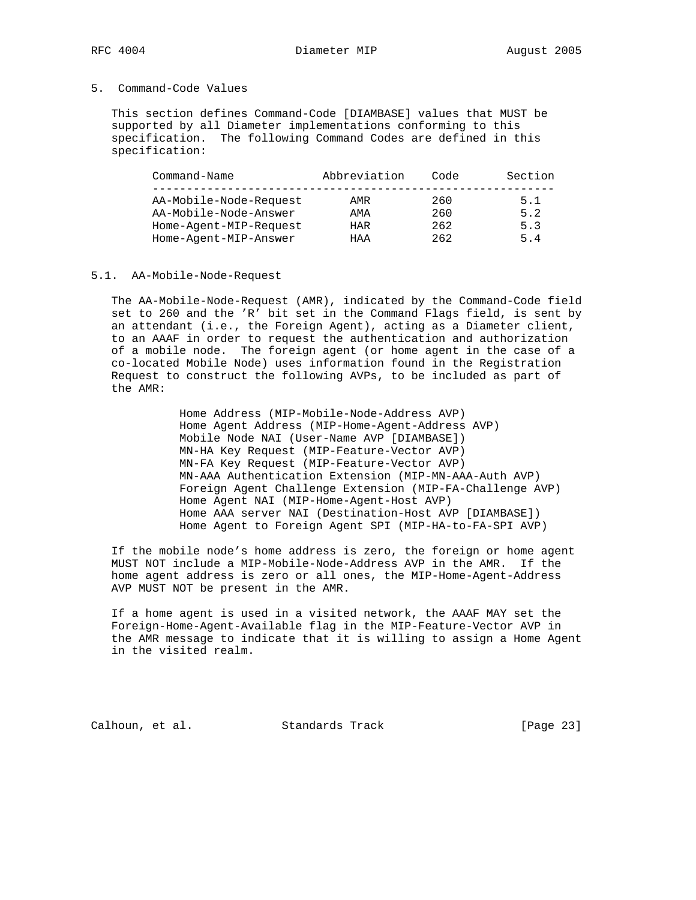## 5. Command-Code Values

This section defines Command-Code [DIAMBASE] values that MUST be supported by all Diameter implementations conforming to this specification. The following Command Codes are defined in this specification:

| Command-Name | Abbreviation | Code | Section |
|---|---|---|---|
| AA-Mobile-Node-Request | AMR | 260 | 5.1 |
| AA-Mobile-Node-Answer | AMA | 260 | 5.2 |
| Home-Agent-MIP-Request | HAR | 262 | 5.3 |
| Home-Agent-MIP-Answer | HAA | 262 | 5.4 |

### 5.1. AA-Mobile-Node-Request

The AA-Mobile-Node-Request (AMR), indicated by the Command-Code field set to 260 and the 'R' bit set in the Command Flags field, is sent by an attendant (i.e., the Foreign Agent), acting as a Diameter client, to an AAAF in order to request the authentication and authorization of a mobile node. The foreign agent (or home agent in the case of a co-located Mobile Node) uses information found in the Registration Request to construct the following AVPs, to be included as part of the AMR:

- Home Address (MIP-Mobile-Node-Address AVP)
- Home Agent Address (MIP-Home-Agent-Address AVP)
- Mobile Node NAI (User-Name AVP [DIAMBASE])
- MN-HA Key Request (MIP-Feature-Vector AVP)
- MN-FA Key Request (MIP-Feature-Vector AVP)
- MN-AAA Authentication Extension (MIP-MN-AAA-Auth AVP)
- Foreign Agent Challenge Extension (MIP-FA-Challenge AVP)
- Home Agent NAI (MIP-Home-Agent-Host AVP)
- Home AAA server NAI (Destination-Host AVP [DIAMBASE])
- Home Agent to Foreign Agent SPI (MIP-HA-to-FA-SPI AVP)

If the mobile node's home address is zero, the foreign or home agent MUST NOT include a MIP-Mobile-Node-Address AVP in the AMR. If the home agent address is zero or all ones, the MIP-Home-Agent-Address AVP MUST NOT be present in the AMR.

If a home agent is used in a visited network, the AAAF MAY set the Foreign-Home-Agent-Available flag in the MIP-Feature-Vector AVP in the AMR message to indicate that it is willing to assign a Home Agent in the visited realm.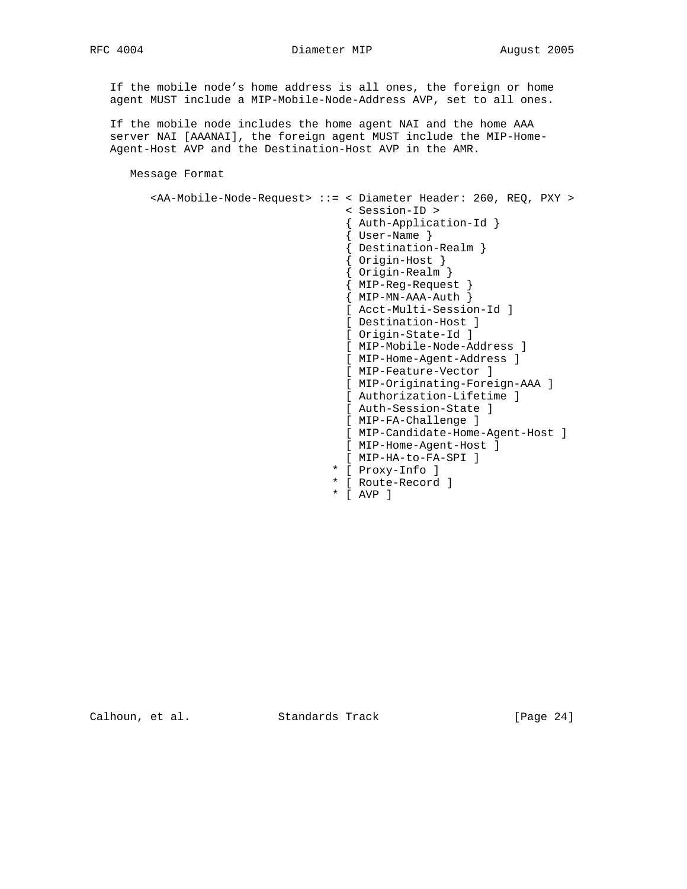If the mobile node's home address is all ones, the foreign or home agent MUST include a MIP-Mobile-Node-Address AVP, set to all ones.

If the mobile node includes the home agent NAI and the home AAA server NAI [AAANAI], the foreign agent MUST include the MIP-Home-Agent-Host AVP and the Destination-Host AVP in the AMR.

Message Format

```
<AA-Mobile-Node-Request> ::= < Diameter Header: 260, REQ, PXY >
                             < Session-ID >
                             { Auth-Application-Id }
                             { User-Name }
                             { Destination-Realm }
                             { Origin-Host }
                             { Origin-Realm }
                             { MIP-Reg-Request }
                             { MIP-MN-AAA-Auth }
                             [ Acct-Multi-Session-Id ]
                             [ Destination-Host ]
                             [ Origin-State-Id ]
                             [ MIP-Mobile-Node-Address ]
                             [ MIP-Home-Agent-Address ]
                             [ MIP-Feature-Vector ]
                             [ MIP-Originating-Foreign-AAA ]
                             [ Authorization-Lifetime ]
                             [ Auth-Session-State ]
                             [ MIP-FA-Challenge ]
                             [ MIP-Candidate-Home-Agent-Host ]
                             [ MIP-Home-Agent-Host ]
                             [ MIP-HA-to-FA-SPI ]
                           * [ Proxy-Info ]
                           * [ Route-Record ]
                           * [ AVP ]
```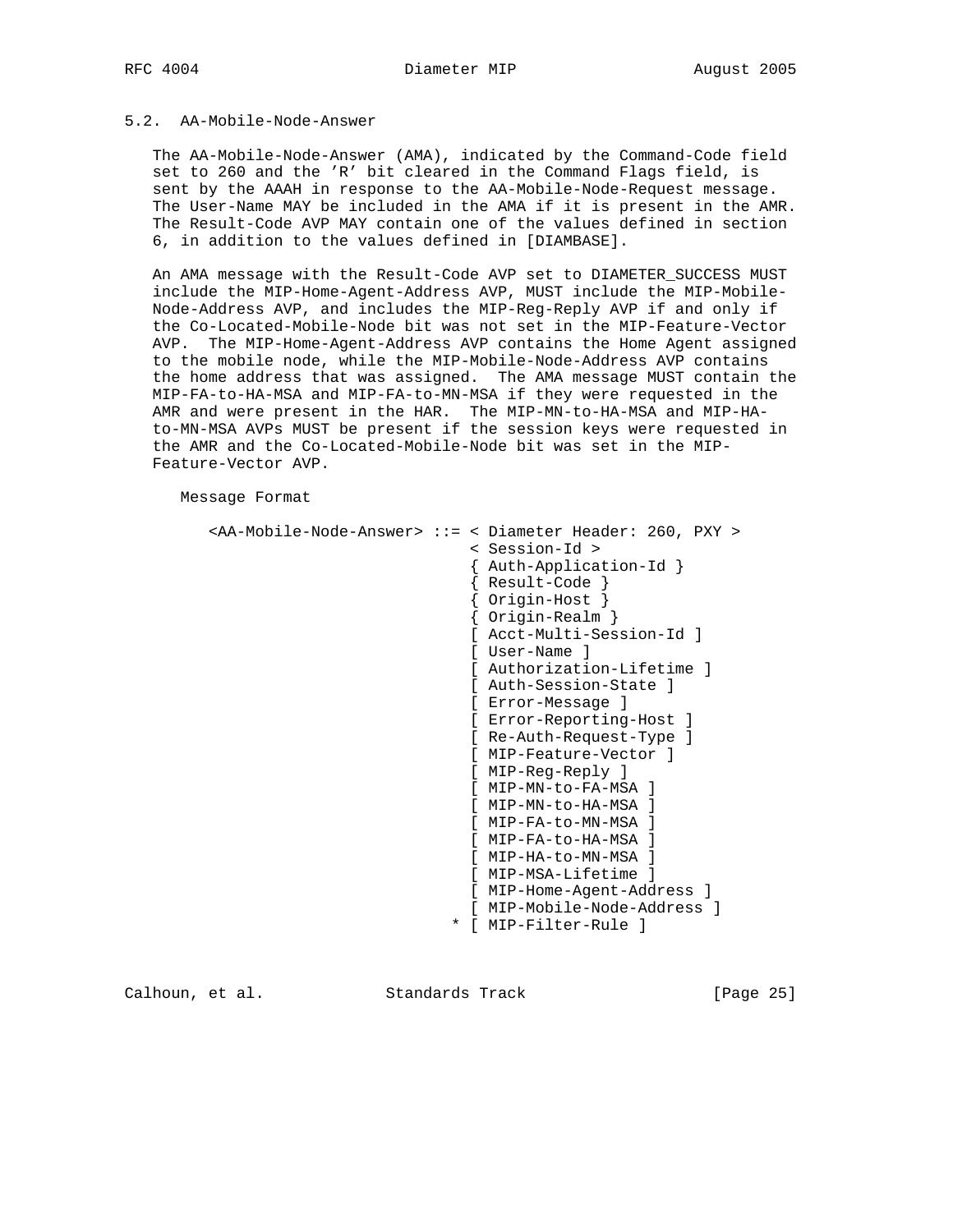## 5.2. AA-Mobile-Node-Answer

The AA-Mobile-Node-Answer (AMA), indicated by the Command-Code field set to 260 and the 'R' bit cleared in the Command Flags field, is sent by the AAAH in response to the AA-Mobile-Node-Request message. The User-Name MAY be included in the AMA if it is present in the AMR. The Result-Code AVP MAY contain one of the values defined in section 6, in addition to the values defined in [DIAMBASE].

An AMA message with the Result-Code AVP set to DIAMETER_SUCCESS MUST include the MIP-Home-Agent-Address AVP, MUST include the MIP-Mobile-Node-Address AVP, and includes the MIP-Reg-Reply AVP if and only if the Co-Located-Mobile-Node bit was not set in the MIP-Feature-Vector AVP. The MIP-Home-Agent-Address AVP contains the Home Agent assigned to the mobile node, while the MIP-Mobile-Node-Address AVP contains the home address that was assigned. The AMA message MUST contain the MIP-FA-to-HA-MSA and MIP-FA-to-MN-MSA if they were requested in the AMR and were present in the HAR. The MIP-MN-to-HA-MSA and MIP-HA-to-MN-MSA AVPs MUST be present if the session keys were requested in the AMR and the Co-Located-Mobile-Node bit was set in the MIP-Feature-Vector AVP.

Message Format

```
<AA-Mobile-Node-Answer> ::= < Diameter Header: 260, PXY >
                            < Session-Id >
                            { Auth-Application-Id }
                            { Result-Code }
                            { Origin-Host }
                            { Origin-Realm }
                            [ Acct-Multi-Session-Id ]
                            [ User-Name ]
                            [ Authorization-Lifetime ]
                            [ Auth-Session-State ]
                            [ Error-Message ]
                            [ Error-Reporting-Host ]
                            [ Re-Auth-Request-Type ]
                            [ MIP-Feature-Vector ]
                            [ MIP-Reg-Reply ]
                            [ MIP-MN-to-FA-MSA ]
                            [ MIP-MN-to-HA-MSA ]
                            [ MIP-FA-to-MN-MSA ]
                            [ MIP-FA-to-HA-MSA ]
                            [ MIP-HA-to-MN-MSA ]
                            [ MIP-MSA-Lifetime ]
                            [ MIP-Home-Agent-Address ]
                            [ MIP-Mobile-Node-Address ]
                          * [ MIP-Filter-Rule ]
```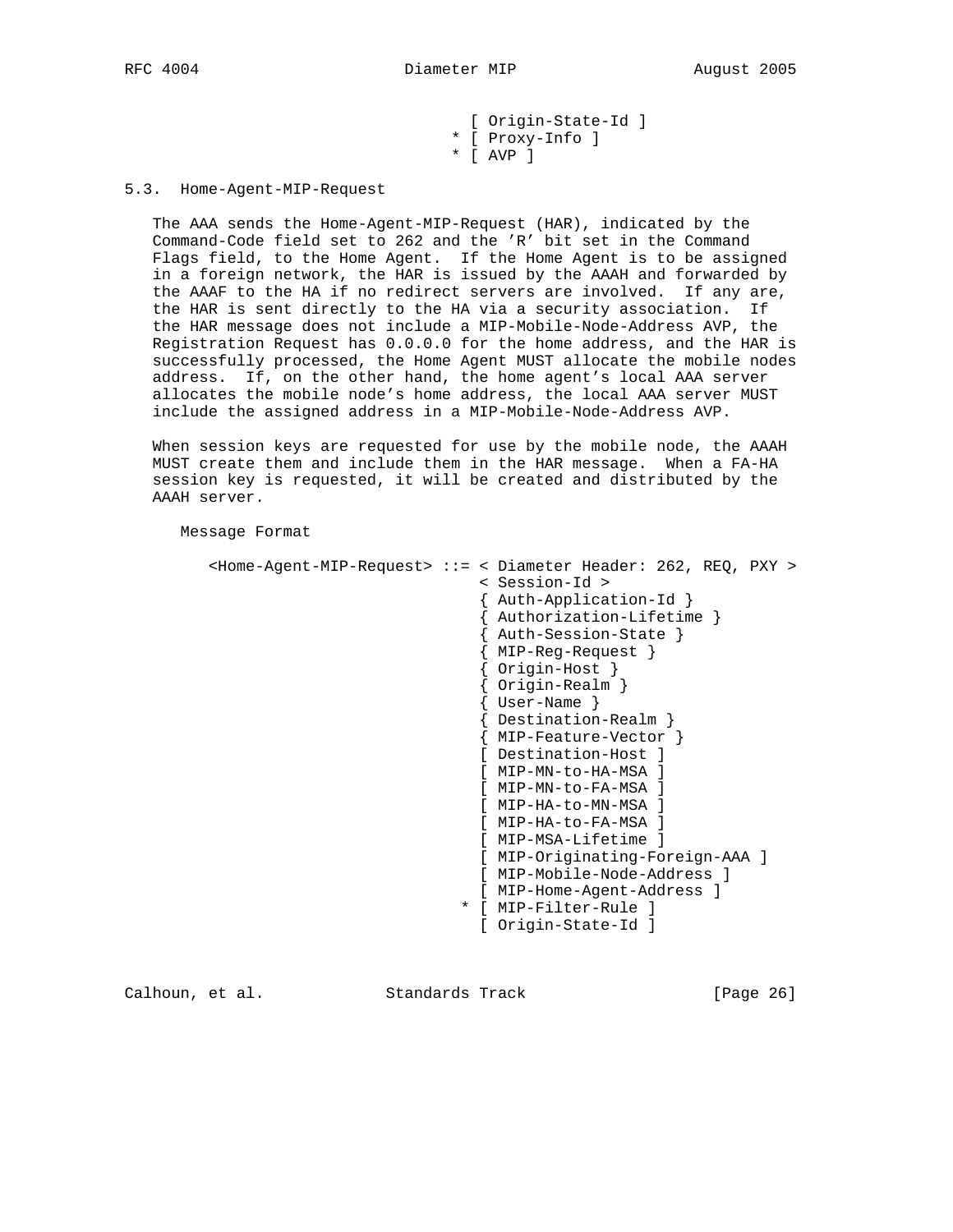```
                                    [ Origin-State-Id ]
                                  * [ Proxy-Info ]
                                  * [ AVP ]
```

### 5.3. Home-Agent-MIP-Request

The AAA sends the Home-Agent-MIP-Request (HAR), indicated by the Command-Code field set to 262 and the 'R' bit set in the Command Flags field, to the Home Agent. If the Home Agent is to be assigned in a foreign network, the HAR is issued by the AAAH and forwarded by the AAAF to the HA if no redirect servers are involved. If any are, the HAR is sent directly to the HA via a security association. If the HAR message does not include a MIP-Mobile-Node-Address AVP, the Registration Request has 0.0.0.0 for the home address, and the HAR is successfully processed, the Home Agent MUST allocate the mobile nodes address. If, on the other hand, the home agent's local AAA server allocates the mobile node's home address, the local AAA server MUST include the assigned address in a MIP-Mobile-Node-Address AVP.

When session keys are requested for use by the mobile node, the AAAH MUST create them and include them in the HAR message. When a FA-HA session key is requested, it will be created and distributed by the AAAH server.

Message Format

```
      <Home-Agent-MIP-Request> ::= < Diameter Header: 262, REQ, PXY >
                                   < Session-Id >
                                   { Auth-Application-Id }
                                   { Authorization-Lifetime }
                                   { Auth-Session-State }
                                   { MIP-Reg-Request }
                                   { Origin-Host }
                                   { Origin-Realm }
                                   { User-Name }
                                   { Destination-Realm }
                                   { MIP-Feature-Vector }
                                   [ Destination-Host ]
                                   [ MIP-MN-to-HA-MSA ]
                                   [ MIP-MN-to-FA-MSA ]
                                   [ MIP-HA-to-MN-MSA ]
                                   [ MIP-HA-to-FA-MSA ]
                                   [ MIP-MSA-Lifetime ]
                                   [ MIP-Originating-Foreign-AAA ]
                                   [ MIP-Mobile-Node-Address ]
                                   [ MIP-Home-Agent-Address ]
                                 * [ MIP-Filter-Rule ]
                                   [ Origin-State-Id ]
```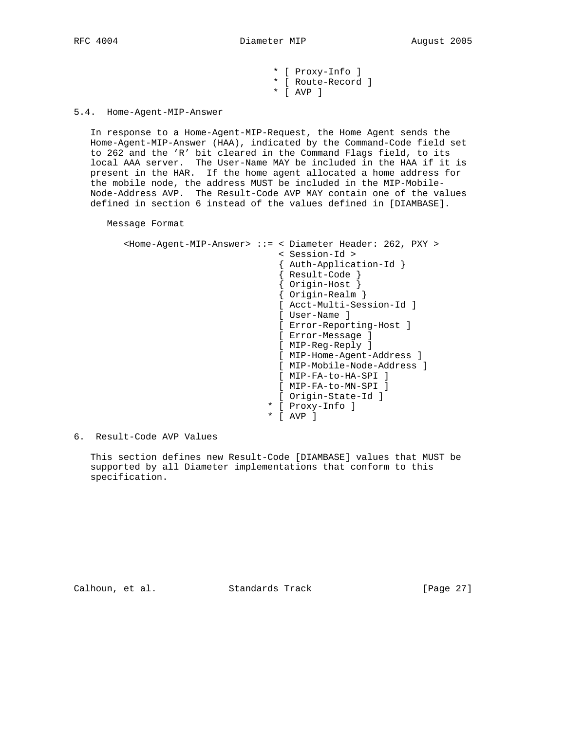```
                                  * [ Proxy-Info ]
                                  * [ Route-Record ]
                                  * [ AVP ]
```

## 5.4. Home-Agent-MIP-Answer

In response to a Home-Agent-MIP-Request, the Home Agent sends the Home-Agent-MIP-Answer (HAA), indicated by the Command-Code field set to 262 and the 'R' bit cleared in the Command Flags field, to its local AAA server. The User-Name MAY be included in the HAA if it is present in the HAR. If the home agent allocated a home address for the mobile node, the address MUST be included in the MIP-Mobile-Node-Address AVP. The Result-Code AVP MAY contain one of the values defined in section 6 instead of the values defined in [DIAMBASE].

Message Format

```
<Home-Agent-MIP-Answer> ::= < Diameter Header: 262, PXY >
                             < Session-Id >
                             { Auth-Application-Id }
                             { Result-Code }
                             { Origin-Host }
                             { Origin-Realm }
                             [ Acct-Multi-Session-Id ]
                             [ User-Name ]
                             [ Error-Reporting-Host ]
                             [ Error-Message ]
                             [ MIP-Reg-Reply ]
                             [ MIP-Home-Agent-Address ]
                             [ MIP-Mobile-Node-Address ]
                             [ MIP-FA-to-HA-SPI ]
                             [ MIP-FA-to-MN-SPI ]
                             [ Origin-State-Id ]
                           * [ Proxy-Info ]
                           * [ AVP ]
```

# 6. Result-Code AVP Values

This section defines new Result-Code [DIAMBASE] values that MUST be supported by all Diameter implementations that conform to this specification.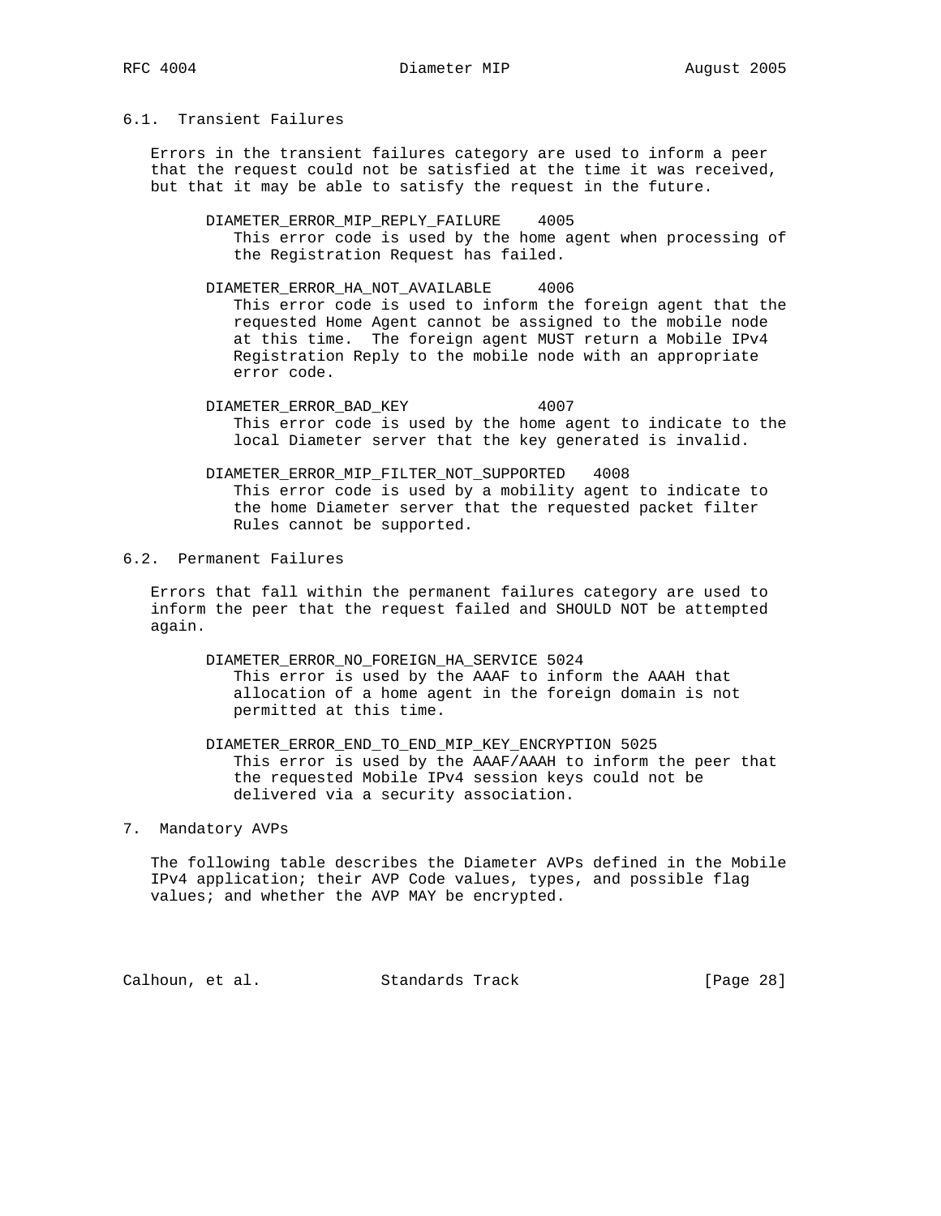### 6.1. Transient Failures

Errors in the transient failures category are used to inform a peer that the request could not be satisfied at the time it was received, but that it may be able to satisfy the request in the future.

DIAMETER_ERROR_MIP_REPLY_FAILURE 4005
: This error code is used by the home agent when processing of the Registration Request has failed.

DIAMETER_ERROR_HA_NOT_AVAILABLE 4006
: This error code is used to inform the foreign agent that the requested Home Agent cannot be assigned to the mobile node at this time. The foreign agent MUST return a Mobile IPv4 Registration Reply to the mobile node with an appropriate error code.

DIAMETER_ERROR_BAD_KEY 4007
: This error code is used by the home agent to indicate to the local Diameter server that the key generated is invalid.

DIAMETER_ERROR_MIP_FILTER_NOT_SUPPORTED 4008
: This error code is used by a mobility agent to indicate to the home Diameter server that the requested packet filter Rules cannot be supported.

### 6.2. Permanent Failures

Errors that fall within the permanent failures category are used to inform the peer that the request failed and SHOULD NOT be attempted again.

DIAMETER_ERROR_NO_FOREIGN_HA_SERVICE 5024
: This error is used by the AAAF to inform the AAAH that allocation of a home agent in the foreign domain is not permitted at this time.

DIAMETER_ERROR_END_TO_END_MIP_KEY_ENCRYPTION 5025
: This error is used by the AAAF/AAAH to inform the peer that the requested Mobile IPv4 session keys could not be delivered via a security association.

## 7. Mandatory AVPs

The following table describes the Diameter AVPs defined in the Mobile IPv4 application; their AVP Code values, types, and possible flag values; and whether the AVP MAY be encrypted.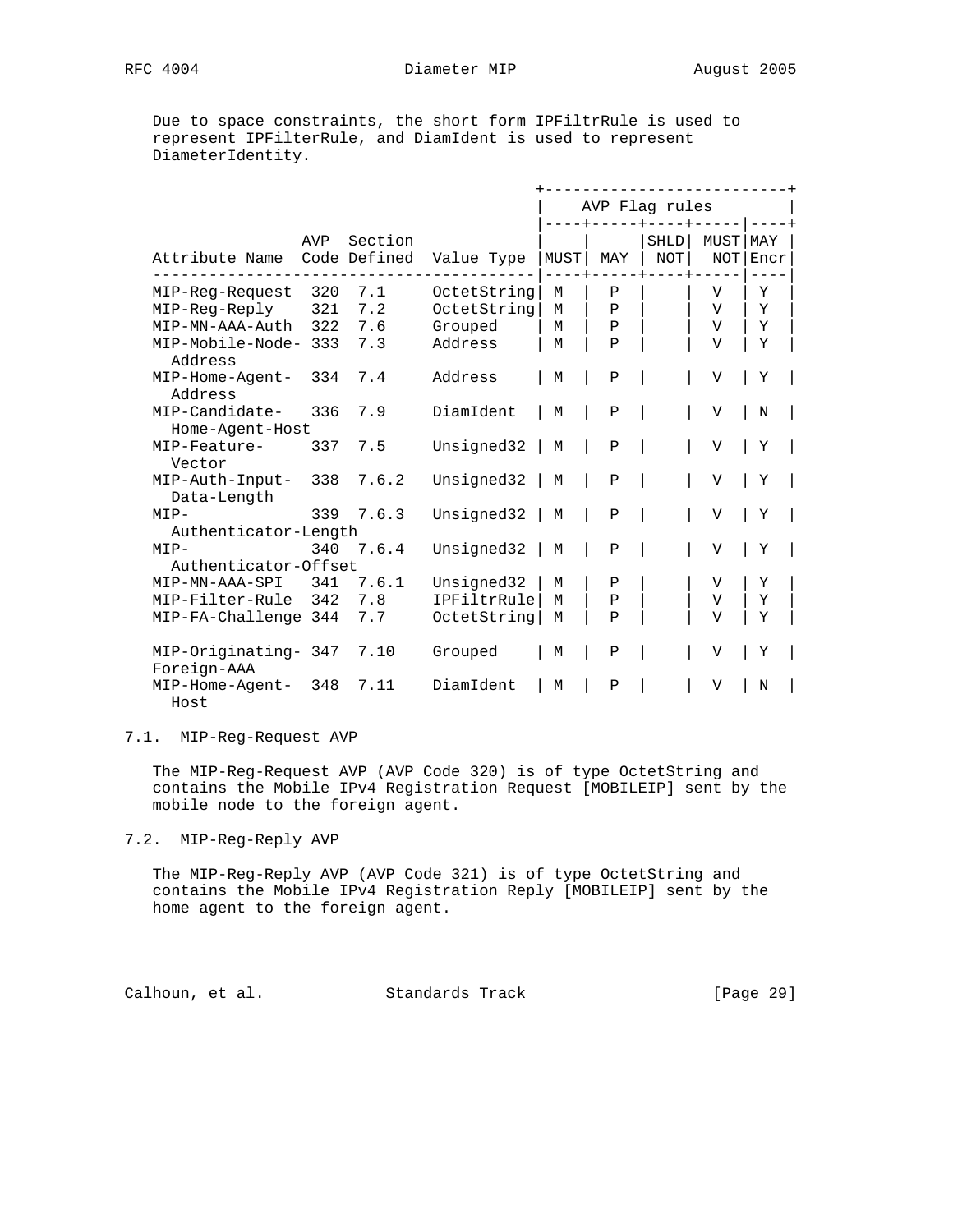Due to space constraints, the short form IPFiltrRule is used to represent IPFilterRule, and DiamIdent is used to represent DiameterIdentity.

| Attribute Name | AVP Code | Section Defined | Value Type | AVP Flag rules | | | | |
|---|---|---|---|---|---|---|---|---|
| | | | | MUST | MAY | SHLD NOT | MUST NOT | MAY Encr |
| MIP-Reg-Request | 320 | 7.1 | OctetString | M | P | | V | Y |
| MIP-Reg-Reply | 321 | 7.2 | OctetString | M | P | | V | Y |
| MIP-MN-AAA-Auth | 322 | 7.6 | Grouped | M | P | | V | Y |
| MIP-Mobile-Node-Address | 333 | 7.3 | Address | M | P | | V | Y |
| MIP-Home-Agent-Address | 334 | 7.4 | Address | M | P | | V | Y |
| MIP-Candidate-Home-Agent-Host | 336 | 7.9 | DiamIdent | M | P | | V | N |
| MIP-Feature-Vector | 337 | 7.5 | Unsigned32 | M | P | | V | Y |
| MIP-Auth-Input-Data-Length | 338 | 7.6.2 | Unsigned32 | M | P | | V | Y |
| MIP-Authenticator-Length | 339 | 7.6.3 | Unsigned32 | M | P | | V | Y |
| MIP-Authenticator-Offset | 340 | 7.6.4 | Unsigned32 | M | P | | V | Y |
| MIP-MN-AAA-SPI | 341 | 7.6.1 | Unsigned32 | M | P | | V | Y |
| MIP-Filter-Rule | 342 | 7.8 | IPFiltrRule | M | P | | V | Y |
| MIP-FA-Challenge | 344 | 7.7 | OctetString | M | P | | V | Y |
| MIP-Originating-Foreign-AAA | 347 | 7.10 | Grouped | M | P | | V | Y |
| MIP-Home-Agent-Host | 348 | 7.11 | DiamIdent | M | P | | V | N |

## 7.1. MIP-Reg-Request AVP

The MIP-Reg-Request AVP (AVP Code 320) is of type OctetString and contains the Mobile IPv4 Registration Request [MOBILEIP] sent by the mobile node to the foreign agent.

## 7.2. MIP-Reg-Reply AVP

The MIP-Reg-Reply AVP (AVP Code 321) is of type OctetString and contains the Mobile IPv4 Registration Reply [MOBILEIP] sent by the home agent to the foreign agent.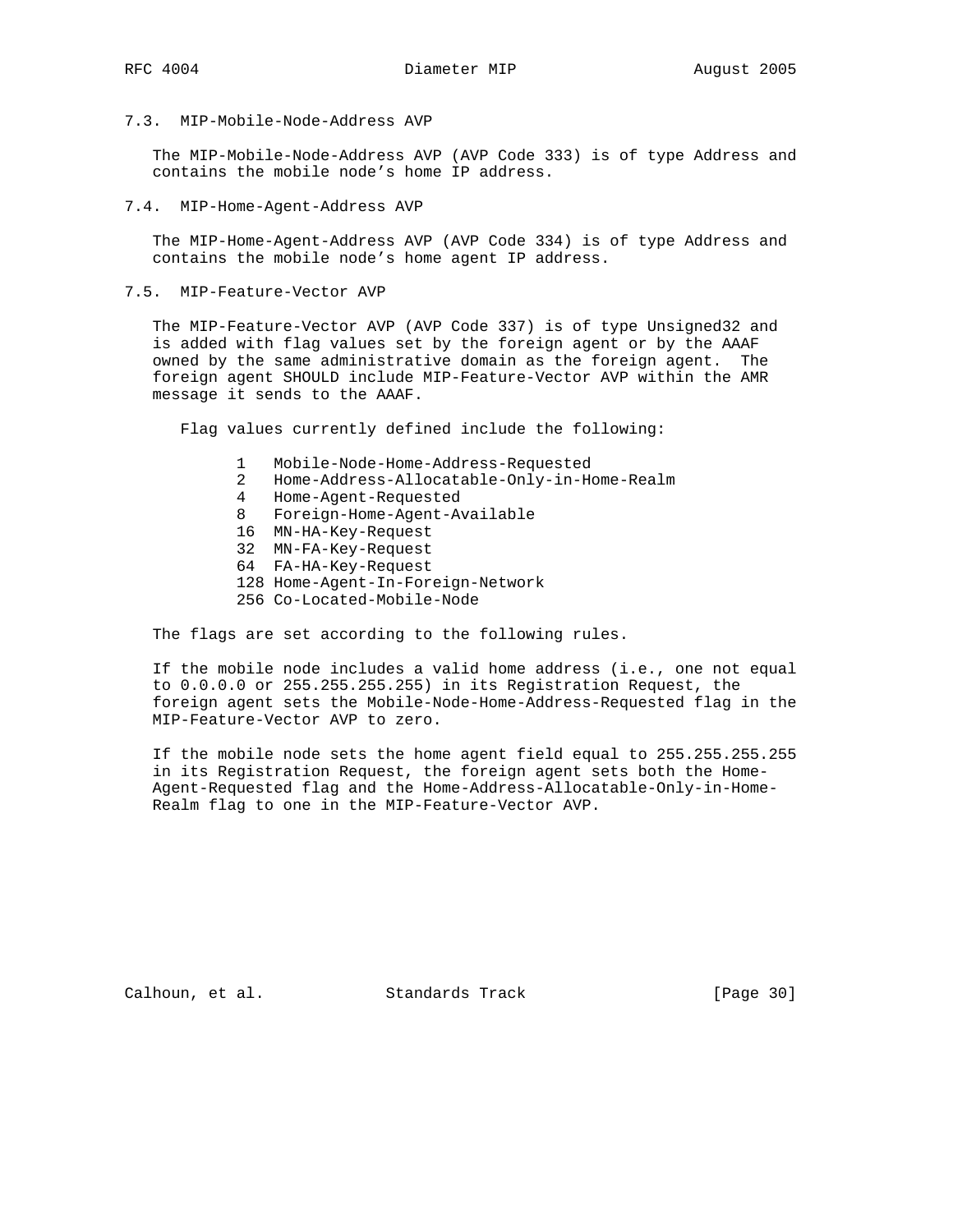### 7.3. MIP-Mobile-Node-Address AVP

The MIP-Mobile-Node-Address AVP (AVP Code 333) is of type Address and contains the mobile node's home IP address.

### 7.4. MIP-Home-Agent-Address AVP

The MIP-Home-Agent-Address AVP (AVP Code 334) is of type Address and contains the mobile node's home agent IP address.

### 7.5. MIP-Feature-Vector AVP

The MIP-Feature-Vector AVP (AVP Code 337) is of type Unsigned32 and is added with flag values set by the foreign agent or by the AAAF owned by the same administrative domain as the foreign agent. The foreign agent SHOULD include MIP-Feature-Vector AVP within the AMR message it sends to the AAAF.

Flag values currently defined include the following:

```
1   Mobile-Node-Home-Address-Requested
2   Home-Address-Allocatable-Only-in-Home-Realm
4   Home-Agent-Requested
8   Foreign-Home-Agent-Available
16  MN-HA-Key-Request
32  MN-FA-Key-Request
64  FA-HA-Key-Request
128 Home-Agent-In-Foreign-Network
256 Co-Located-Mobile-Node
```

The flags are set according to the following rules.

If the mobile node includes a valid home address (i.e., one not equal to 0.0.0.0 or 255.255.255.255) in its Registration Request, the foreign agent sets the Mobile-Node-Home-Address-Requested flag in the MIP-Feature-Vector AVP to zero.

If the mobile node sets the home agent field equal to 255.255.255.255 in its Registration Request, the foreign agent sets both the Home-Agent-Requested flag and the Home-Address-Allocatable-Only-in-Home-Realm flag to one in the MIP-Feature-Vector AVP.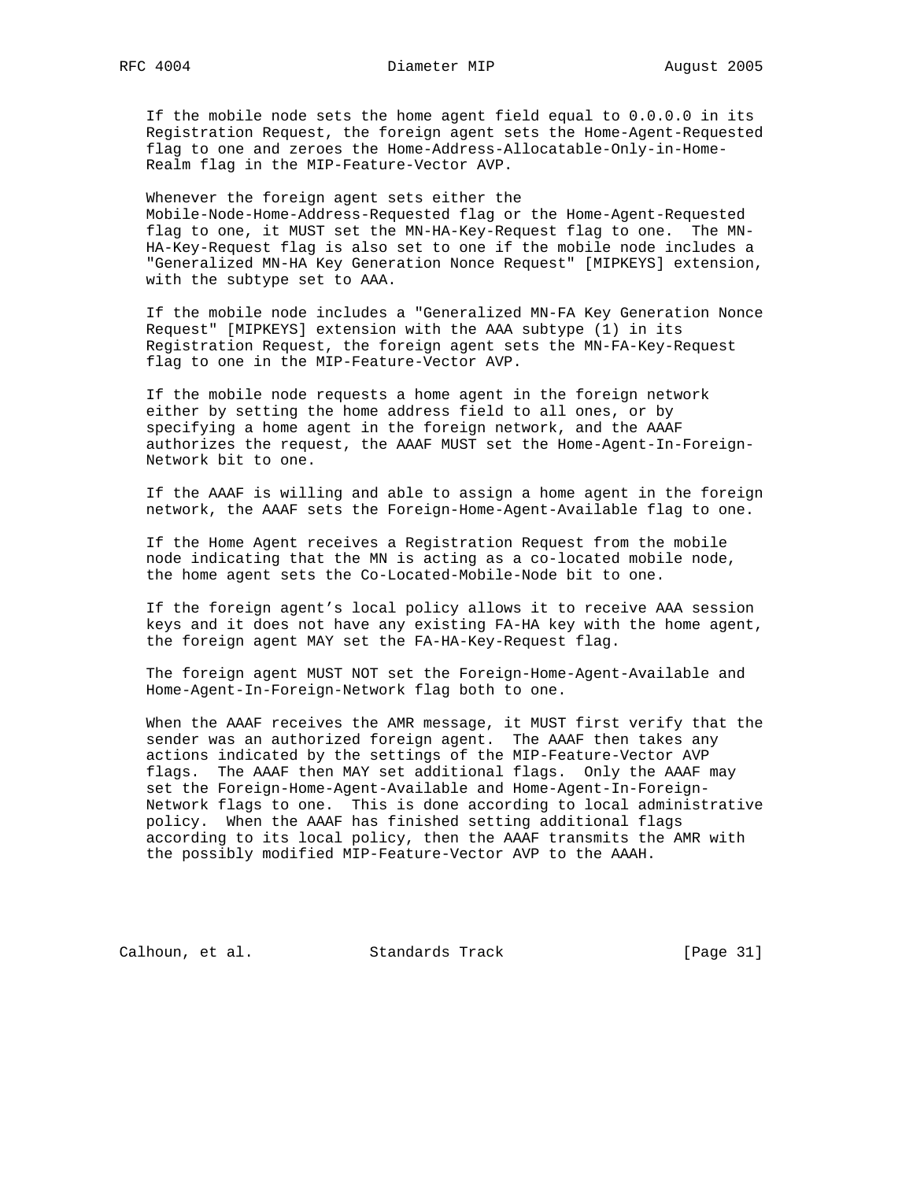If the mobile node sets the home agent field equal to 0.0.0.0 in its Registration Request, the foreign agent sets the Home-Agent-Requested flag to one and zeroes the Home-Address-Allocatable-Only-in-Home-Realm flag in the MIP-Feature-Vector AVP.

Whenever the foreign agent sets either the Mobile-Node-Home-Address-Requested flag or the Home-Agent-Requested flag to one, it MUST set the MN-HA-Key-Request flag to one. The MN-HA-Key-Request flag is also set to one if the mobile node includes a "Generalized MN-HA Key Generation Nonce Request" [MIPKEYS] extension, with the subtype set to AAA.

If the mobile node includes a "Generalized MN-FA Key Generation Nonce Request" [MIPKEYS] extension with the AAA subtype (1) in its Registration Request, the foreign agent sets the MN-FA-Key-Request flag to one in the MIP-Feature-Vector AVP.

If the mobile node requests a home agent in the foreign network either by setting the home address field to all ones, or by specifying a home agent in the foreign network, and the AAAF authorizes the request, the AAAF MUST set the Home-Agent-In-Foreign-Network bit to one.

If the AAAF is willing and able to assign a home agent in the foreign network, the AAAF sets the Foreign-Home-Agent-Available flag to one.

If the Home Agent receives a Registration Request from the mobile node indicating that the MN is acting as a co-located mobile node, the home agent sets the Co-Located-Mobile-Node bit to one.

If the foreign agent's local policy allows it to receive AAA session keys and it does not have any existing FA-HA key with the home agent, the foreign agent MAY set the FA-HA-Key-Request flag.

The foreign agent MUST NOT set the Foreign-Home-Agent-Available and Home-Agent-In-Foreign-Network flag both to one.

When the AAAF receives the AMR message, it MUST first verify that the sender was an authorized foreign agent. The AAAF then takes any actions indicated by the settings of the MIP-Feature-Vector AVP flags. The AAAF then MAY set additional flags. Only the AAAF may set the Foreign-Home-Agent-Available and Home-Agent-In-Foreign-Network flags to one. This is done according to local administrative policy. When the AAAF has finished setting additional flags according to its local policy, then the AAAF transmits the AMR with the possibly modified MIP-Feature-Vector AVP to the AAAH.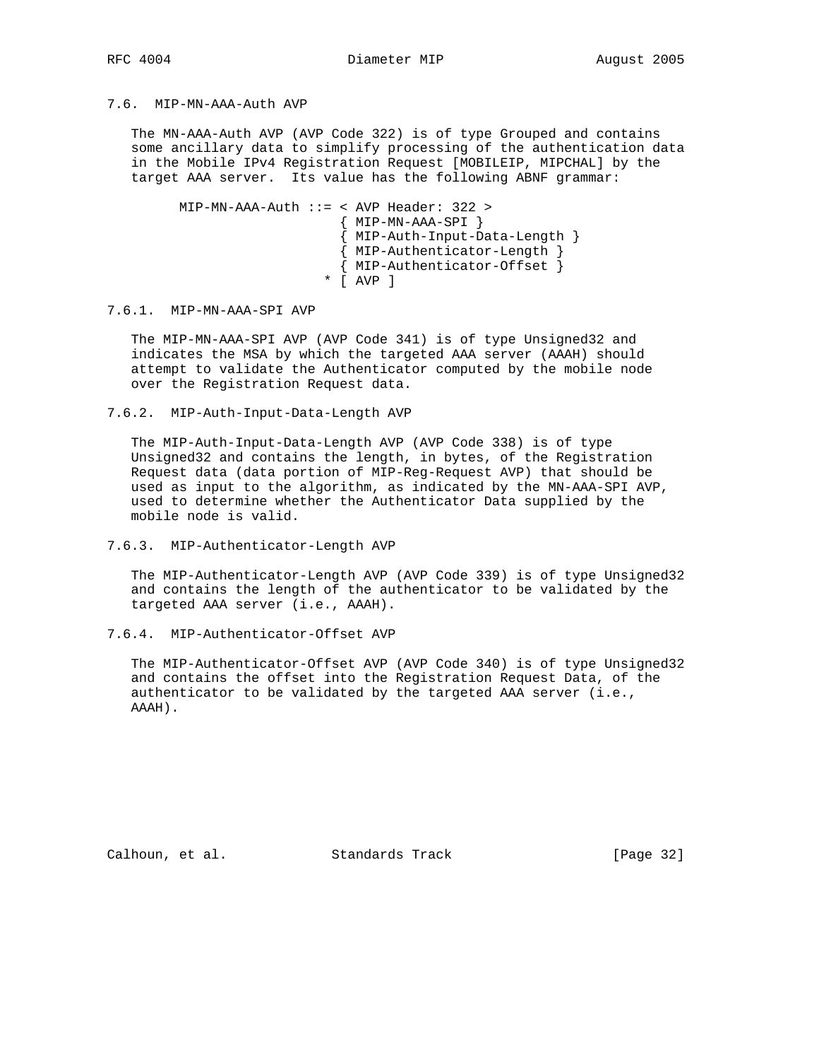### 7.6. MIP-MN-AAA-Auth AVP

The MN-AAA-Auth AVP (AVP Code 322) is of type Grouped and contains some ancillary data to simplify processing of the authentication data in the Mobile IPv4 Registration Request [MOBILEIP, MIPCHAL] by the target AAA server. Its value has the following ABNF grammar:

```
      MIP-MN-AAA-Auth ::= < AVP Header: 322 >
                           { MIP-MN-AAA-SPI }
                           { MIP-Auth-Input-Data-Length }
                           { MIP-Authenticator-Length }
                           { MIP-Authenticator-Offset }
                         * [ AVP ]
```

#### 7.6.1. MIP-MN-AAA-SPI AVP

The MIP-MN-AAA-SPI AVP (AVP Code 341) is of type Unsigned32 and indicates the MSA by which the targeted AAA server (AAAH) should attempt to validate the Authenticator computed by the mobile node over the Registration Request data.

#### 7.6.2. MIP-Auth-Input-Data-Length AVP

The MIP-Auth-Input-Data-Length AVP (AVP Code 338) is of type Unsigned32 and contains the length, in bytes, of the Registration Request data (data portion of MIP-Reg-Request AVP) that should be used as input to the algorithm, as indicated by the MN-AAA-SPI AVP, used to determine whether the Authenticator Data supplied by the mobile node is valid.

#### 7.6.3. MIP-Authenticator-Length AVP

The MIP-Authenticator-Length AVP (AVP Code 339) is of type Unsigned32 and contains the length of the authenticator to be validated by the targeted AAA server (i.e., AAAH).

#### 7.6.4. MIP-Authenticator-Offset AVP

The MIP-Authenticator-Offset AVP (AVP Code 340) is of type Unsigned32 and contains the offset into the Registration Request Data, of the authenticator to be validated by the targeted AAA server (i.e., AAAH).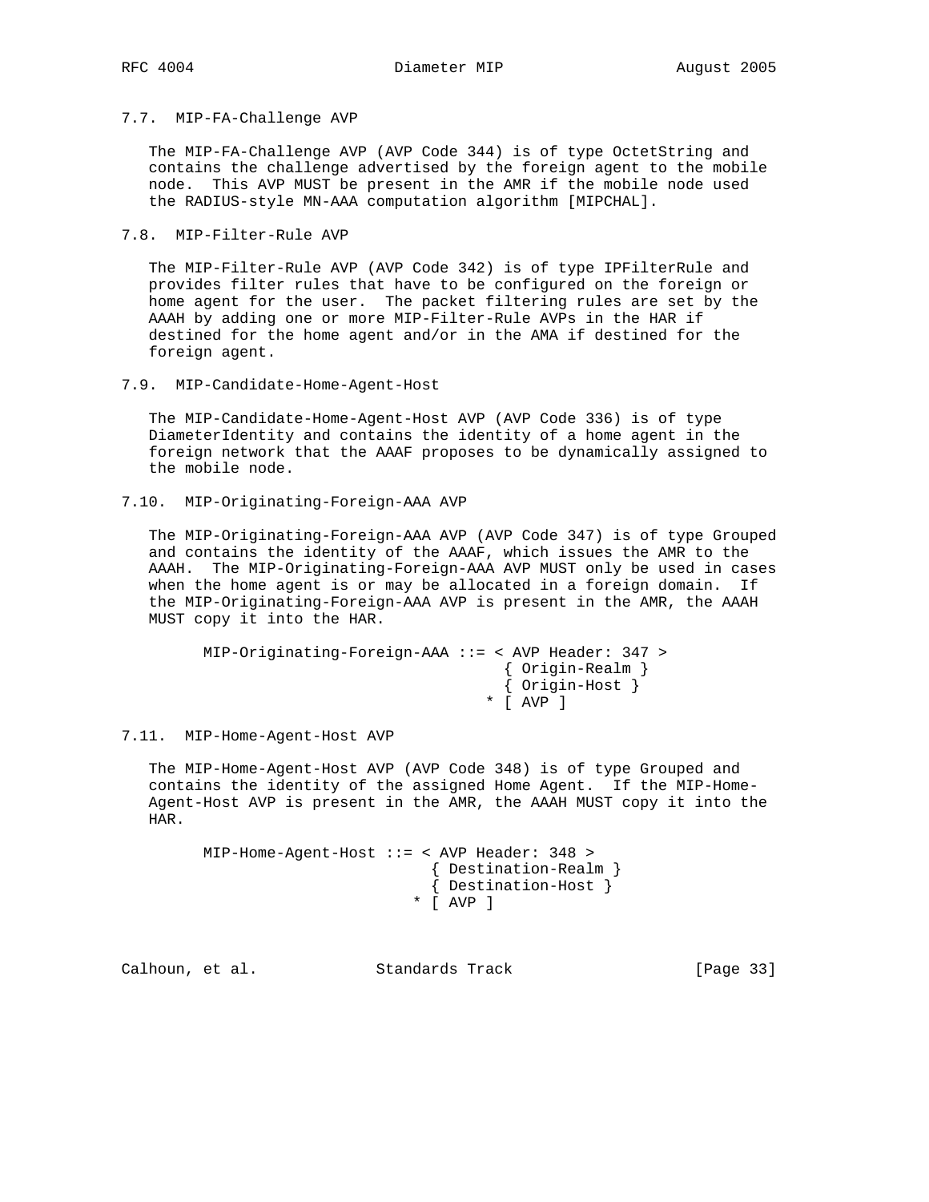### 7.7. MIP-FA-Challenge AVP

The MIP-FA-Challenge AVP (AVP Code 344) is of type OctetString and contains the challenge advertised by the foreign agent to the mobile node. This AVP MUST be present in the AMR if the mobile node used the RADIUS-style MN-AAA computation algorithm [MIPCHAL].

### 7.8. MIP-Filter-Rule AVP

The MIP-Filter-Rule AVP (AVP Code 342) is of type IPFilterRule and provides filter rules that have to be configured on the foreign or home agent for the user. The packet filtering rules are set by the AAAH by adding one or more MIP-Filter-Rule AVPs in the HAR if destined for the home agent and/or in the AMA if destined for the foreign agent.

### 7.9. MIP-Candidate-Home-Agent-Host

The MIP-Candidate-Home-Agent-Host AVP (AVP Code 336) is of type DiameterIdentity and contains the identity of a home agent in the foreign network that the AAAF proposes to be dynamically assigned to the mobile node.

### 7.10. MIP-Originating-Foreign-AAA AVP

The MIP-Originating-Foreign-AAA AVP (AVP Code 347) is of type Grouped and contains the identity of the AAAF, which issues the AMR to the AAAH. The MIP-Originating-Foreign-AAA AVP MUST only be used in cases when the home agent is or may be allocated in a foreign domain. If the MIP-Originating-Foreign-AAA AVP is present in the AMR, the AAAH MUST copy it into the HAR.

```
MIP-Originating-Foreign-AAA ::= < AVP Header: 347 >
                                   { Origin-Realm }
                                   { Origin-Host }
                                 * [ AVP ]
```

### 7.11. MIP-Home-Agent-Host AVP

The MIP-Home-Agent-Host AVP (AVP Code 348) is of type Grouped and contains the identity of the assigned Home Agent. If the MIP-Home-Agent-Host AVP is present in the AMR, the AAAH MUST copy it into the HAR.

```
MIP-Home-Agent-Host ::= < AVP Header: 348 >
                           { Destination-Realm }
                           { Destination-Host }
                         * [ AVP ]
```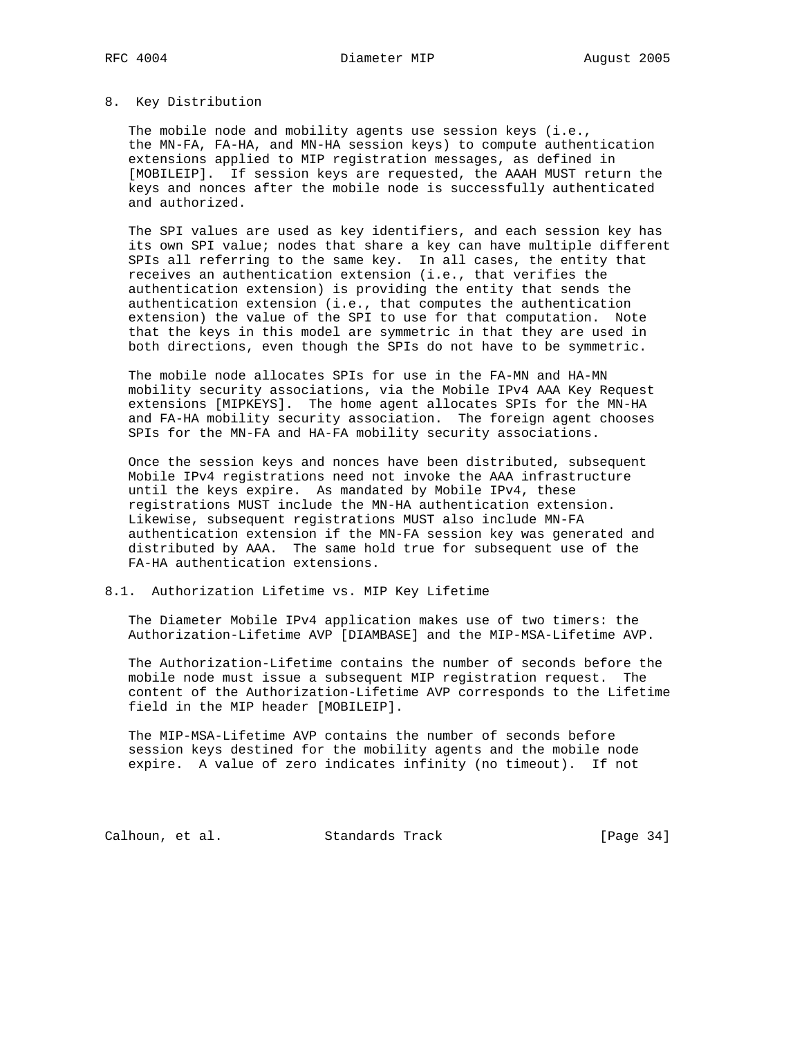## 8. Key Distribution

The mobile node and mobility agents use session keys (i.e., the MN-FA, FA-HA, and MN-HA session keys) to compute authentication extensions applied to MIP registration messages, as defined in [MOBILEIP]. If session keys are requested, the AAAH MUST return the keys and nonces after the mobile node is successfully authenticated and authorized.

The SPI values are used as key identifiers, and each session key has its own SPI value; nodes that share a key can have multiple different SPIs all referring to the same key. In all cases, the entity that receives an authentication extension (i.e., that verifies the authentication extension) is providing the entity that sends the authentication extension (i.e., that computes the authentication extension) the value of the SPI to use for that computation. Note that the keys in this model are symmetric in that they are used in both directions, even though the SPIs do not have to be symmetric.

The mobile node allocates SPIs for use in the FA-MN and HA-MN mobility security associations, via the Mobile IPv4 AAA Key Request extensions [MIPKEYS]. The home agent allocates SPIs for the MN-HA and FA-HA mobility security association. The foreign agent chooses SPIs for the MN-FA and HA-FA mobility security associations.

Once the session keys and nonces have been distributed, subsequent Mobile IPv4 registrations need not invoke the AAA infrastructure until the keys expire. As mandated by Mobile IPv4, these registrations MUST include the MN-HA authentication extension. Likewise, subsequent registrations MUST also include MN-FA authentication extension if the MN-FA session key was generated and distributed by AAA. The same hold true for subsequent use of the FA-HA authentication extensions.

### 8.1. Authorization Lifetime vs. MIP Key Lifetime

The Diameter Mobile IPv4 application makes use of two timers: the Authorization-Lifetime AVP [DIAMBASE] and the MIP-MSA-Lifetime AVP.

The Authorization-Lifetime contains the number of seconds before the mobile node must issue a subsequent MIP registration request. The content of the Authorization-Lifetime AVP corresponds to the Lifetime field in the MIP header [MOBILEIP].

The MIP-MSA-Lifetime AVP contains the number of seconds before session keys destined for the mobility agents and the mobile node expire. A value of zero indicates infinity (no timeout). If not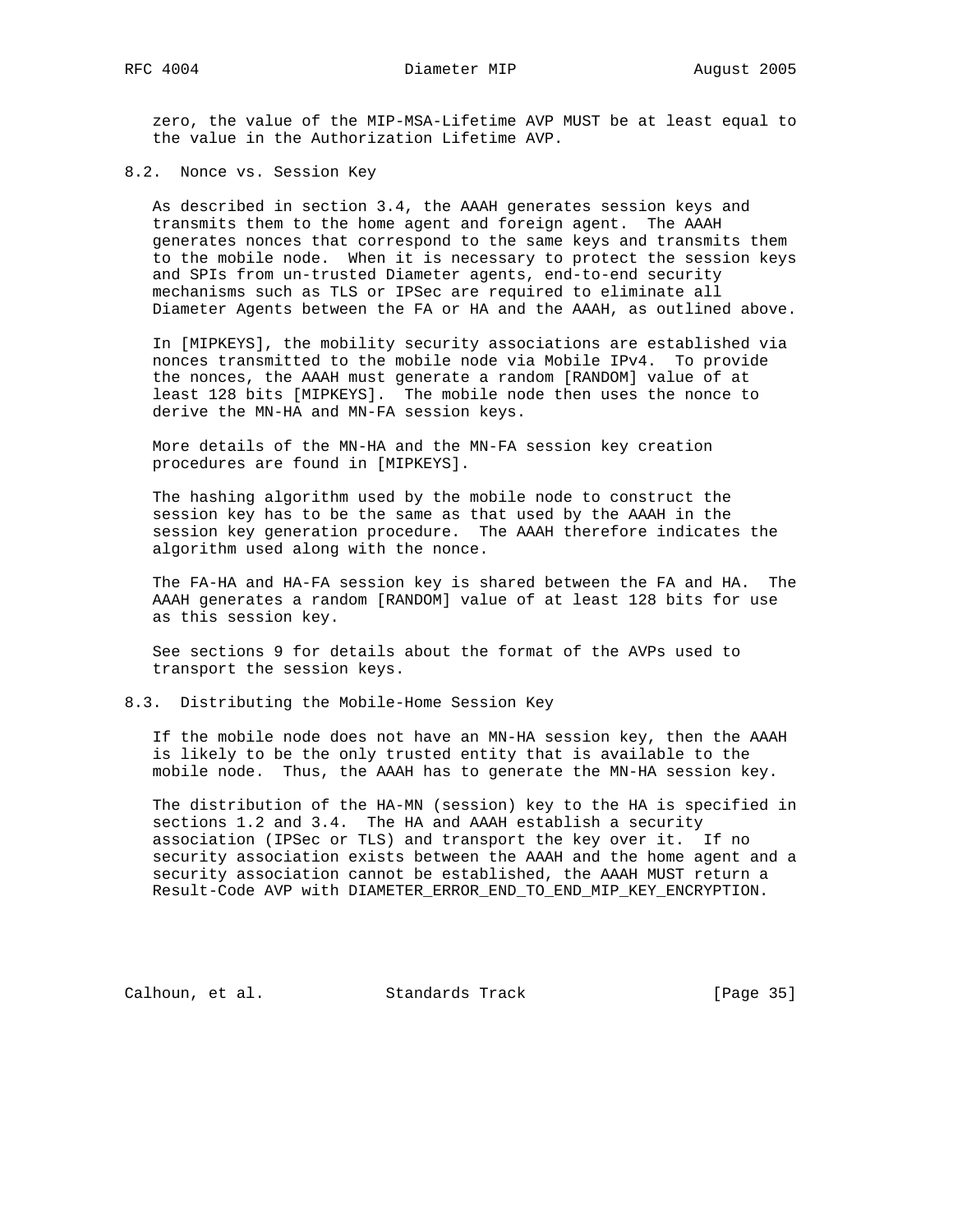zero, the value of the MIP-MSA-Lifetime AVP MUST be at least equal to the value in the Authorization Lifetime AVP.

## 8.2. Nonce vs. Session Key

As described in section 3.4, the AAAH generates session keys and transmits them to the home agent and foreign agent. The AAAH generates nonces that correspond to the same keys and transmits them to the mobile node. When it is necessary to protect the session keys and SPIs from un-trusted Diameter agents, end-to-end security mechanisms such as TLS or IPSec are required to eliminate all Diameter Agents between the FA or HA and the AAAH, as outlined above.

In [MIPKEYS], the mobility security associations are established via nonces transmitted to the mobile node via Mobile IPv4. To provide the nonces, the AAAH must generate a random [RANDOM] value of at least 128 bits [MIPKEYS]. The mobile node then uses the nonce to derive the MN-HA and MN-FA session keys.

More details of the MN-HA and the MN-FA session key creation procedures are found in [MIPKEYS].

The hashing algorithm used by the mobile node to construct the session key has to be the same as that used by the AAAH in the session key generation procedure. The AAAH therefore indicates the algorithm used along with the nonce.

The FA-HA and HA-FA session key is shared between the FA and HA. The AAAH generates a random [RANDOM] value of at least 128 bits for use as this session key.

See sections 9 for details about the format of the AVPs used to transport the session keys.

## 8.3. Distributing the Mobile-Home Session Key

If the mobile node does not have an MN-HA session key, then the AAAH is likely to be the only trusted entity that is available to the mobile node. Thus, the AAAH has to generate the MN-HA session key.

The distribution of the HA-MN (session) key to the HA is specified in sections 1.2 and 3.4. The HA and AAAH establish a security association (IPSec or TLS) and transport the key over it. If no security association exists between the AAAH and the home agent and a security association cannot be established, the AAAH MUST return a Result-Code AVP with DIAMETER_ERROR_END_TO_END_MIP_KEY_ENCRYPTION.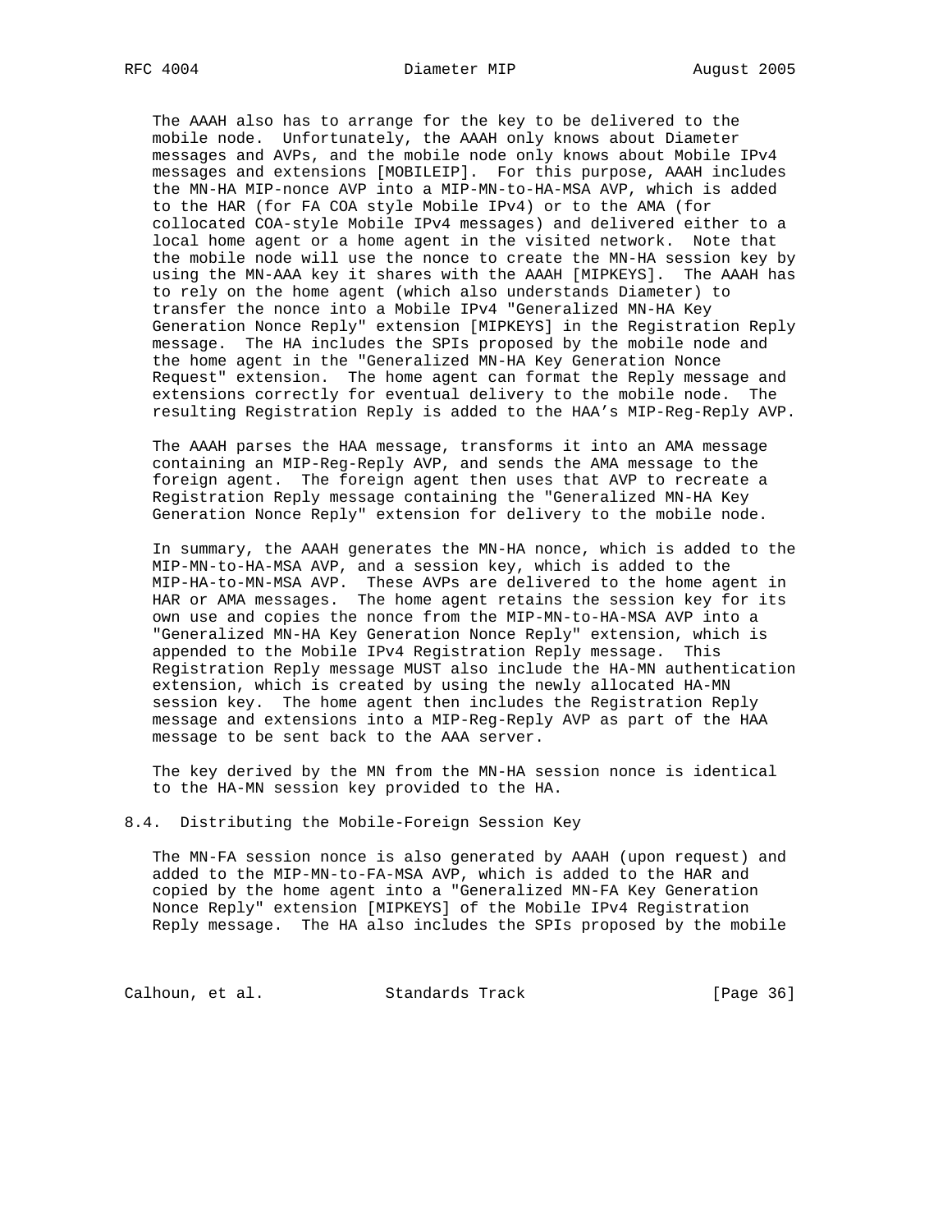The AAAH also has to arrange for the key to be delivered to the mobile node. Unfortunately, the AAAH only knows about Diameter messages and AVPs, and the mobile node only knows about Mobile IPv4 messages and extensions [MOBILEIP]. For this purpose, AAAH includes the MN-HA MIP-nonce AVP into a MIP-MN-to-HA-MSA AVP, which is added to the HAR (for FA COA style Mobile IPv4) or to the AMA (for collocated COA-style Mobile IPv4 messages) and delivered either to a local home agent or a home agent in the visited network. Note that the mobile node will use the nonce to create the MN-HA session key by using the MN-AAA key it shares with the AAAH [MIPKEYS]. The AAAH has to rely on the home agent (which also understands Diameter) to transfer the nonce into a Mobile IPv4 "Generalized MN-HA Key Generation Nonce Reply" extension [MIPKEYS] in the Registration Reply message. The HA includes the SPIs proposed by the mobile node and the home agent in the "Generalized MN-HA Key Generation Nonce Request" extension. The home agent can format the Reply message and extensions correctly for eventual delivery to the mobile node. The resulting Registration Reply is added to the HAA's MIP-Reg-Reply AVP.

The AAAH parses the HAA message, transforms it into an AMA message containing an MIP-Reg-Reply AVP, and sends the AMA message to the foreign agent. The foreign agent then uses that AVP to recreate a Registration Reply message containing the "Generalized MN-HA Key Generation Nonce Reply" extension for delivery to the mobile node.

In summary, the AAAH generates the MN-HA nonce, which is added to the MIP-MN-to-HA-MSA AVP, and a session key, which is added to the MIP-HA-to-MN-MSA AVP. These AVPs are delivered to the home agent in HAR or AMA messages. The home agent retains the session key for its own use and copies the nonce from the MIP-MN-to-HA-MSA AVP into a "Generalized MN-HA Key Generation Nonce Reply" extension, which is appended to the Mobile IPv4 Registration Reply message. This Registration Reply message MUST also include the HA-MN authentication extension, which is created by using the newly allocated HA-MN session key. The home agent then includes the Registration Reply message and extensions into a MIP-Reg-Reply AVP as part of the HAA message to be sent back to the AAA server.

The key derived by the MN from the MN-HA session nonce is identical to the HA-MN session key provided to the HA.

### 8.4. Distributing the Mobile-Foreign Session Key

The MN-FA session nonce is also generated by AAAH (upon request) and added to the MIP-MN-to-FA-MSA AVP, which is added to the HAR and copied by the home agent into a "Generalized MN-FA Key Generation Nonce Reply" extension [MIPKEYS] of the Mobile IPv4 Registration Reply message. The HA also includes the SPIs proposed by the mobile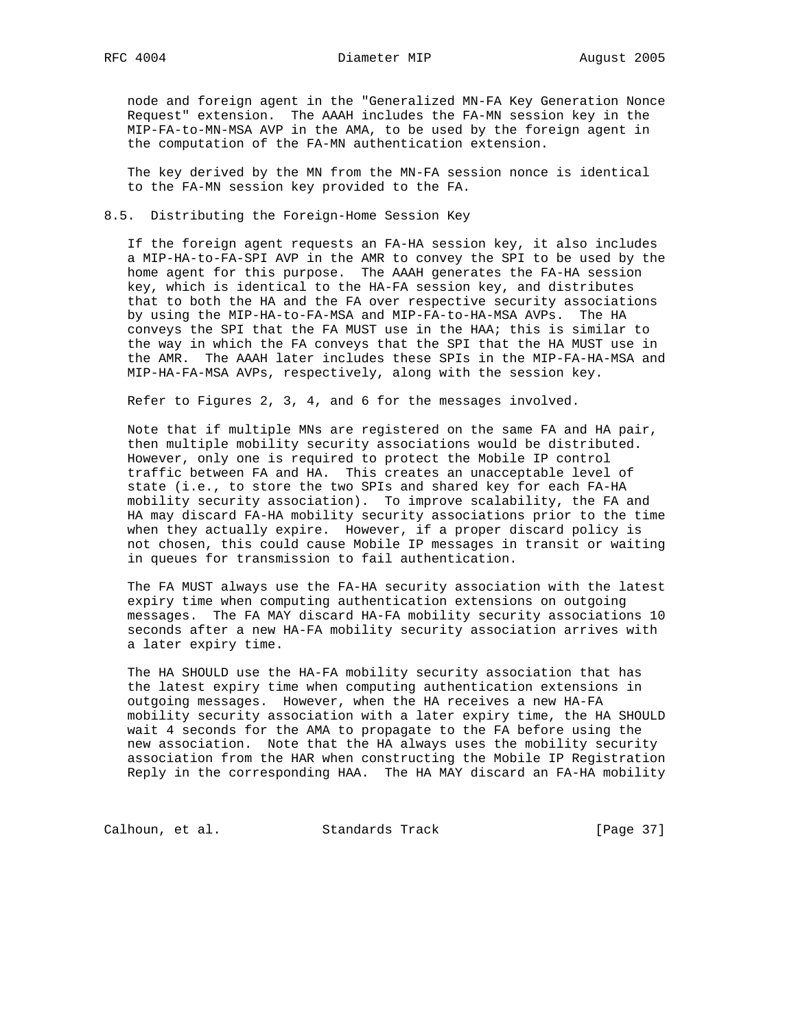node and foreign agent in the "Generalized MN-FA Key Generation Nonce Request" extension. The AAAH includes the FA-MN session key in the MIP-FA-to-MN-MSA AVP in the AMA, to be used by the foreign agent in the computation of the FA-MN authentication extension.

The key derived by the MN from the MN-FA session nonce is identical to the FA-MN session key provided to the FA.

## 8.5. Distributing the Foreign-Home Session Key

If the foreign agent requests an FA-HA session key, it also includes a MIP-HA-to-FA-SPI AVP in the AMR to convey the SPI to be used by the home agent for this purpose. The AAAH generates the FA-HA session key, which is identical to the HA-FA session key, and distributes that to both the HA and the FA over respective security associations by using the MIP-HA-to-FA-MSA and MIP-FA-to-HA-MSA AVPs. The HA conveys the SPI that the FA MUST use in the HAA; this is similar to the way in which the FA conveys that the SPI that the HA MUST use in the AMR. The AAAH later includes these SPIs in the MIP-FA-HA-MSA and MIP-HA-FA-MSA AVPs, respectively, along with the session key.

Refer to Figures 2, 3, 4, and 6 for the messages involved.

Note that if multiple MNs are registered on the same FA and HA pair, then multiple mobility security associations would be distributed. However, only one is required to protect the Mobile IP control traffic between FA and HA. This creates an unacceptable level of state (i.e., to store the two SPIs and shared key for each FA-HA mobility security association). To improve scalability, the FA and HA may discard FA-HA mobility security associations prior to the time when they actually expire. However, if a proper discard policy is not chosen, this could cause Mobile IP messages in transit or waiting in queues for transmission to fail authentication.

The FA MUST always use the FA-HA security association with the latest expiry time when computing authentication extensions on outgoing messages. The FA MAY discard HA-FA mobility security associations 10 seconds after a new HA-FA mobility security association arrives with a later expiry time.

The HA SHOULD use the HA-FA mobility security association that has the latest expiry time when computing authentication extensions in outgoing messages. However, when the HA receives a new HA-FA mobility security association with a later expiry time, the HA SHOULD wait 4 seconds for the AMA to propagate to the FA before using the new association. Note that the HA always uses the mobility security association from the HAR when constructing the Mobile IP Registration Reply in the corresponding HAA. The HA MAY discard an FA-HA mobility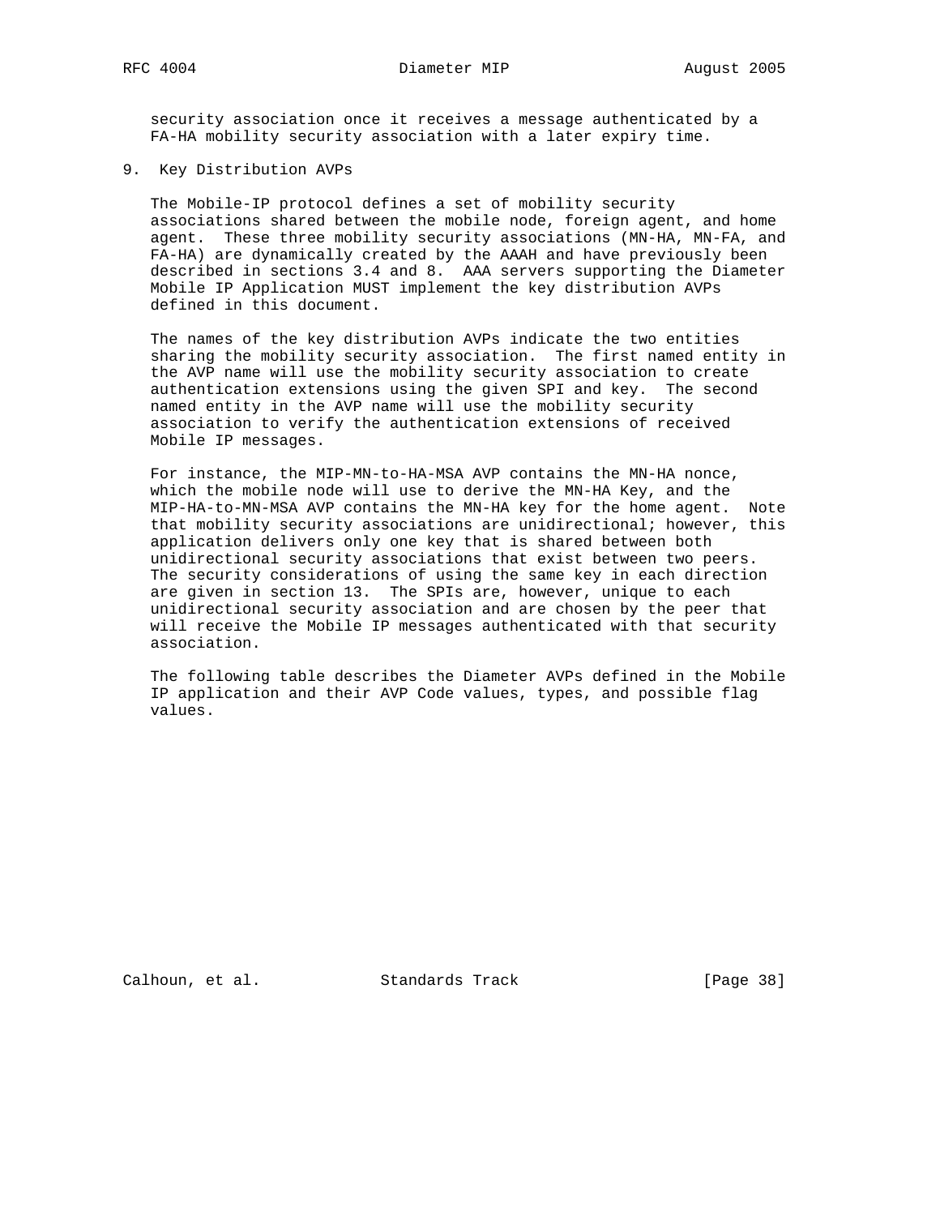security association once it receives a message authenticated by a FA-HA mobility security association with a later expiry time.

## 9. Key Distribution AVPs

The Mobile-IP protocol defines a set of mobility security associations shared between the mobile node, foreign agent, and home agent. These three mobility security associations (MN-HA, MN-FA, and FA-HA) are dynamically created by the AAAH and have previously been described in sections 3.4 and 8. AAA servers supporting the Diameter Mobile IP Application MUST implement the key distribution AVPs defined in this document.

The names of the key distribution AVPs indicate the two entities sharing the mobility security association. The first named entity in the AVP name will use the mobility security association to create authentication extensions using the given SPI and key. The second named entity in the AVP name will use the mobility security association to verify the authentication extensions of received Mobile IP messages.

For instance, the MIP-MN-to-HA-MSA AVP contains the MN-HA nonce, which the mobile node will use to derive the MN-HA Key, and the MIP-HA-to-MN-MSA AVP contains the MN-HA key for the home agent. Note that mobility security associations are unidirectional; however, this application delivers only one key that is shared between both unidirectional security associations that exist between two peers. The security considerations of using the same key in each direction are given in section 13. The SPIs are, however, unique to each unidirectional security association and are chosen by the peer that will receive the Mobile IP messages authenticated with that security association.

The following table describes the Diameter AVPs defined in the Mobile IP application and their AVP Code values, types, and possible flag values.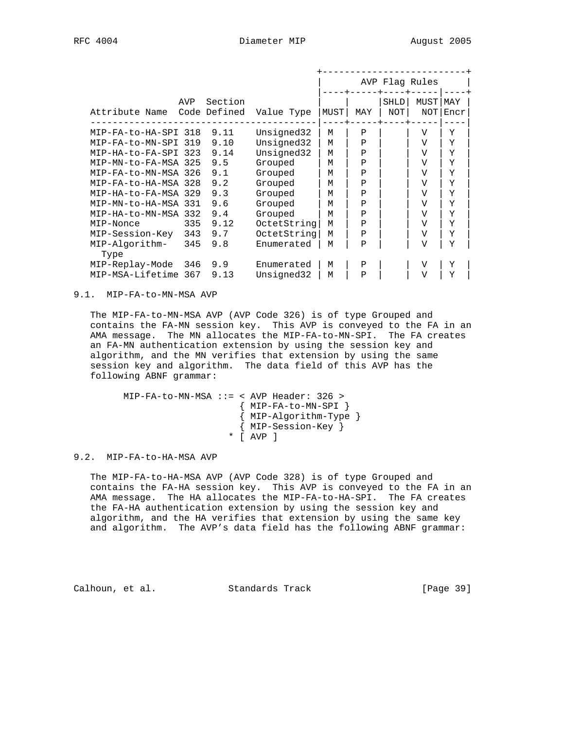| Attribute Name | AVP Code | Section Defined | Value Type | MUST | MAY | SHLD NOT | MUST NOT | MAY Encr |
|---|---|---|---|---|---|---|---|---|
| | | | | AVP Flag Rules | | | | |
| MIP-FA-to-HA-SPI | 318 | 9.11 | Unsigned32 | M | P | | V | Y |
| MIP-FA-to-MN-SPI | 319 | 9.10 | Unsigned32 | M | P | | V | Y |
| MIP-HA-to-FA-SPI | 323 | 9.14 | Unsigned32 | M | P | | V | Y |
| MIP-MN-to-FA-MSA | 325 | 9.5 | Grouped | M | P | | V | Y |
| MIP-FA-to-MN-MSA | 326 | 9.1 | Grouped | M | P | | V | Y |
| MIP-FA-to-HA-MSA | 328 | 9.2 | Grouped | M | P | | V | Y |
| MIP-HA-to-FA-MSA | 329 | 9.3 | Grouped | M | P | | V | Y |
| MIP-MN-to-HA-MSA | 331 | 9.6 | Grouped | M | P | | V | Y |
| MIP-HA-to-MN-MSA | 332 | 9.4 | Grouped | M | P | | V | Y |
| MIP-Nonce | 335 | 9.12 | OctetString | M | P | | V | Y |
| MIP-Session-Key | 343 | 9.7 | OctetString | M | P | | V | Y |
| MIP-Algorithm-Type | 345 | 9.8 | Enumerated | M | P | | V | Y |
| MIP-Replay-Mode | 346 | 9.9 | Enumerated | M | P | | V | Y |
| MIP-MSA-Lifetime | 367 | 9.13 | Unsigned32 | M | P | | V | Y |

## 9.1. MIP-FA-to-MN-MSA AVP

The MIP-FA-to-MN-MSA AVP (AVP Code 326) is of type Grouped and contains the FA-MN session key. This AVP is conveyed to the FA in an AMA message. The MN allocates the MIP-FA-to-MN-SPI. The FA creates an FA-MN authentication extension by using the session key and algorithm, and the MN verifies that extension by using the same session key and algorithm. The data field of this AVP has the following ABNF grammar:

```
MIP-FA-to-MN-MSA ::= < AVP Header: 326 >
                       { MIP-FA-to-MN-SPI }
                       { MIP-Algorithm-Type }
                       { MIP-Session-Key }
                     * [ AVP ]
```

## 9.2. MIP-FA-to-HA-MSA AVP

The MIP-FA-to-HA-MSA AVP (AVP Code 328) is of type Grouped and contains the FA-HA session key. This AVP is conveyed to the FA in an AMA message. The HA allocates the MIP-FA-to-HA-SPI. The FA creates the FA-HA authentication extension by using the session key and algorithm, and the HA verifies that extension by using the same key and algorithm. The AVP's data field has the following ABNF grammar: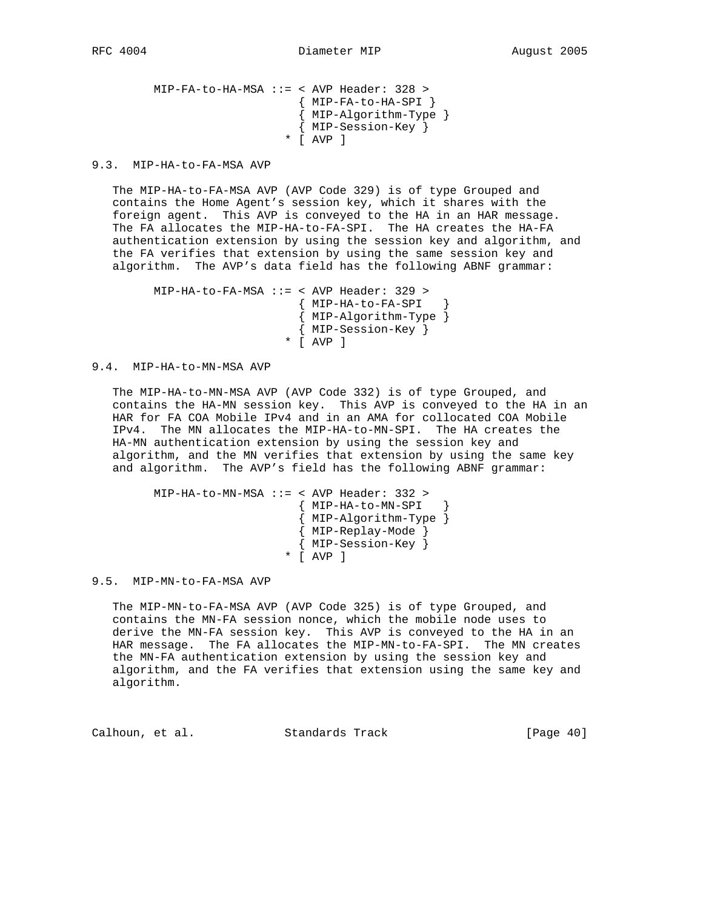```
MIP-FA-to-HA-MSA ::= < AVP Header: 328 >
                       { MIP-FA-to-HA-SPI }
                       { MIP-Algorithm-Type }
                       { MIP-Session-Key }
                     * [ AVP ]
```

### 9.3. MIP-HA-to-FA-MSA AVP

The MIP-HA-to-FA-MSA AVP (AVP Code 329) is of type Grouped and contains the Home Agent's session key, which it shares with the foreign agent. This AVP is conveyed to the HA in an HAR message. The FA allocates the MIP-HA-to-FA-SPI. The HA creates the HA-FA authentication extension by using the session key and algorithm, and the FA verifies that extension by using the same session key and algorithm. The AVP's data field has the following ABNF grammar:

```
MIP-HA-to-FA-MSA ::= < AVP Header: 329 >
                       { MIP-HA-to-FA-SPI   }
                       { MIP-Algorithm-Type }
                       { MIP-Session-Key }
                     * [ AVP ]
```

### 9.4. MIP-HA-to-MN-MSA AVP

The MIP-HA-to-MN-MSA AVP (AVP Code 332) is of type Grouped, and contains the HA-MN session key. This AVP is conveyed to the HA in an HAR for FA COA Mobile IPv4 and in an AMA for collocated COA Mobile IPv4. The MN allocates the MIP-HA-to-MN-SPI. The HA creates the HA-MN authentication extension by using the session key and algorithm, and the MN verifies that extension by using the same key and algorithm. The AVP's field has the following ABNF grammar:

```
MIP-HA-to-MN-MSA ::= < AVP Header: 332 >
                       { MIP-HA-to-MN-SPI   }
                       { MIP-Algorithm-Type }
                       { MIP-Replay-Mode }
                       { MIP-Session-Key }
                     * [ AVP ]
```

### 9.5. MIP-MN-to-FA-MSA AVP

The MIP-MN-to-FA-MSA AVP (AVP Code 325) is of type Grouped, and contains the MN-FA session nonce, which the mobile node uses to derive the MN-FA session key. This AVP is conveyed to the HA in an HAR message. The FA allocates the MIP-MN-to-FA-SPI. The MN creates the MN-FA authentication extension by using the session key and algorithm, and the FA verifies that extension using the same key and algorithm.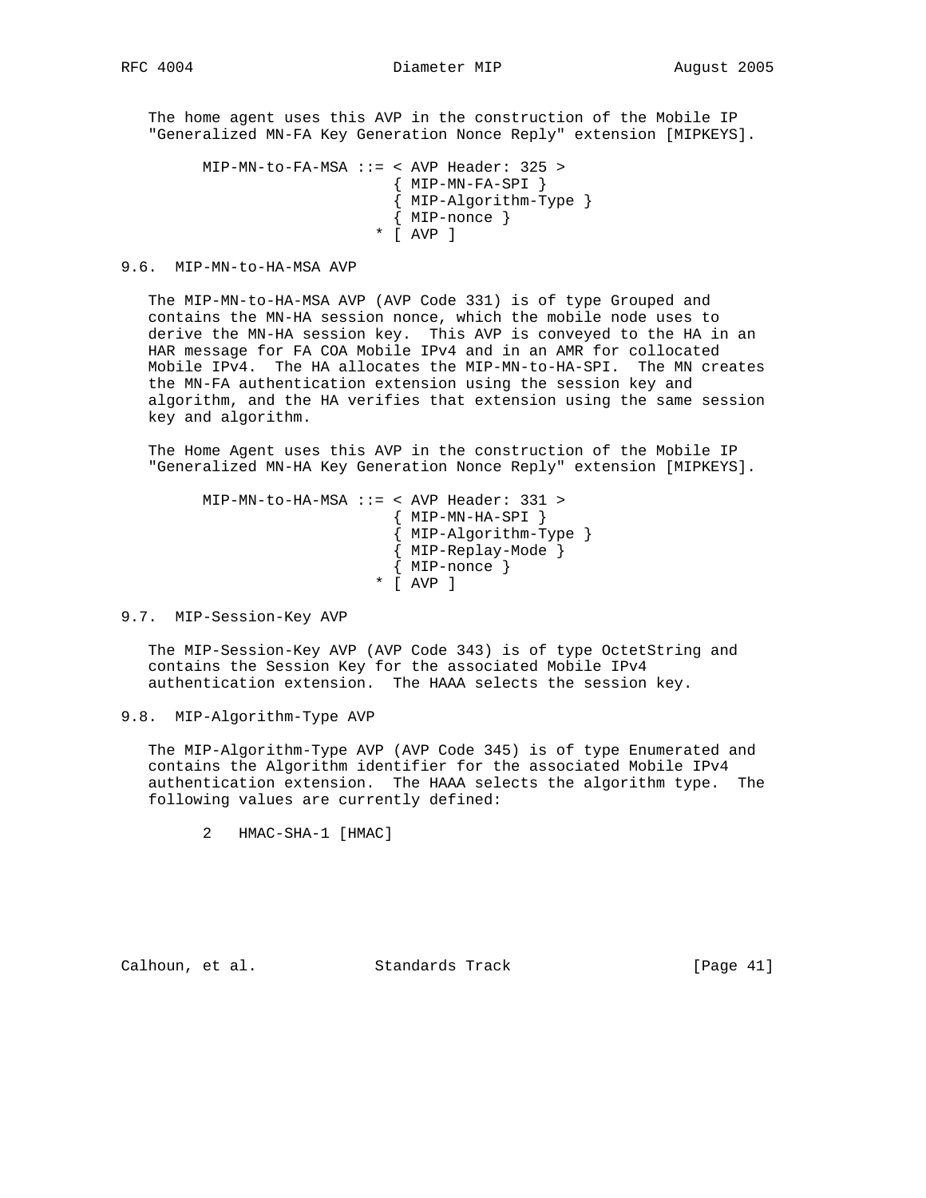The home agent uses this AVP in the construction of the Mobile IP "Generalized MN-FA Key Generation Nonce Reply" extension [MIPKEYS].

```
      MIP-MN-to-FA-MSA ::= < AVP Header: 325 >
                             { MIP-MN-FA-SPI }
                             { MIP-Algorithm-Type }
                             { MIP-nonce }
                           * [ AVP ]
```

## 9.6. MIP-MN-to-HA-MSA AVP

The MIP-MN-to-HA-MSA AVP (AVP Code 331) is of type Grouped and contains the MN-HA session nonce, which the mobile node uses to derive the MN-HA session key. This AVP is conveyed to the HA in an HAR message for FA COA Mobile IPv4 and in an AMR for collocated Mobile IPv4. The HA allocates the MIP-MN-to-HA-SPI. The MN creates the MN-FA authentication extension using the session key and algorithm, and the HA verifies that extension using the same session key and algorithm.

The Home Agent uses this AVP in the construction of the Mobile IP "Generalized MN-HA Key Generation Nonce Reply" extension [MIPKEYS].

```
      MIP-MN-to-HA-MSA ::= < AVP Header: 331 >
                             { MIP-MN-HA-SPI }
                             { MIP-Algorithm-Type }
                             { MIP-Replay-Mode }
                             { MIP-nonce }
                           * [ AVP ]
```

## 9.7. MIP-Session-Key AVP

The MIP-Session-Key AVP (AVP Code 343) is of type OctetString and contains the Session Key for the associated Mobile IPv4 authentication extension. The HAAA selects the session key.

## 9.8. MIP-Algorithm-Type AVP

The MIP-Algorithm-Type AVP (AVP Code 345) is of type Enumerated and contains the Algorithm identifier for the associated Mobile IPv4 authentication extension. The HAAA selects the algorithm type. The following values are currently defined:

```
      2   HMAC-SHA-1 [HMAC]
```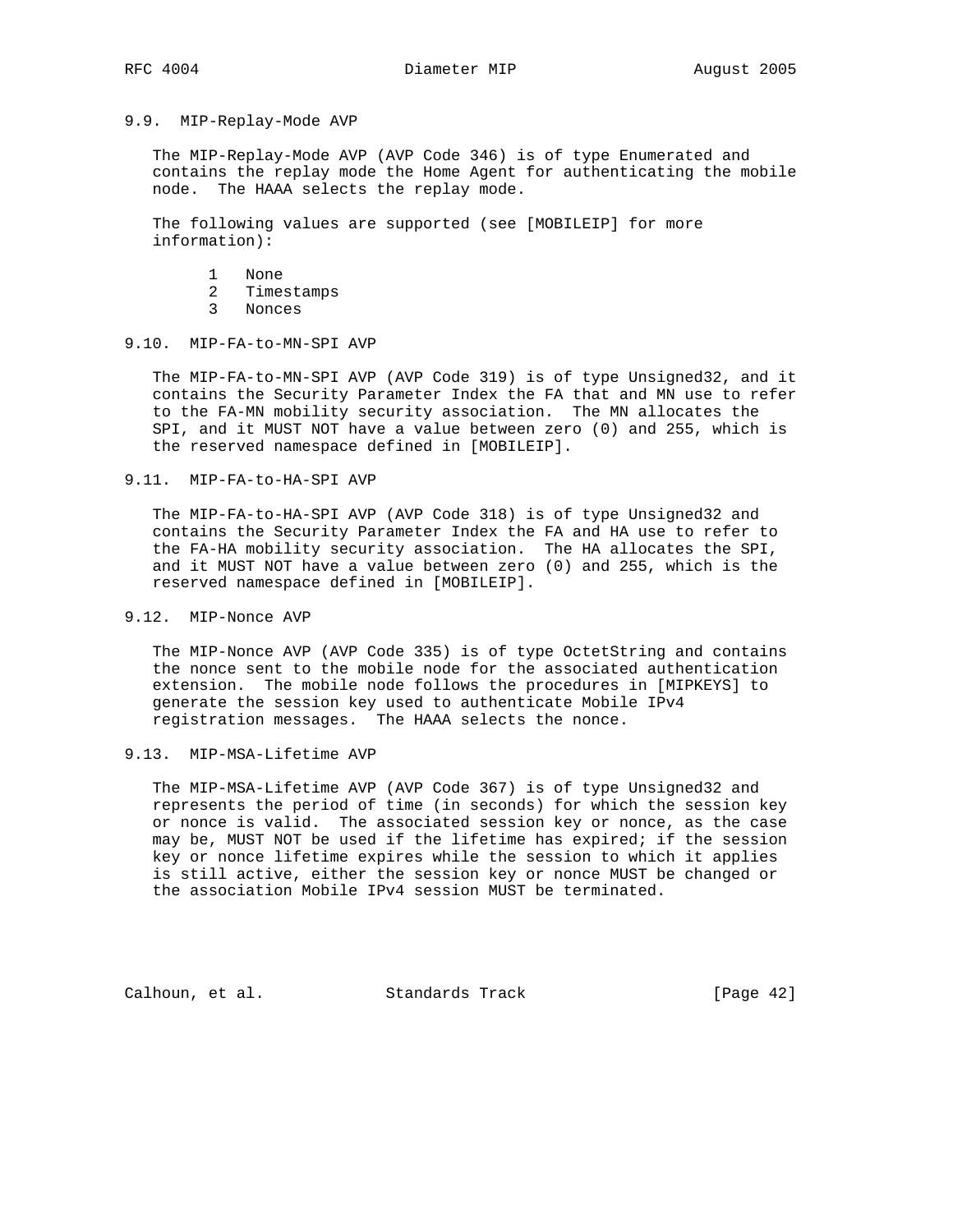### 9.9. MIP-Replay-Mode AVP

The MIP-Replay-Mode AVP (AVP Code 346) is of type Enumerated and contains the replay mode the Home Agent for authenticating the mobile node. The HAAA selects the replay mode.

The following values are supported (see [MOBILEIP] for more information):

1 None
2 Timestamps
3 Nonces

### 9.10. MIP-FA-to-MN-SPI AVP

The MIP-FA-to-MN-SPI AVP (AVP Code 319) is of type Unsigned32, and it contains the Security Parameter Index the FA that and MN use to refer to the FA-MN mobility security association. The MN allocates the SPI, and it MUST NOT have a value between zero (0) and 255, which is the reserved namespace defined in [MOBILEIP].

### 9.11. MIP-FA-to-HA-SPI AVP

The MIP-FA-to-HA-SPI AVP (AVP Code 318) is of type Unsigned32 and contains the Security Parameter Index the FA and HA use to refer to the FA-HA mobility security association. The HA allocates the SPI, and it MUST NOT have a value between zero (0) and 255, which is the reserved namespace defined in [MOBILEIP].

### 9.12. MIP-Nonce AVP

The MIP-Nonce AVP (AVP Code 335) is of type OctetString and contains the nonce sent to the mobile node for the associated authentication extension. The mobile node follows the procedures in [MIPKEYS] to generate the session key used to authenticate Mobile IPv4 registration messages. The HAAA selects the nonce.

### 9.13. MIP-MSA-Lifetime AVP

The MIP-MSA-Lifetime AVP (AVP Code 367) is of type Unsigned32 and represents the period of time (in seconds) for which the session key or nonce is valid. The associated session key or nonce, as the case may be, MUST NOT be used if the lifetime has expired; if the session key or nonce lifetime expires while the session to which it applies is still active, either the session key or nonce MUST be changed or the association Mobile IPv4 session MUST be terminated.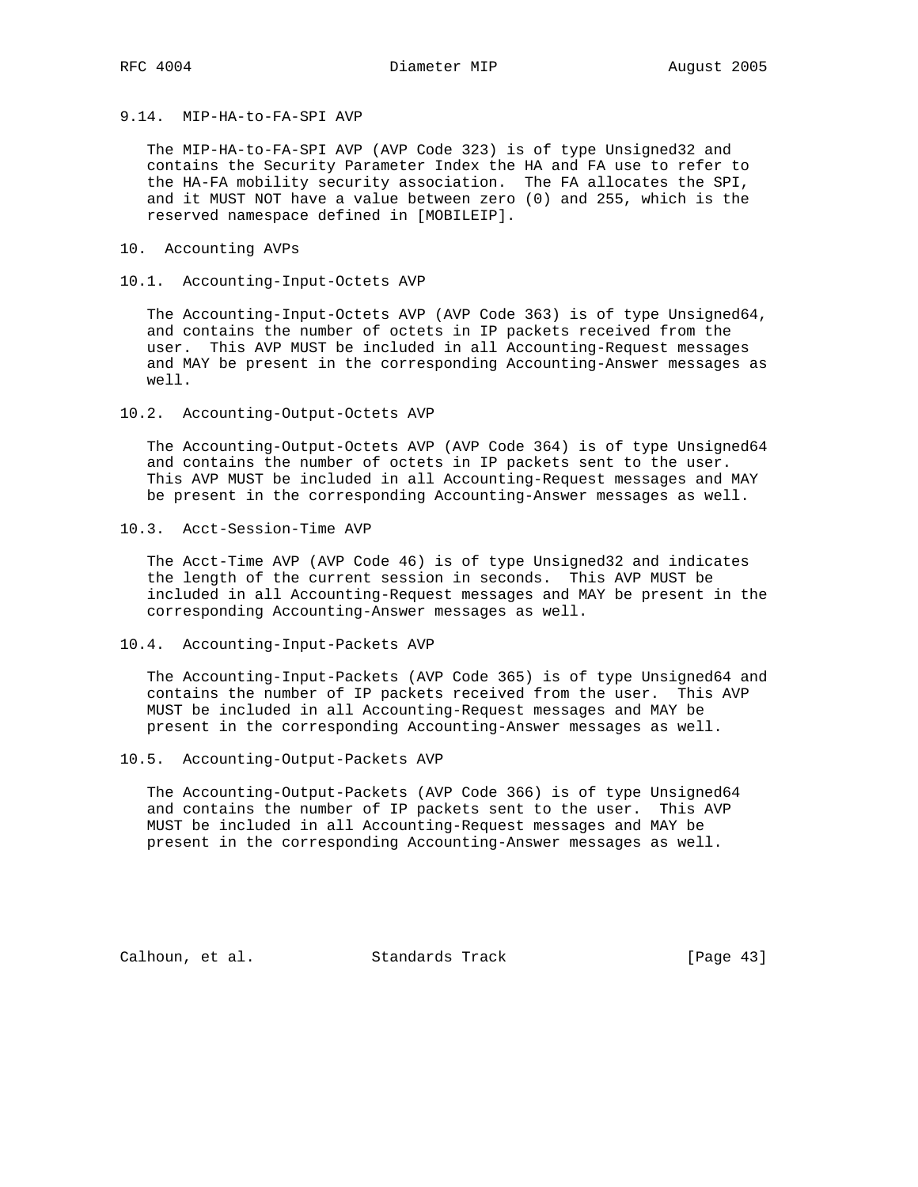### 9.14. MIP-HA-to-FA-SPI AVP

The MIP-HA-to-FA-SPI AVP (AVP Code 323) is of type Unsigned32 and contains the Security Parameter Index the HA and FA use to refer to the HA-FA mobility security association. The FA allocates the SPI, and it MUST NOT have a value between zero (0) and 255, which is the reserved namespace defined in [MOBILEIP].

## 10. Accounting AVPs

### 10.1. Accounting-Input-Octets AVP

The Accounting-Input-Octets AVP (AVP Code 363) is of type Unsigned64, and contains the number of octets in IP packets received from the user. This AVP MUST be included in all Accounting-Request messages and MAY be present in the corresponding Accounting-Answer messages as well.

### 10.2. Accounting-Output-Octets AVP

The Accounting-Output-Octets AVP (AVP Code 364) is of type Unsigned64 and contains the number of octets in IP packets sent to the user. This AVP MUST be included in all Accounting-Request messages and MAY be present in the corresponding Accounting-Answer messages as well.

### 10.3. Acct-Session-Time AVP

The Acct-Time AVP (AVP Code 46) is of type Unsigned32 and indicates the length of the current session in seconds. This AVP MUST be included in all Accounting-Request messages and MAY be present in the corresponding Accounting-Answer messages as well.

### 10.4. Accounting-Input-Packets AVP

The Accounting-Input-Packets (AVP Code 365) is of type Unsigned64 and contains the number of IP packets received from the user. This AVP MUST be included in all Accounting-Request messages and MAY be present in the corresponding Accounting-Answer messages as well.

### 10.5. Accounting-Output-Packets AVP

The Accounting-Output-Packets (AVP Code 366) is of type Unsigned64 and contains the number of IP packets sent to the user. This AVP MUST be included in all Accounting-Request messages and MAY be present in the corresponding Accounting-Answer messages as well.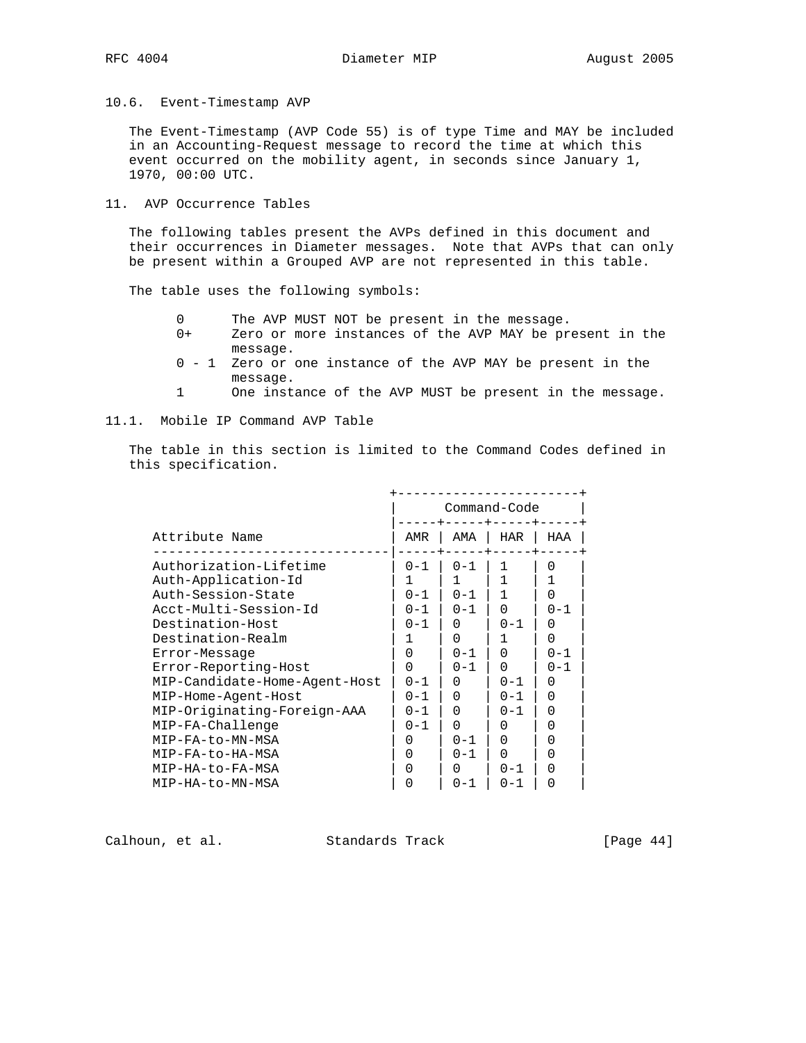### 10.6. Event-Timestamp AVP

The Event-Timestamp (AVP Code 55) is of type Time and MAY be included in an Accounting-Request message to record the time at which this event occurred on the mobility agent, in seconds since January 1, 1970, 00:00 UTC.

## 11. AVP Occurrence Tables

The following tables present the AVPs defined in this document and their occurrences in Diameter messages. Note that AVPs that can only be present within a Grouped AVP are not represented in this table.

The table uses the following symbols:

- 0 The AVP MUST NOT be present in the message.
- 0+ Zero or more instances of the AVP MAY be present in the message.
- 0 - 1 Zero or one instance of the AVP MAY be present in the message.
- 1 One instance of the AVP MUST be present in the message.

### 11.1. Mobile IP Command AVP Table

The table in this section is limited to the Command Codes defined in this specification.

| | Command-Code | | | |
|---|---|---|---|---|
| Attribute Name | AMR | AMA | HAR | HAA |
| Authorization-Lifetime | 0-1 | 0-1 | 1 | 0 |
| Auth-Application-Id | 1 | 1 | 1 | 1 |
| Auth-Session-State | 0-1 | 0-1 | 1 | 0 |
| Acct-Multi-Session-Id | 0-1 | 0-1 | 0 | 0-1 |
| Destination-Host | 0-1 | 0 | 0-1 | 0 |
| Destination-Realm | 1 | 0 | 1 | 0 |
| Error-Message | 0 | 0-1 | 0 | 0-1 |
| Error-Reporting-Host | 0 | 0-1 | 0 | 0-1 |
| MIP-Candidate-Home-Agent-Host | 0-1 | 0 | 0-1 | 0 |
| MIP-Home-Agent-Host | 0-1 | 0 | 0-1 | 0 |
| MIP-Originating-Foreign-AAA | 0-1 | 0 | 0-1 | 0 |
| MIP-FA-Challenge | 0-1 | 0 | 0 | 0 |
| MIP-FA-to-MN-MSA | 0 | 0-1 | 0 | 0 |
| MIP-FA-to-HA-MSA | 0 | 0-1 | 0 | 0 |
| MIP-HA-to-FA-MSA | 0 | 0 | 0-1 | 0 |
| MIP-HA-to-MN-MSA | 0 | 0-1 | 0-1 | 0 |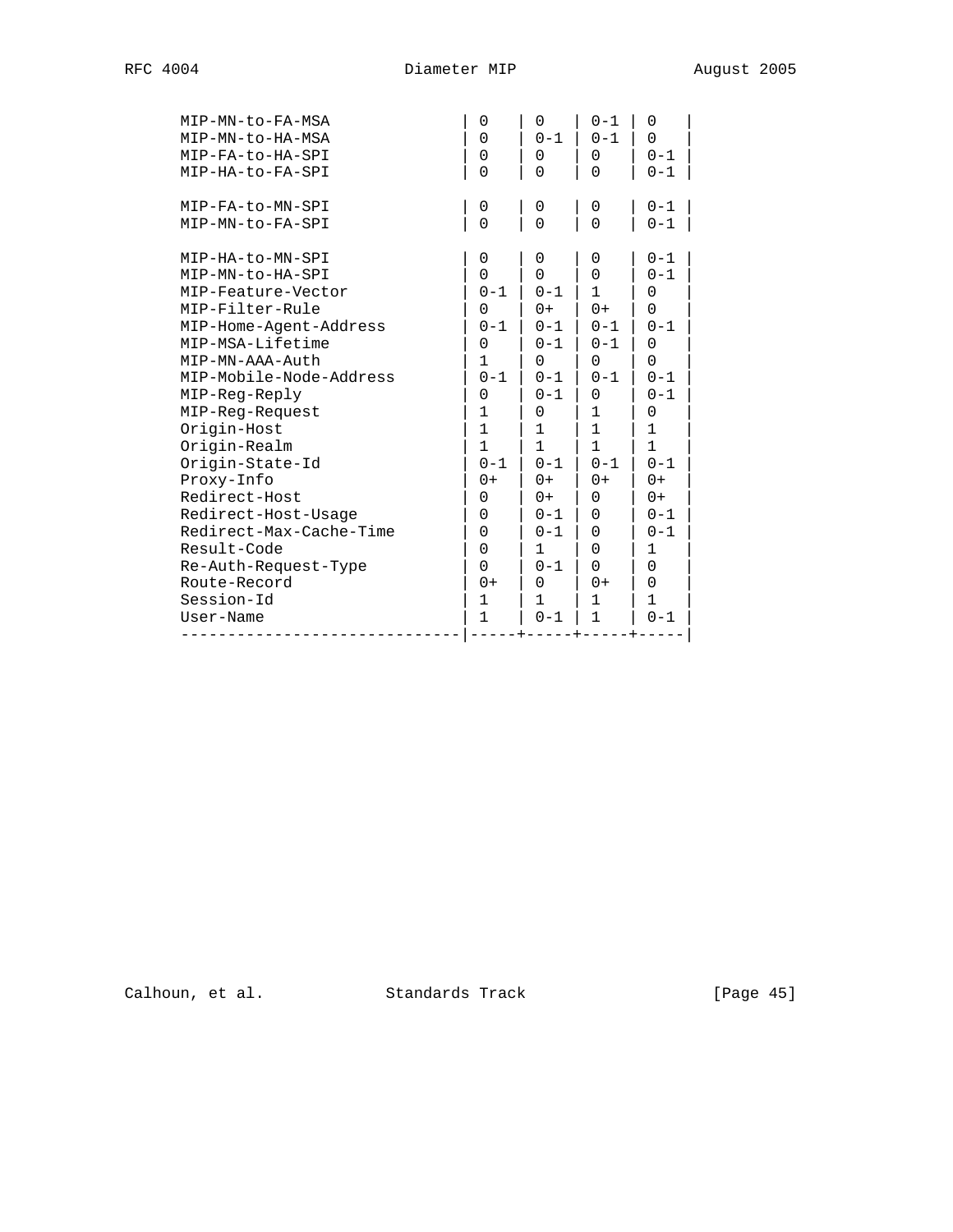| | | | | |
|---|---|---|---|---|
| MIP-MN-to-FA-MSA | 0 | 0 | 0-1 | 0 |
| MIP-MN-to-HA-MSA | 0 | 0-1 | 0-1 | 0 |
| MIP-FA-to-HA-SPI | 0 | 0 | 0 | 0-1 |
| MIP-HA-to-FA-SPI | 0 | 0 | 0 | 0-1 |
| | | | | |
| MIP-FA-to-MN-SPI | 0 | 0 | 0 | 0-1 |
| MIP-MN-to-FA-SPI | 0 | 0 | 0 | 0-1 |
| | | | | |
| MIP-HA-to-MN-SPI | 0 | 0 | 0 | 0-1 |
| MIP-MN-to-HA-SPI | 0 | 0 | 0 | 0-1 |
| MIP-Feature-Vector | 0-1 | 0-1 | 1 | 0 |
| MIP-Filter-Rule | 0 | 0+ | 0+ | 0 |
| MIP-Home-Agent-Address | 0-1 | 0-1 | 0-1 | 0-1 |
| MIP-MSA-Lifetime | 0 | 0-1 | 0-1 | 0 |
| MIP-MN-AAA-Auth | 1 | 0 | 0 | 0 |
| MIP-Mobile-Node-Address | 0-1 | 0-1 | 0-1 | 0-1 |
| MIP-Reg-Reply | 0 | 0-1 | 0 | 0-1 |
| MIP-Reg-Request | 1 | 0 | 1 | 0 |
| Origin-Host | 1 | 1 | 1 | 1 |
| Origin-Realm | 1 | 1 | 1 | 1 |
| Origin-State-Id | 0-1 | 0-1 | 0-1 | 0-1 |
| Proxy-Info | 0+ | 0+ | 0+ | 0+ |
| Redirect-Host | 0 | 0+ | 0 | 0+ |
| Redirect-Host-Usage | 0 | 0-1 | 0 | 0-1 |
| Redirect-Max-Cache-Time | 0 | 0-1 | 0 | 0-1 |
| Result-Code | 0 | 1 | 0 | 1 |
| Re-Auth-Request-Type | 0 | 0-1 | 0 | 0 |
| Route-Record | 0+ | 0 | 0+ | 0 |
| Session-Id | 1 | 1 | 1 | 1 |
| User-Name | 1 | 0-1 | 1 | 0-1 |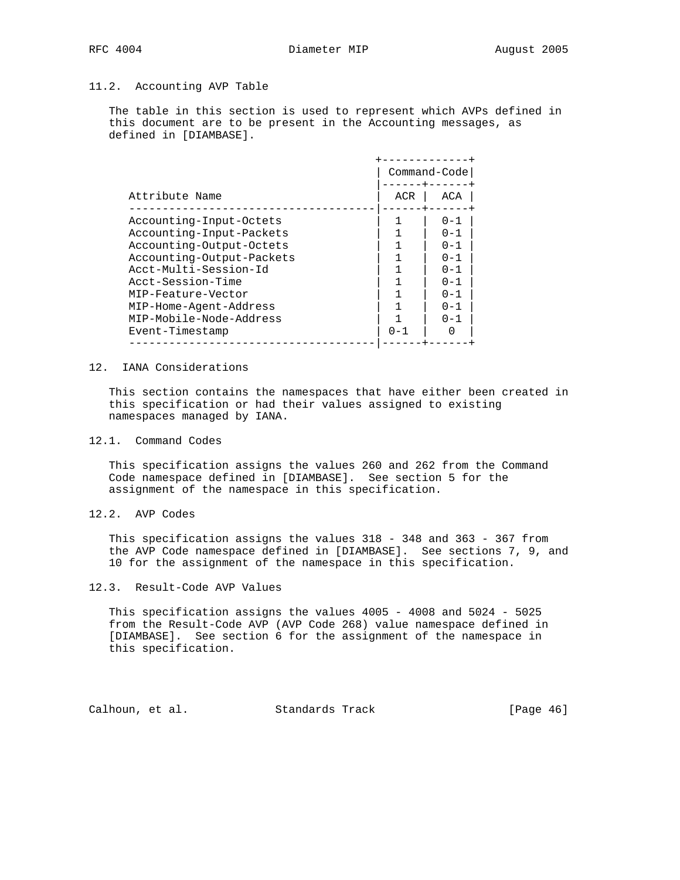### 11.2. Accounting AVP Table

The table in this section is used to represent which AVPs defined in this document are to be present in the Accounting messages, as defined in [DIAMBASE].

| | Command-Code | |
|---|---|---|
| Attribute Name | ACR | ACA |
| Accounting-Input-Octets | 1 | 0-1 |
| Accounting-Input-Packets | 1 | 0-1 |
| Accounting-Output-Octets | 1 | 0-1 |
| Accounting-Output-Packets | 1 | 0-1 |
| Acct-Multi-Session-Id | 1 | 0-1 |
| Acct-Session-Time | 1 | 0-1 |
| MIP-Feature-Vector | 1 | 0-1 |
| MIP-Home-Agent-Address | 1 | 0-1 |
| MIP-Mobile-Node-Address | 1 | 0-1 |
| Event-Timestamp | 0-1 | 0 |

## 12. IANA Considerations

This section contains the namespaces that have either been created in this specification or had their values assigned to existing namespaces managed by IANA.

### 12.1. Command Codes

This specification assigns the values 260 and 262 from the Command Code namespace defined in [DIAMBASE]. See section 5 for the assignment of the namespace in this specification.

### 12.2. AVP Codes

This specification assigns the values 318 - 348 and 363 - 367 from the AVP Code namespace defined in [DIAMBASE]. See sections 7, 9, and 10 for the assignment of the namespace in this specification.

### 12.3. Result-Code AVP Values

This specification assigns the values 4005 - 4008 and 5024 - 5025 from the Result-Code AVP (AVP Code 268) value namespace defined in [DIAMBASE]. See section 6 for the assignment of the namespace in this specification.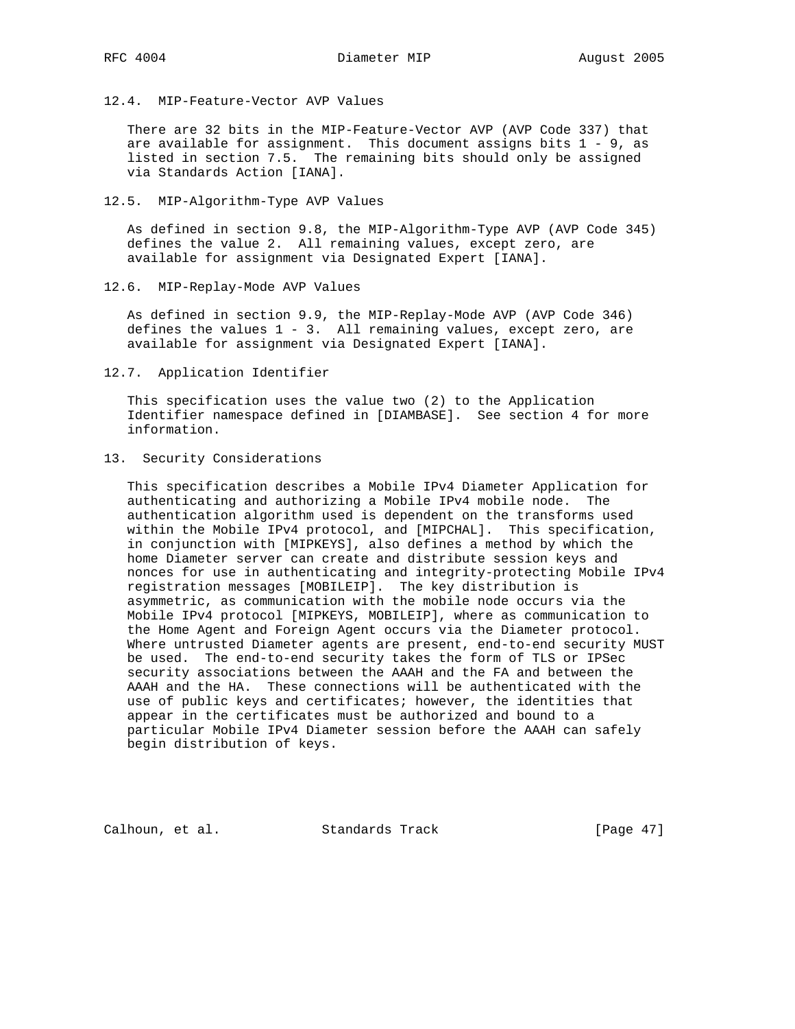### 12.4. MIP-Feature-Vector AVP Values

There are 32 bits in the MIP-Feature-Vector AVP (AVP Code 337) that are available for assignment. This document assigns bits 1 - 9, as listed in section 7.5. The remaining bits should only be assigned via Standards Action [IANA].

### 12.5. MIP-Algorithm-Type AVP Values

As defined in section 9.8, the MIP-Algorithm-Type AVP (AVP Code 345) defines the value 2. All remaining values, except zero, are available for assignment via Designated Expert [IANA].

### 12.6. MIP-Replay-Mode AVP Values

As defined in section 9.9, the MIP-Replay-Mode AVP (AVP Code 346) defines the values 1 - 3. All remaining values, except zero, are available for assignment via Designated Expert [IANA].

### 12.7. Application Identifier

This specification uses the value two (2) to the Application Identifier namespace defined in [DIAMBASE]. See section 4 for more information.

## 13. Security Considerations

This specification describes a Mobile IPv4 Diameter Application for authenticating and authorizing a Mobile IPv4 mobile node. The authentication algorithm used is dependent on the transforms used within the Mobile IPv4 protocol, and [MIPCHAL]. This specification, in conjunction with [MIPKEYS], also defines a method by which the home Diameter server can create and distribute session keys and nonces for use in authenticating and integrity-protecting Mobile IPv4 registration messages [MOBILEIP]. The key distribution is asymmetric, as communication with the mobile node occurs via the Mobile IPv4 protocol [MIPKEYS, MOBILEIP], where as communication to the Home Agent and Foreign Agent occurs via the Diameter protocol. Where untrusted Diameter agents are present, end-to-end security MUST be used. The end-to-end security takes the form of TLS or IPSec security associations between the AAAH and the FA and between the AAAH and the HA. These connections will be authenticated with the use of public keys and certificates; however, the identities that appear in the certificates must be authorized and bound to a particular Mobile IPv4 Diameter session before the AAAH can safely begin distribution of keys.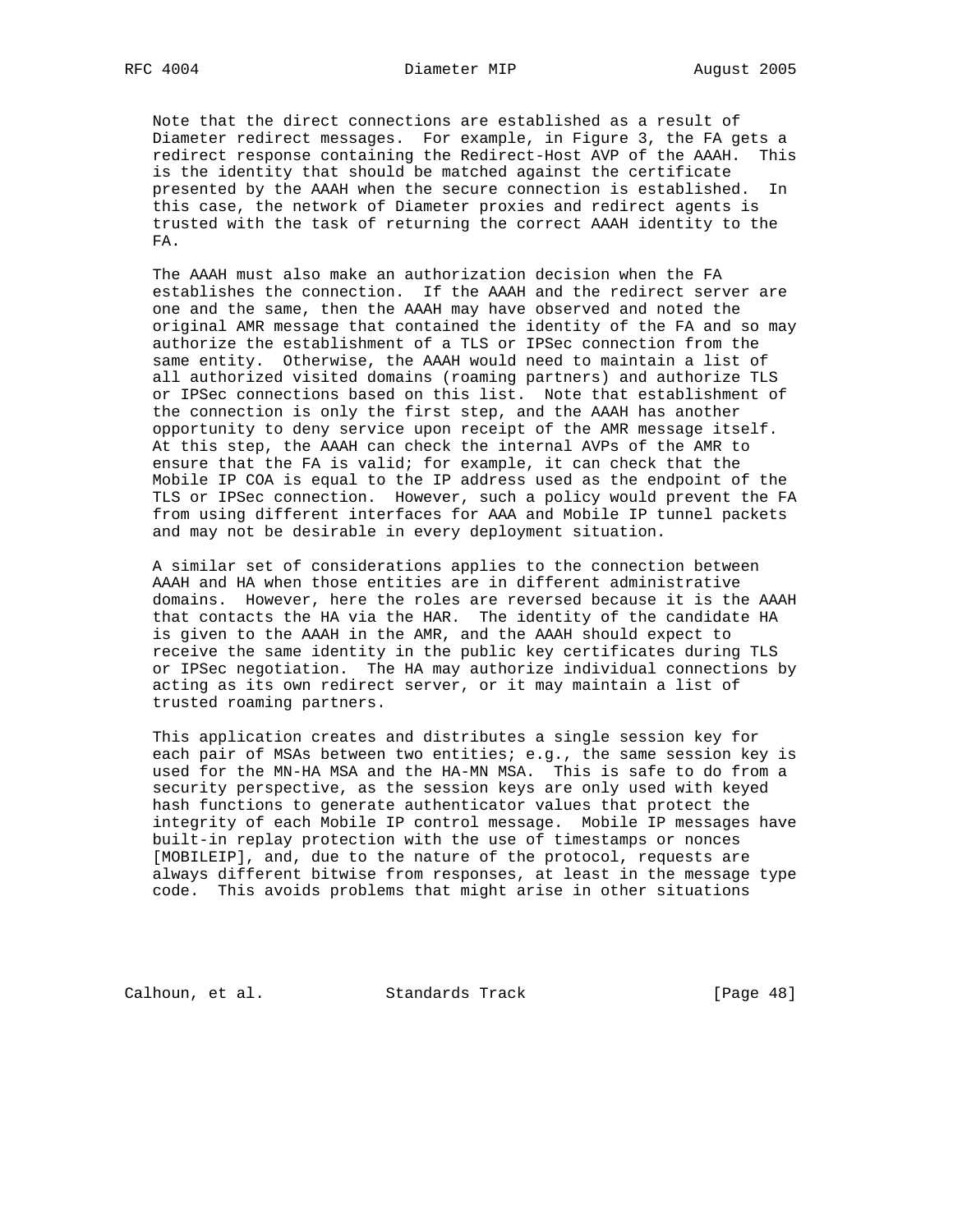Note that the direct connections are established as a result of Diameter redirect messages. For example, in Figure 3, the FA gets a redirect response containing the Redirect-Host AVP of the AAAH. This is the identity that should be matched against the certificate presented by the AAAH when the secure connection is established. In this case, the network of Diameter proxies and redirect agents is trusted with the task of returning the correct AAAH identity to the FA.

The AAAH must also make an authorization decision when the FA establishes the connection. If the AAAH and the redirect server are one and the same, then the AAAH may have observed and noted the original AMR message that contained the identity of the FA and so may authorize the establishment of a TLS or IPSec connection from the same entity. Otherwise, the AAAH would need to maintain a list of all authorized visited domains (roaming partners) and authorize TLS or IPSec connections based on this list. Note that establishment of the connection is only the first step, and the AAAH has another opportunity to deny service upon receipt of the AMR message itself. At this step, the AAAH can check the internal AVPs of the AMR to ensure that the FA is valid; for example, it can check that the Mobile IP COA is equal to the IP address used as the endpoint of the TLS or IPSec connection. However, such a policy would prevent the FA from using different interfaces for AAA and Mobile IP tunnel packets and may not be desirable in every deployment situation.

A similar set of considerations applies to the connection between AAAH and HA when those entities are in different administrative domains. However, here the roles are reversed because it is the AAAH that contacts the HA via the HAR. The identity of the candidate HA is given to the AAAH in the AMR, and the AAAH should expect to receive the same identity in the public key certificates during TLS or IPSec negotiation. The HA may authorize individual connections by acting as its own redirect server, or it may maintain a list of trusted roaming partners.

This application creates and distributes a single session key for each pair of MSAs between two entities; e.g., the same session key is used for the MN-HA MSA and the HA-MN MSA. This is safe to do from a security perspective, as the session keys are only used with keyed hash functions to generate authenticator values that protect the integrity of each Mobile IP control message. Mobile IP messages have built-in replay protection with the use of timestamps or nonces [MOBILEIP], and, due to the nature of the protocol, requests are always different bitwise from responses, at least in the message type code. This avoids problems that might arise in other situations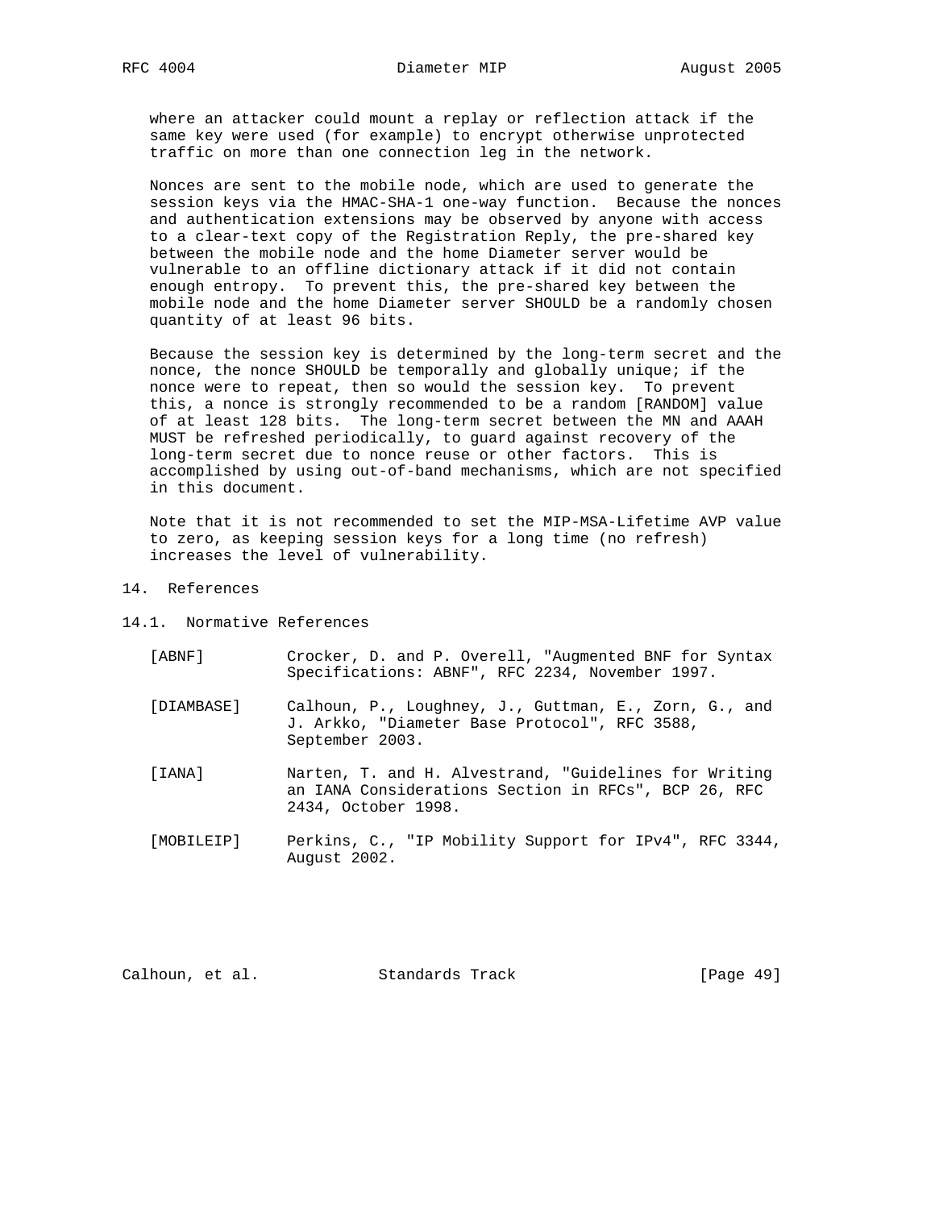where an attacker could mount a replay or reflection attack if the same key were used (for example) to encrypt otherwise unprotected traffic on more than one connection leg in the network.

Nonces are sent to the mobile node, which are used to generate the session keys via the HMAC-SHA-1 one-way function. Because the nonces and authentication extensions may be observed by anyone with access to a clear-text copy of the Registration Reply, the pre-shared key between the mobile node and the home Diameter server would be vulnerable to an offline dictionary attack if it did not contain enough entropy. To prevent this, the pre-shared key between the mobile node and the home Diameter server SHOULD be a randomly chosen quantity of at least 96 bits.

Because the session key is determined by the long-term secret and the nonce, the nonce SHOULD be temporally and globally unique; if the nonce were to repeat, then so would the session key. To prevent this, a nonce is strongly recommended to be a random [RANDOM] value of at least 128 bits. The long-term secret between the MN and AAAH MUST be refreshed periodically, to guard against recovery of the long-term secret due to nonce reuse or other factors. This is accomplished by using out-of-band mechanisms, which are not specified in this document.

Note that it is not recommended to set the MIP-MSA-Lifetime AVP value to zero, as keeping session keys for a long time (no refresh) increases the level of vulnerability.

# 14. References

## 14.1. Normative References

[ABNF] Crocker, D. and P. Overell, "Augmented BNF for Syntax Specifications: ABNF", RFC 2234, November 1997.

[DIAMBASE] Calhoun, P., Loughney, J., Guttman, E., Zorn, G., and J. Arkko, "Diameter Base Protocol", RFC 3588, September 2003.

[IANA] Narten, T. and H. Alvestrand, "Guidelines for Writing an IANA Considerations Section in RFCs", BCP 26, RFC 2434, October 1998.

[MOBILEIP] Perkins, C., "IP Mobility Support for IPv4", RFC 3344, August 2002.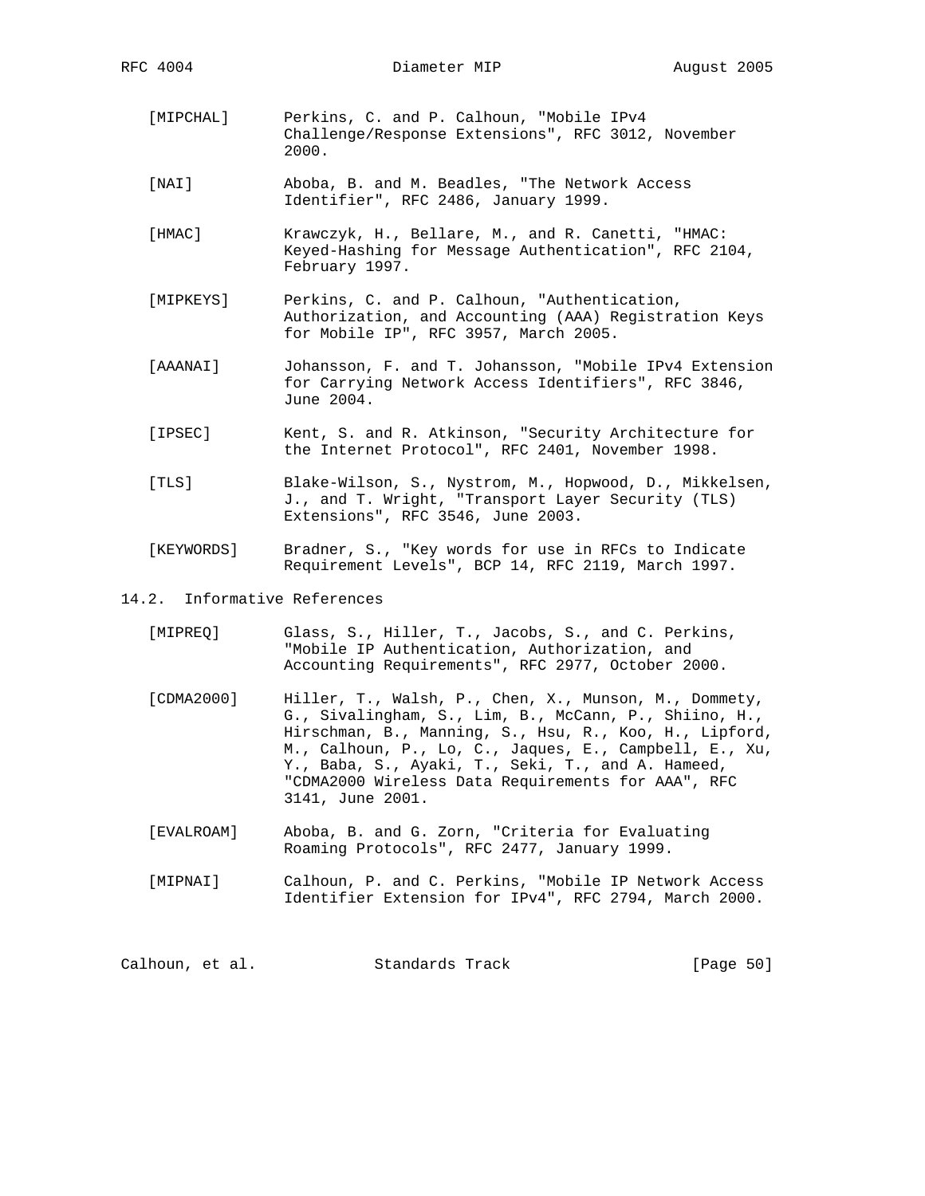[MIPCHAL] Perkins, C. and P. Calhoun, "Mobile IPv4 Challenge/Response Extensions", RFC 3012, November 2000.

[NAI] Aboba, B. and M. Beadles, "The Network Access Identifier", RFC 2486, January 1999.

[HMAC] Krawczyk, H., Bellare, M., and R. Canetti, "HMAC: Keyed-Hashing for Message Authentication", RFC 2104, February 1997.

[MIPKEYS] Perkins, C. and P. Calhoun, "Authentication, Authorization, and Accounting (AAA) Registration Keys for Mobile IP", RFC 3957, March 2005.

[AAANAI] Johansson, F. and T. Johansson, "Mobile IPv4 Extension for Carrying Network Access Identifiers", RFC 3846, June 2004.

[IPSEC] Kent, S. and R. Atkinson, "Security Architecture for the Internet Protocol", RFC 2401, November 1998.

[TLS] Blake-Wilson, S., Nystrom, M., Hopwood, D., Mikkelsen, J., and T. Wright, "Transport Layer Security (TLS) Extensions", RFC 3546, June 2003.

[KEYWORDS] Bradner, S., "Key words for use in RFCs to Indicate Requirement Levels", BCP 14, RFC 2119, March 1997.

## 14.2. Informative References

[MIPREQ] Glass, S., Hiller, T., Jacobs, S., and C. Perkins, "Mobile IP Authentication, Authorization, and Accounting Requirements", RFC 2977, October 2000.

[CDMA2000] Hiller, T., Walsh, P., Chen, X., Munson, M., Dommety, G., Sivalingham, S., Lim, B., McCann, P., Shiino, H., Hirschman, B., Manning, S., Hsu, R., Koo, H., Lipford, M., Calhoun, P., Lo, C., Jaques, E., Campbell, E., Xu, Y., Baba, S., Ayaki, T., Seki, T., and A. Hameed, "CDMA2000 Wireless Data Requirements for AAA", RFC 3141, June 2001.

[EVALROAM] Aboba, B. and G. Zorn, "Criteria for Evaluating Roaming Protocols", RFC 2477, January 1999.

[MIPNAI] Calhoun, P. and C. Perkins, "Mobile IP Network Access Identifier Extension for IPv4", RFC 2794, March 2000.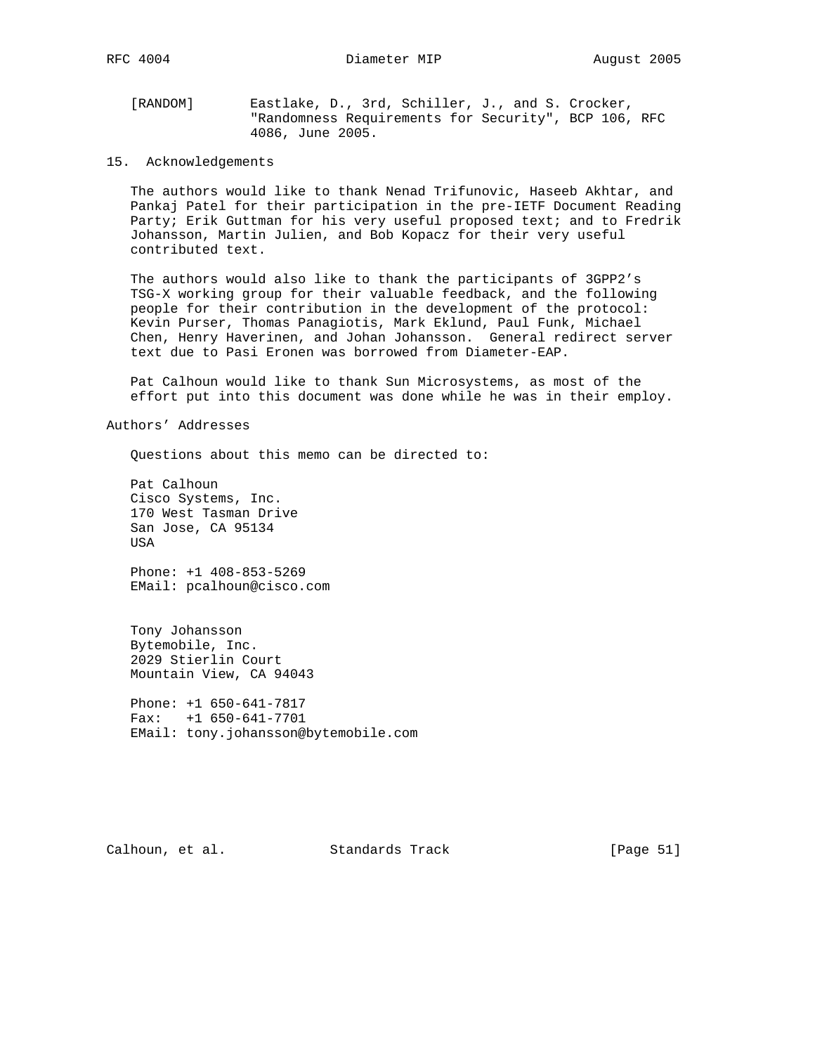[RANDOM] Eastlake, D., 3rd, Schiller, J., and S. Crocker, "Randomness Requirements for Security", BCP 106, RFC 4086, June 2005.

## 15. Acknowledgements

The authors would like to thank Nenad Trifunovic, Haseeb Akhtar, and Pankaj Patel for their participation in the pre-IETF Document Reading Party; Erik Guttman for his very useful proposed text; and to Fredrik Johansson, Martin Julien, and Bob Kopacz for their very useful contributed text.

The authors would also like to thank the participants of 3GPP2's TSG-X working group for their valuable feedback, and the following people for their contribution in the development of the protocol: Kevin Purser, Thomas Panagiotis, Mark Eklund, Paul Funk, Michael Chen, Henry Haverinen, and Johan Johansson. General redirect server text due to Pasi Eronen was borrowed from Diameter-EAP.

Pat Calhoun would like to thank Sun Microsystems, as most of the effort put into this document was done while he was in their employ.

## Authors' Addresses

Questions about this memo can be directed to:

Pat Calhoun
Cisco Systems, Inc.
170 West Tasman Drive
San Jose, CA 95134
USA

Phone: +1 408-853-5269
EMail: pcalhoun@cisco.com

Tony Johansson
Bytemobile, Inc.
2029 Stierlin Court
Mountain View, CA 94043

Phone: +1 650-641-7817
Fax: +1 650-641-7701
EMail: tony.johansson@bytemobile.com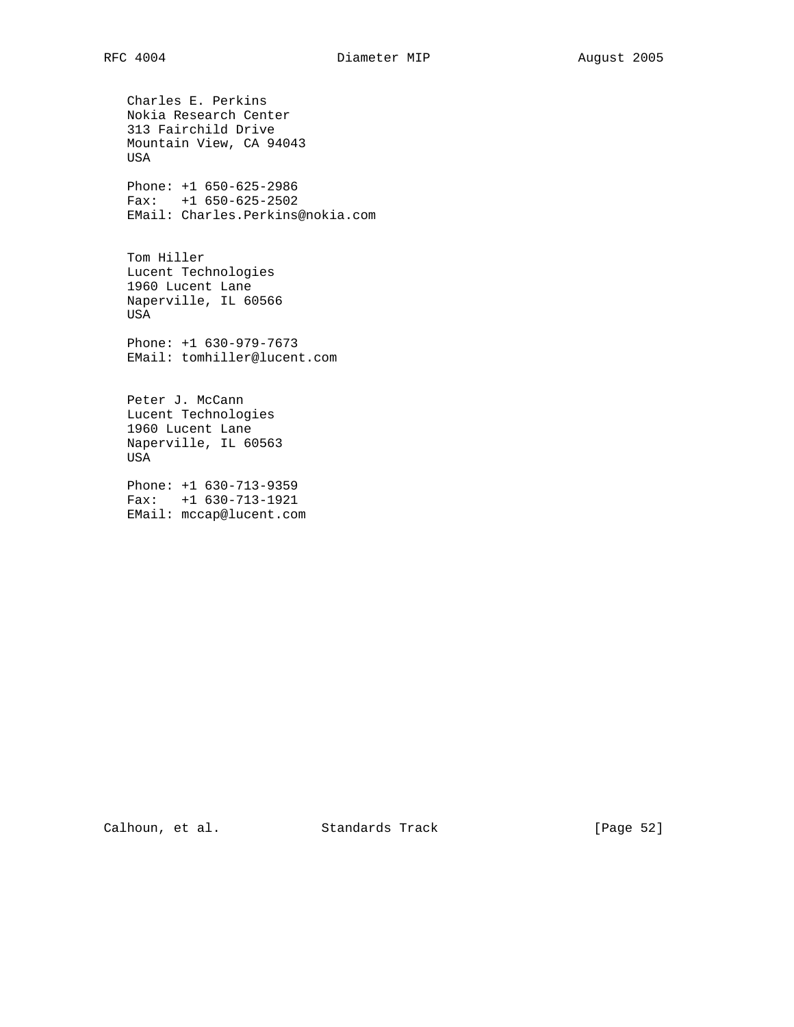Charles E. Perkins
Nokia Research Center
313 Fairchild Drive
Mountain View, CA 94043
USA

Phone: +1 650-625-2986
Fax: +1 650-625-2502
EMail: Charles.Perkins@nokia.com

Tom Hiller
Lucent Technologies
1960 Lucent Lane
Naperville, IL 60566
USA

Phone: +1 630-979-7673
EMail: tomhiller@lucent.com

Peter J. McCann
Lucent Technologies
1960 Lucent Lane
Naperville, IL 60563
USA

Phone: +1 630-713-9359
Fax: +1 630-713-1921
EMail: mccap@lucent.com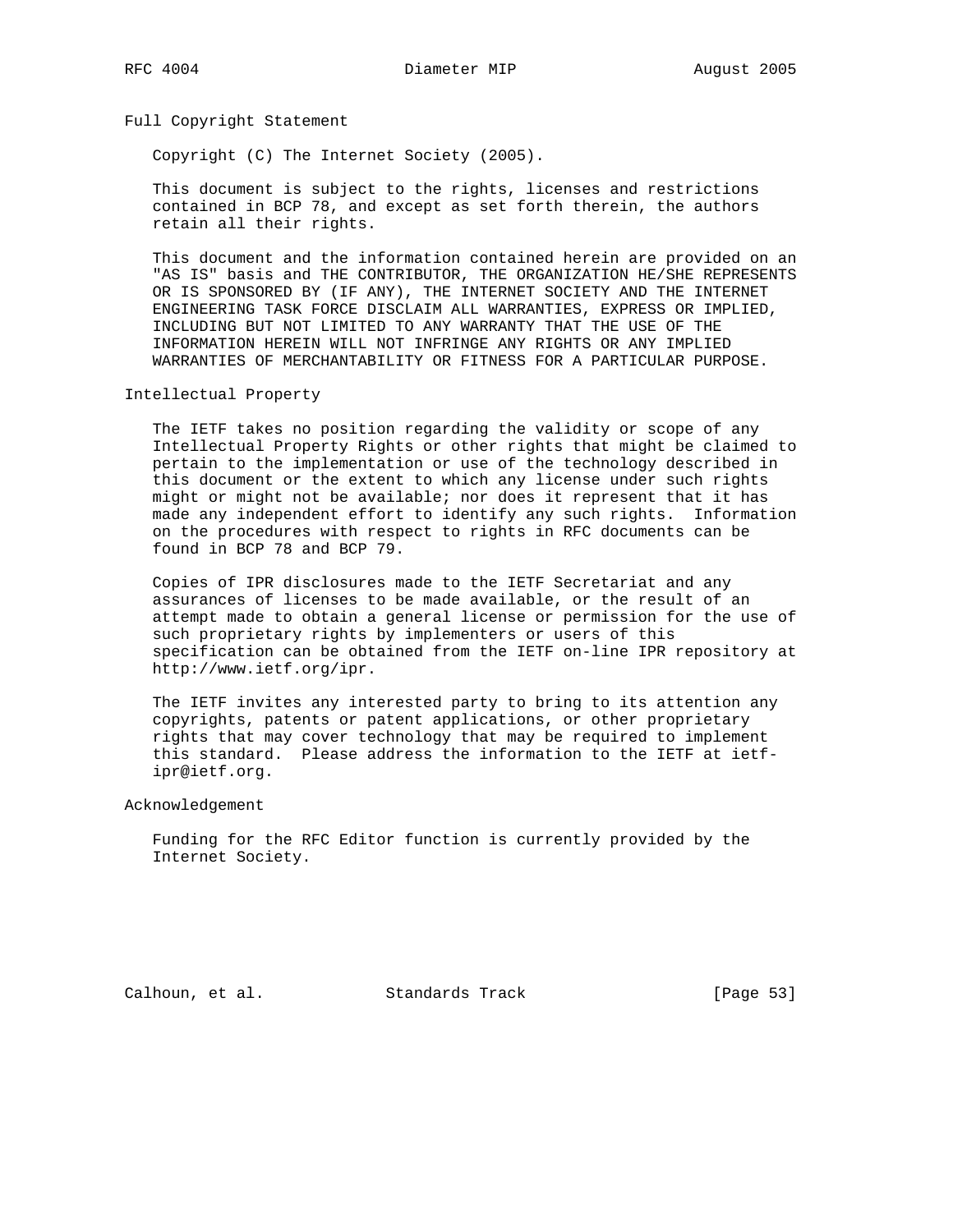## Full Copyright Statement

Copyright (C) The Internet Society (2005).

This document is subject to the rights, licenses and restrictions contained in BCP 78, and except as set forth therein, the authors retain all their rights.

This document and the information contained herein are provided on an "AS IS" basis and THE CONTRIBUTOR, THE ORGANIZATION HE/SHE REPRESENTS OR IS SPONSORED BY (IF ANY), THE INTERNET SOCIETY AND THE INTERNET ENGINEERING TASK FORCE DISCLAIM ALL WARRANTIES, EXPRESS OR IMPLIED, INCLUDING BUT NOT LIMITED TO ANY WARRANTY THAT THE USE OF THE INFORMATION HEREIN WILL NOT INFRINGE ANY RIGHTS OR ANY IMPLIED WARRANTIES OF MERCHANTABILITY OR FITNESS FOR A PARTICULAR PURPOSE.

## Intellectual Property

The IETF takes no position regarding the validity or scope of any Intellectual Property Rights or other rights that might be claimed to pertain to the implementation or use of the technology described in this document or the extent to which any license under such rights might or might not be available; nor does it represent that it has made any independent effort to identify any such rights. Information on the procedures with respect to rights in RFC documents can be found in BCP 78 and BCP 79.

Copies of IPR disclosures made to the IETF Secretariat and any assurances of licenses to be made available, or the result of an attempt made to obtain a general license or permission for the use of such proprietary rights by implementers or users of this specification can be obtained from the IETF on-line IPR repository at http://www.ietf.org/ipr.

The IETF invites any interested party to bring to its attention any copyrights, patents or patent applications, or other proprietary rights that may cover technology that may be required to implement this standard. Please address the information to the IETF at ietf-ipr@ietf.org.

## Acknowledgement

Funding for the RFC Editor function is currently provided by the Internet Society.